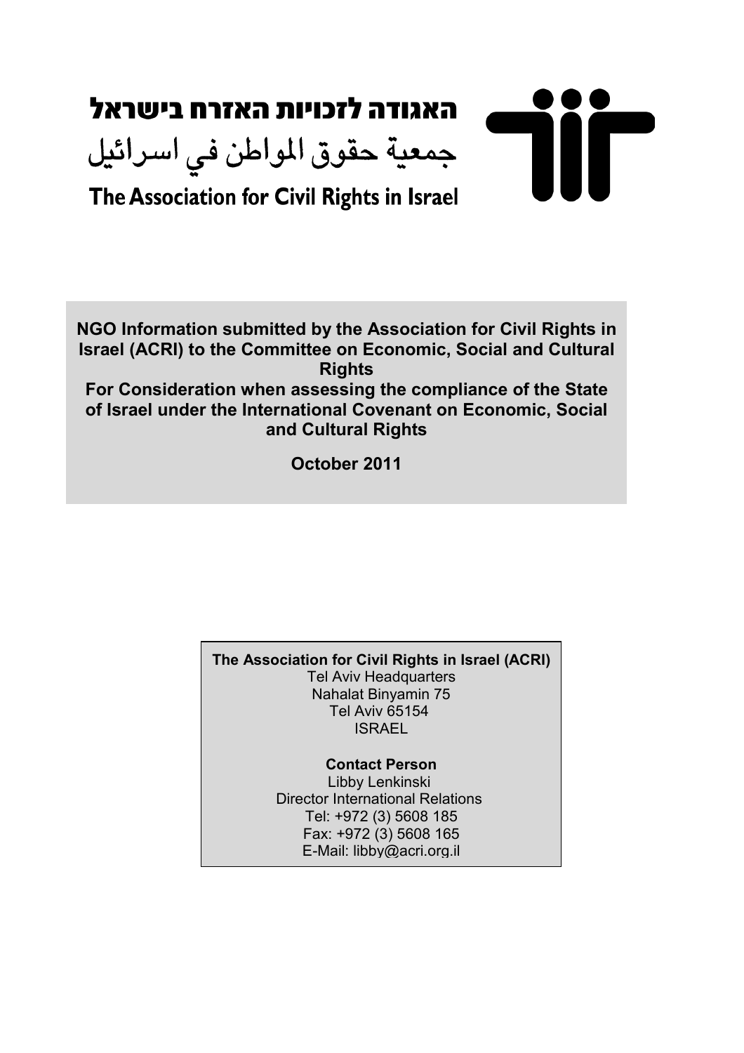האגודה לזכויות האזרח בישראל

جمعية حقوق المواطن في اسرائيل

The Association for Civil Rights in Israel

**NGO Information submitted by the Association for Civil Rights in Israel (ACRI) to the Committee on Economic, Social and Cultural Rights**

**For Consideration when assessing the compliance of the State of Israel under the International Covenant on Economic, Social and Cultural Rights**

**October 2011**

**The Association for Civil Rights in Israel (ACRI)**
Tel Aviv Headquarters
Nahalat Binyamin 75
Tel Aviv 65154
ISRAEL

**Contact Person**
Libby Lenkinski
Director International Relations
Tel: +972 (3) 5608 185
Fax: +972 (3) 5608 165
E-Mail: libby@acri.org.il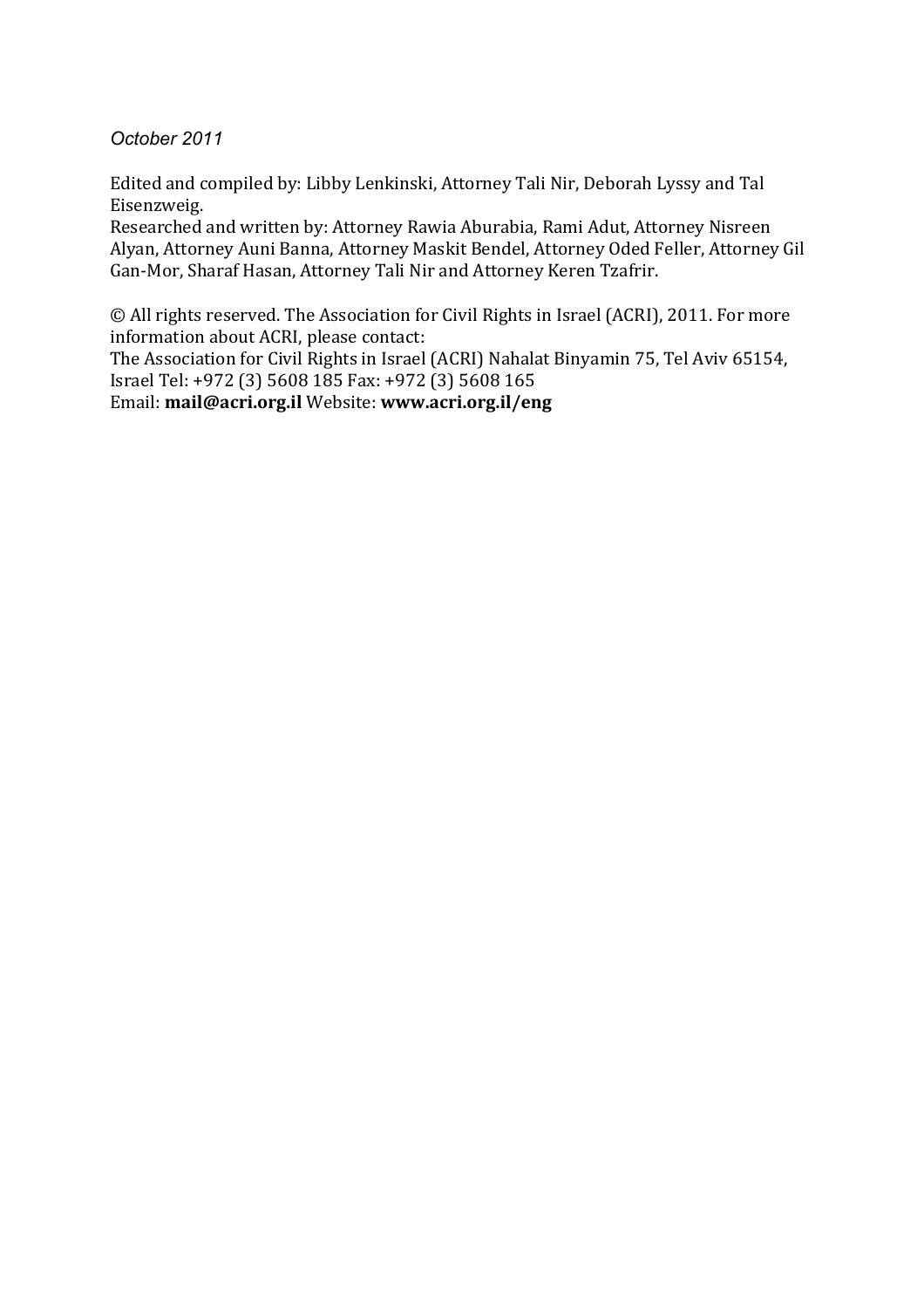*October 2011*

Edited and compiled by: Libby Lenkinski, Attorney Tali Nir, Deborah Lyssy and Tal Eisenzweig.
Researched and written by: Attorney Rawia Aburabia, Rami Adut, Attorney Nisreen Alyan, Attorney Auni Banna, Attorney Maskit Bendel, Attorney Oded Feller, Attorney Gil Gan-Mor, Sharaf Hasan, Attorney Tali Nir and Attorney Keren Tzafrir.

© All rights reserved. The Association for Civil Rights in Israel (ACRI), 2011. For more information about ACRI, please contact:
The Association for Civil Rights in Israel (ACRI) Nahalat Binyamin 75, Tel Aviv 65154, Israel Tel: +972 (3) 5608 185 Fax: +972 (3) 5608 165
Email: **mail@acri.org.il** Website: **www.acri.org.il/eng**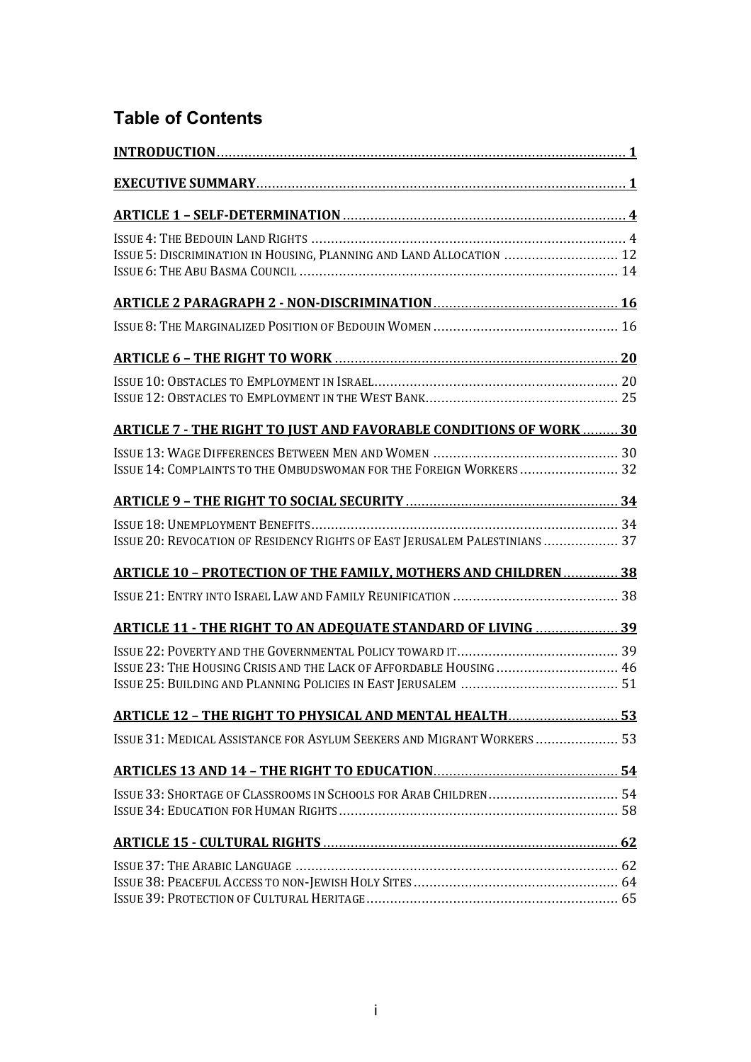## Table of Contents

**INTRODUCTION** ..... 1

**EXECUTIVE SUMMARY** ..... 1

**ARTICLE 1 – SELF-DETERMINATION** ..... 4

ISSUE 4: THE BEDOUIN LAND RIGHTS ..... 4
ISSUE 5: DISCRIMINATION IN HOUSING, PLANNING AND LAND ALLOCATION ..... 12
ISSUE 6: THE ABU BASMA COUNCIL ..... 14

**ARTICLE 2 PARAGRAPH 2 - NON-DISCRIMINATION** ..... 16

ISSUE 8: THE MARGINALIZED POSITION OF BEDOUIN WOMEN ..... 16

**ARTICLE 6 – THE RIGHT TO WORK** ..... 20

ISSUE 10: OBSTACLES TO EMPLOYMENT IN ISRAEL ..... 20
ISSUE 12: OBSTACLES TO EMPLOYMENT IN THE WEST BANK ..... 25

**ARTICLE 7 - THE RIGHT TO JUST AND FAVORABLE CONDITIONS OF WORK** ..... 30

ISSUE 13: WAGE DIFFERENCES BETWEEN MEN AND WOMEN ..... 30
ISSUE 14: COMPLAINTS TO THE OMBUDSWOMAN FOR THE FOREIGN WORKERS ..... 32

**ARTICLE 9 – THE RIGHT TO SOCIAL SECURITY** ..... 34

ISSUE 18: UNEMPLOYMENT BENEFITS ..... 34
ISSUE 20: REVOCATION OF RESIDENCY RIGHTS OF EAST JERUSALEM PALESTINIANS ..... 37

**ARTICLE 10 – PROTECTION OF THE FAMILY, MOTHERS AND CHILDREN** ..... 38

ISSUE 21: ENTRY INTO ISRAEL LAW AND FAMILY REUNIFICATION ..... 38

**ARTICLE 11 - THE RIGHT TO AN ADEQUATE STANDARD OF LIVING** ..... 39

ISSUE 22: POVERTY AND THE GOVERNMENTAL POLICY TOWARD IT ..... 39
ISSUE 23: THE HOUSING CRISIS AND THE LACK OF AFFORDABLE HOUSING ..... 46
ISSUE 25: BUILDING AND PLANNING POLICIES IN EAST JERUSALEM ..... 51

**ARTICLE 12 – THE RIGHT TO PHYSICAL AND MENTAL HEALTH** ..... 53

ISSUE 31: MEDICAL ASSISTANCE FOR ASYLUM SEEKERS AND MIGRANT WORKERS ..... 53

**ARTICLES 13 AND 14 – THE RIGHT TO EDUCATION** ..... 54

ISSUE 33: SHORTAGE OF CLASSROOMS IN SCHOOLS FOR ARAB CHILDREN ..... 54
ISSUE 34: EDUCATION FOR HUMAN RIGHTS ..... 58

**ARTICLE 15 - CULTURAL RIGHTS** ..... 62

ISSUE 37: THE ARABIC LANGUAGE ..... 62
ISSUE 38: PEACEFUL ACCESS TO NON-JEWISH HOLY SITES ..... 64
ISSUE 39: PROTECTION OF CULTURAL HERITAGE ..... 65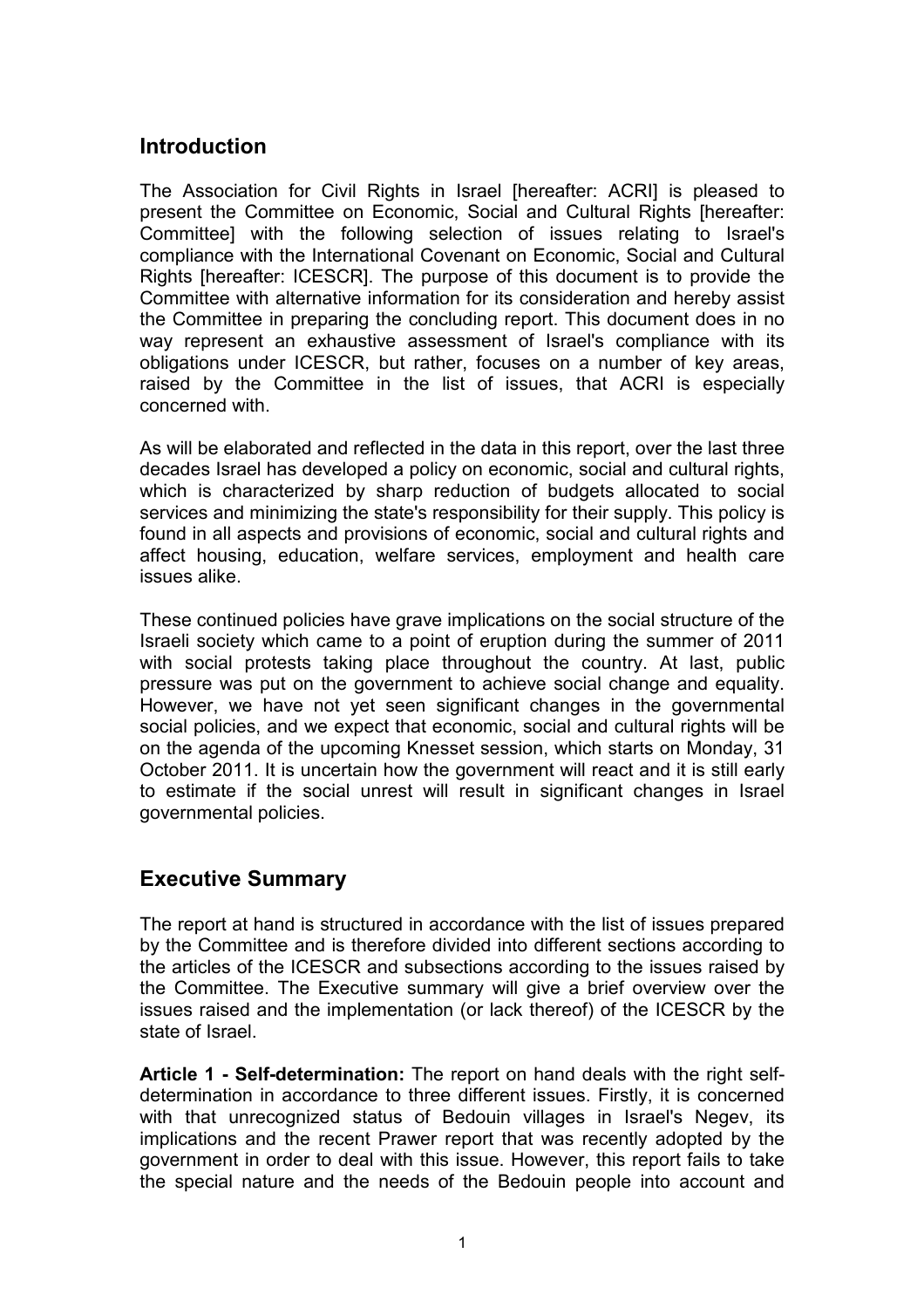## Introduction

The Association for Civil Rights in Israel [hereafter: ACRI] is pleased to present the Committee on Economic, Social and Cultural Rights [hereafter: Committee] with the following selection of issues relating to Israel's compliance with the International Covenant on Economic, Social and Cultural Rights [hereafter: ICESCR]. The purpose of this document is to provide the Committee with alternative information for its consideration and hereby assist the Committee in preparing the concluding report. This document does in no way represent an exhaustive assessment of Israel's compliance with its obligations under ICESCR, but rather, focuses on a number of key areas, raised by the Committee in the list of issues, that ACRI is especially concerned with.

As will be elaborated and reflected in the data in this report, over the last three decades Israel has developed a policy on economic, social and cultural rights, which is characterized by sharp reduction of budgets allocated to social services and minimizing the state's responsibility for their supply. This policy is found in all aspects and provisions of economic, social and cultural rights and affect housing, education, welfare services, employment and health care issues alike.

These continued policies have grave implications on the social structure of the Israeli society which came to a point of eruption during the summer of 2011 with social protests taking place throughout the country. At last, public pressure was put on the government to achieve social change and equality. However, we have not yet seen significant changes in the governmental social policies, and we expect that economic, social and cultural rights will be on the agenda of the upcoming Knesset session, which starts on Monday, 31 October 2011. It is uncertain how the government will react and it is still early to estimate if the social unrest will result in significant changes in Israel governmental policies.

## Executive Summary

The report at hand is structured in accordance with the list of issues prepared by the Committee and is therefore divided into different sections according to the articles of the ICESCR and subsections according to the issues raised by the Committee. The Executive summary will give a brief overview over the issues raised and the implementation (or lack thereof) of the ICESCR by the state of Israel.

**Article 1 - Self-determination:** The report on hand deals with the right self-determination in accordance to three different issues. Firstly, it is concerned with that unrecognized status of Bedouin villages in Israel's Negev, its implications and the recent Prawer report that was recently adopted by the government in order to deal with this issue. However, this report fails to take the special nature and the needs of the Bedouin people into account and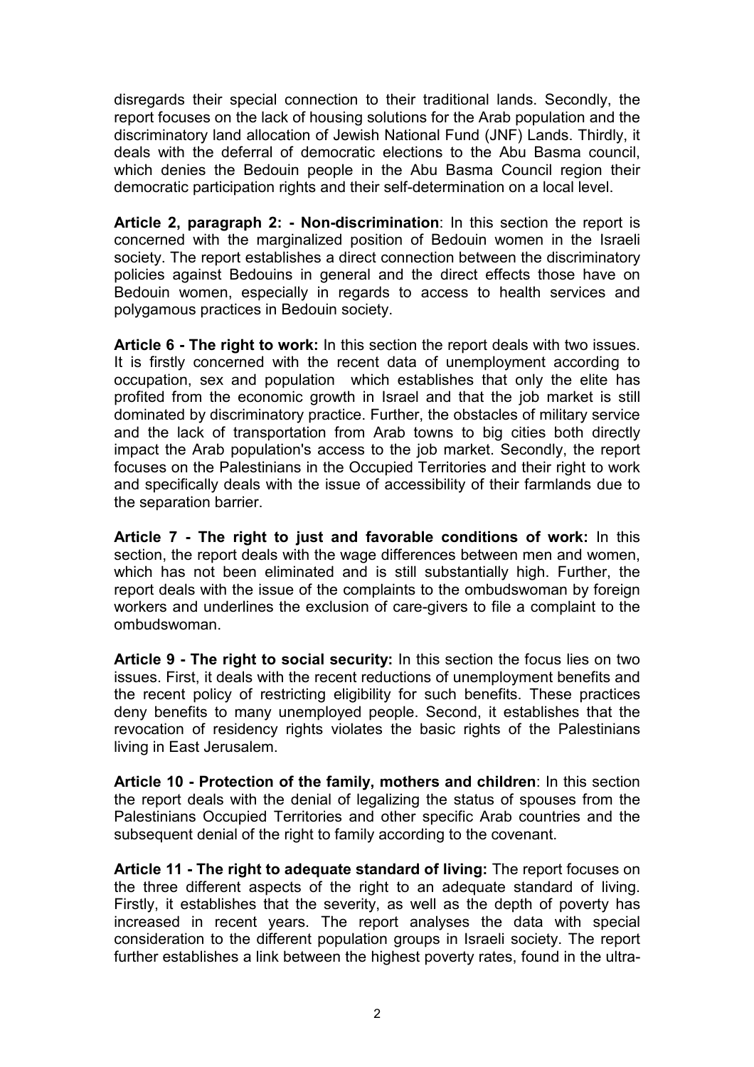disregards their special connection to their traditional lands. Secondly, the report focuses on the lack of housing solutions for the Arab population and the discriminatory land allocation of Jewish National Fund (JNF) Lands. Thirdly, it deals with the deferral of democratic elections to the Abu Basma council, which denies the Bedouin people in the Abu Basma Council region their democratic participation rights and their self-determination on a local level.

**Article 2, paragraph 2: - Non-discrimination**: In this section the report is concerned with the marginalized position of Bedouin women in the Israeli society. The report establishes a direct connection between the discriminatory policies against Bedouins in general and the direct effects those have on Bedouin women, especially in regards to access to health services and polygamous practices in Bedouin society.

**Article 6 - The right to work:** In this section the report deals with two issues. It is firstly concerned with the recent data of unemployment according to occupation, sex and population which establishes that only the elite has profited from the economic growth in Israel and that the job market is still dominated by discriminatory practice. Further, the obstacles of military service and the lack of transportation from Arab towns to big cities both directly impact the Arab population's access to the job market. Secondly, the report focuses on the Palestinians in the Occupied Territories and their right to work and specifically deals with the issue of accessibility of their farmlands due to the separation barrier.

**Article 7 - The right to just and favorable conditions of work:** In this section, the report deals with the wage differences between men and women, which has not been eliminated and is still substantially high. Further, the report deals with the issue of the complaints to the ombudswoman by foreign workers and underlines the exclusion of care-givers to file a complaint to the ombudswoman.

**Article 9 - The right to social security:** In this section the focus lies on two issues. First, it deals with the recent reductions of unemployment benefits and the recent policy of restricting eligibility for such benefits. These practices deny benefits to many unemployed people. Second, it establishes that the revocation of residency rights violates the basic rights of the Palestinians living in East Jerusalem.

**Article 10 - Protection of the family, mothers and children**: In this section the report deals with the denial of legalizing the status of spouses from the Palestinians Occupied Territories and other specific Arab countries and the subsequent denial of the right to family according to the covenant.

**Article 11 - The right to adequate standard of living:** The report focuses on the three different aspects of the right to an adequate standard of living. Firstly, it establishes that the severity, as well as the depth of poverty has increased in recent years. The report analyses the data with special consideration to the different population groups in Israeli society. The report further establishes a link between the highest poverty rates, found in the ultra-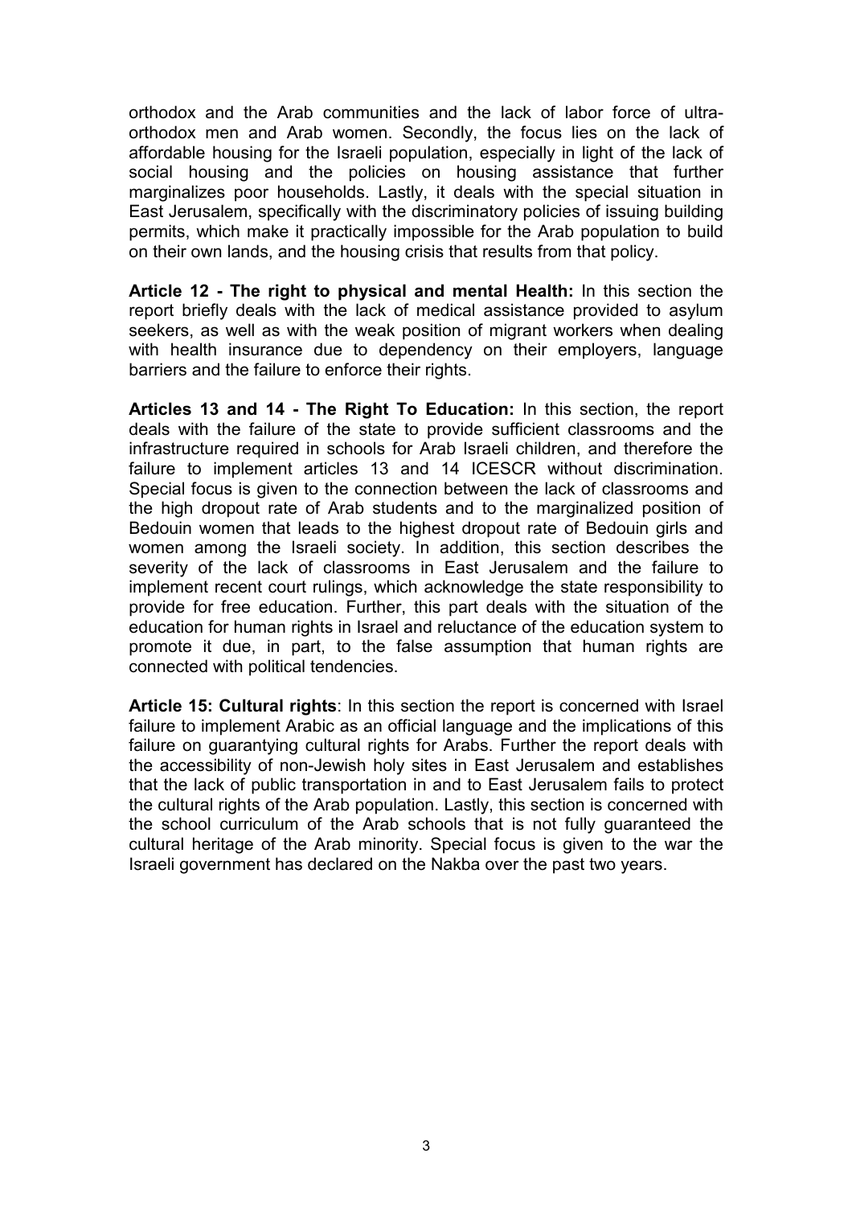orthodox and the Arab communities and the lack of labor force of ultra-orthodox men and Arab women. Secondly, the focus lies on the lack of affordable housing for the Israeli population, especially in light of the lack of social housing and the policies on housing assistance that further marginalizes poor households. Lastly, it deals with the special situation in East Jerusalem, specifically with the discriminatory policies of issuing building permits, which make it practically impossible for the Arab population to build on their own lands, and the housing crisis that results from that policy.

**Article 12 - The right to physical and mental Health:** In this section the report briefly deals with the lack of medical assistance provided to asylum seekers, as well as with the weak position of migrant workers when dealing with health insurance due to dependency on their employers, language barriers and the failure to enforce their rights.

**Articles 13 and 14 - The Right To Education:** In this section, the report deals with the failure of the state to provide sufficient classrooms and the infrastructure required in schools for Arab Israeli children, and therefore the failure to implement articles 13 and 14 ICESCR without discrimination. Special focus is given to the connection between the lack of classrooms and the high dropout rate of Arab students and to the marginalized position of Bedouin women that leads to the highest dropout rate of Bedouin girls and women among the Israeli society. In addition, this section describes the severity of the lack of classrooms in East Jerusalem and the failure to implement recent court rulings, which acknowledge the state responsibility to provide for free education. Further, this part deals with the situation of the education for human rights in Israel and reluctance of the education system to promote it due, in part, to the false assumption that human rights are connected with political tendencies.

**Article 15: Cultural rights**: In this section the report is concerned with Israel failure to implement Arabic as an official language and the implications of this failure on guarantying cultural rights for Arabs. Further the report deals with the accessibility of non-Jewish holy sites in East Jerusalem and establishes that the lack of public transportation in and to East Jerusalem fails to protect the cultural rights of the Arab population. Lastly, this section is concerned with the school curriculum of the Arab schools that is not fully guaranteed the cultural heritage of the Arab minority. Special focus is given to the war the Israeli government has declared on the Nakba over the past two years.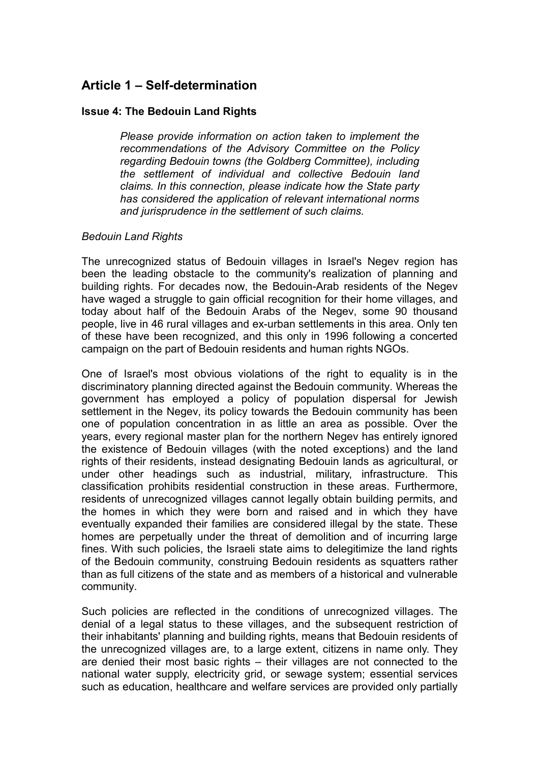## Article 1 – Self-determination

### Issue 4: The Bedouin Land Rights

> *Please provide information on action taken to implement the recommendations of the Advisory Committee on the Policy regarding Bedouin towns (the Goldberg Committee), including the settlement of individual and collective Bedouin land claims. In this connection, please indicate how the State party has considered the application of relevant international norms and jurisprudence in the settlement of such claims.*

*Bedouin Land Rights*

The unrecognized status of Bedouin villages in Israel's Negev region has been the leading obstacle to the community's realization of planning and building rights. For decades now, the Bedouin-Arab residents of the Negev have waged a struggle to gain official recognition for their home villages, and today about half of the Bedouin Arabs of the Negev, some 90 thousand people, live in 46 rural villages and ex-urban settlements in this area. Only ten of these have been recognized, and this only in 1996 following a concerted campaign on the part of Bedouin residents and human rights NGOs.

One of Israel's most obvious violations of the right to equality is in the discriminatory planning directed against the Bedouin community. Whereas the government has employed a policy of population dispersal for Jewish settlement in the Negev, its policy towards the Bedouin community has been one of population concentration in as little an area as possible. Over the years, every regional master plan for the northern Negev has entirely ignored the existence of Bedouin villages (with the noted exceptions) and the land rights of their residents, instead designating Bedouin lands as agricultural, or under other headings such as industrial, military, infrastructure. This classification prohibits residential construction in these areas. Furthermore, residents of unrecognized villages cannot legally obtain building permits, and the homes in which they were born and raised and in which they have eventually expanded their families are considered illegal by the state. These homes are perpetually under the threat of demolition and of incurring large fines. With such policies, the Israeli state aims to delegitimize the land rights of the Bedouin community, construing Bedouin residents as squatters rather than as full citizens of the state and as members of a historical and vulnerable community.

Such policies are reflected in the conditions of unrecognized villages. The denial of a legal status to these villages, and the subsequent restriction of their inhabitants' planning and building rights, means that Bedouin residents of the unrecognized villages are, to a large extent, citizens in name only. They are denied their most basic rights – their villages are not connected to the national water supply, electricity grid, or sewage system; essential services such as education, healthcare and welfare services are provided only partially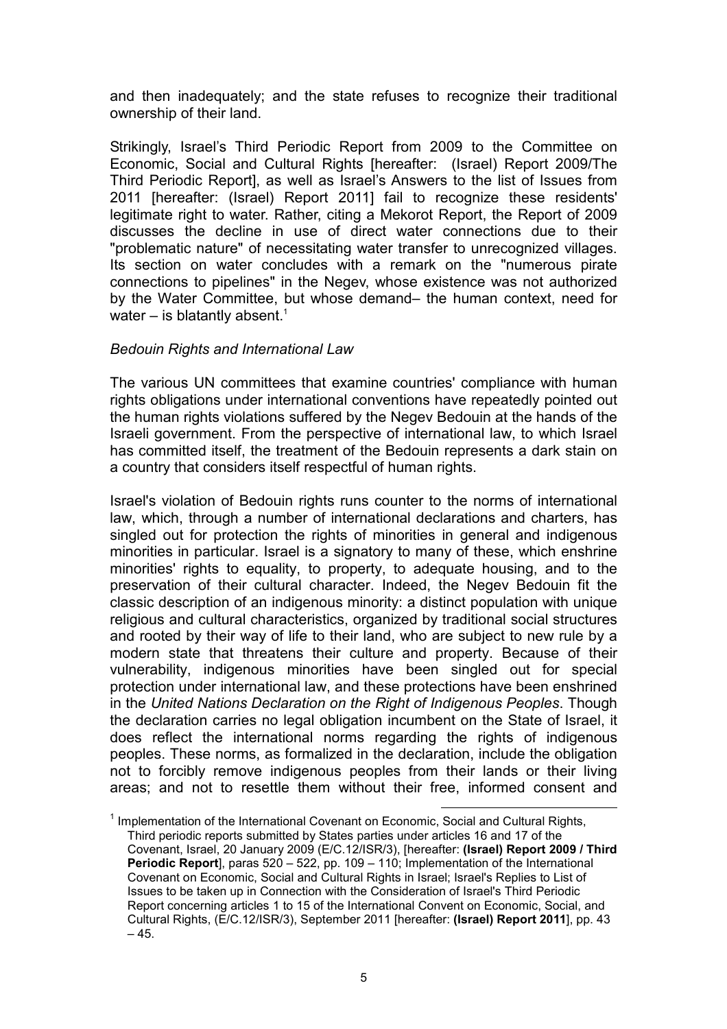and then inadequately; and the state refuses to recognize their traditional ownership of their land.

Strikingly, Israel's Third Periodic Report from 2009 to the Committee on Economic, Social and Cultural Rights [hereafter: (Israel) Report 2009/The Third Periodic Report], as well as Israel's Answers to the list of Issues from 2011 [hereafter: (Israel) Report 2011] fail to recognize these residents' legitimate right to water. Rather, citing a Mekorot Report, the Report of 2009 discusses the decline in use of direct water connections due to their "problematic nature" of necessitating water transfer to unrecognized villages. Its section on water concludes with a remark on the "numerous pirate connections to pipelines" in the Negev, whose existence was not authorized by the Water Committee, but whose demand– the human context, need for water – is blatantly absent.[1]

*Bedouin Rights and International Law*

The various UN committees that examine countries' compliance with human rights obligations under international conventions have repeatedly pointed out the human rights violations suffered by the Negev Bedouin at the hands of the Israeli government. From the perspective of international law, to which Israel has committed itself, the treatment of the Bedouin represents a dark stain on a country that considers itself respectful of human rights.

Israel's violation of Bedouin rights runs counter to the norms of international law, which, through a number of international declarations and charters, has singled out for protection the rights of minorities in general and indigenous minorities in particular. Israel is a signatory to many of these, which enshrine minorities' rights to equality, to property, to adequate housing, and to the preservation of their cultural character. Indeed, the Negev Bedouin fit the classic description of an indigenous minority: a distinct population with unique religious and cultural characteristics, organized by traditional social structures and rooted by their way of life to their land, who are subject to new rule by a modern state that threatens their culture and property. Because of their vulnerability, indigenous minorities have been singled out for special protection under international law, and these protections have been enshrined in the *United Nations Declaration on the Right of Indigenous Peoples*. Though the declaration carries no legal obligation incumbent on the State of Israel, it does reflect the international norms regarding the rights of indigenous peoples. These norms, as formalized in the declaration, include the obligation not to forcibly remove indigenous peoples from their lands or their living areas; and not to resettle them without their free, informed consent and

---

[1] Implementation of the International Covenant on Economic, Social and Cultural Rights, Third periodic reports submitted by States parties under articles 16 and 17 of the Covenant, Israel, 20 January 2009 (E/C.12/ISR/3), [hereafter: **(Israel) Report 2009 / Third Periodic Report**], paras 520 – 522, pp. 109 – 110; Implementation of the International Covenant on Economic, Social and Cultural Rights in Israel; Israel's Replies to List of Issues to be taken up in Connection with the Consideration of Israel's Third Periodic Report concerning articles 1 to 15 of the International Convent on Economic, Social, and Cultural Rights, (E/C.12/ISR/3), September 2011 [hereafter: **(Israel) Report 2011**], pp. 43 – 45.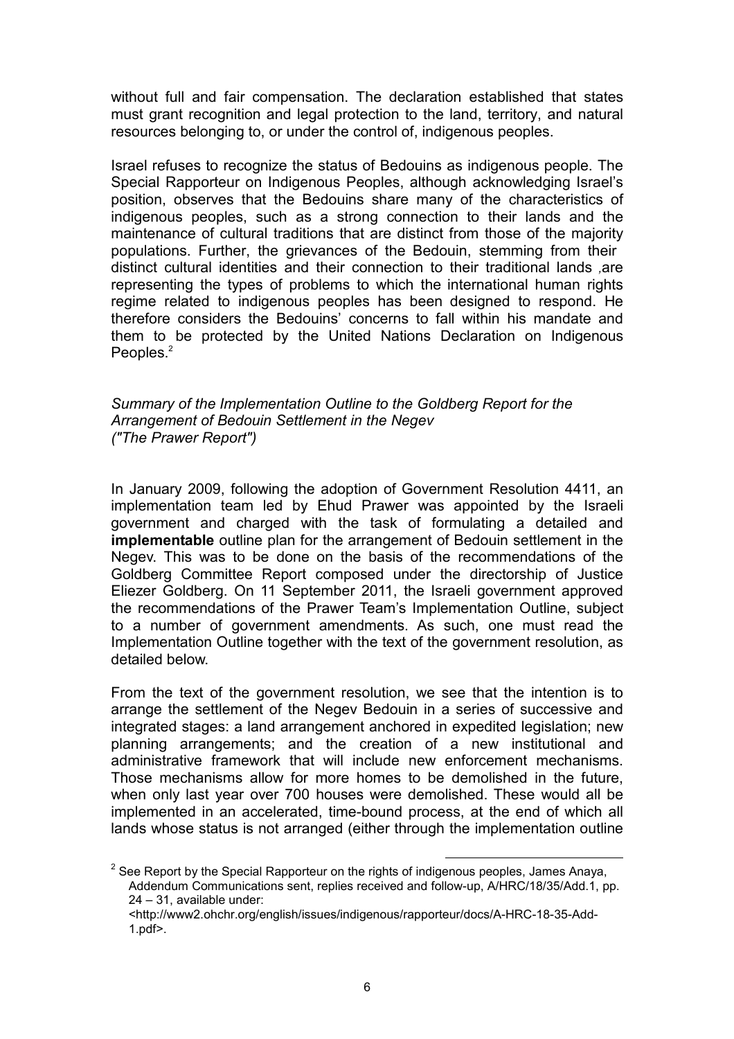without full and fair compensation. The declaration established that states must grant recognition and legal protection to the land, territory, and natural resources belonging to, or under the control of, indigenous peoples.

Israel refuses to recognize the status of Bedouins as indigenous people. The Special Rapporteur on Indigenous Peoples, although acknowledging Israel's position, observes that the Bedouins share many of the characteristics of indigenous peoples, such as a strong connection to their lands and the maintenance of cultural traditions that are distinct from those of the majority populations. Further, the grievances of the Bedouin, stemming from their distinct cultural identities and their connection to their traditional lands ,are representing the types of problems to which the international human rights regime related to indigenous peoples has been designed to respond. He therefore considers the Bedouins' concerns to fall within his mandate and them to be protected by the United Nations Declaration on Indigenous Peoples.[2]

*Summary of the Implementation Outline to the Goldberg Report for the Arrangement of Bedouin Settlement in the Negev ("The Prawer Report")*

In January 2009, following the adoption of Government Resolution 4411, an implementation team led by Ehud Prawer was appointed by the Israeli government and charged with the task of formulating a detailed and **implementable** outline plan for the arrangement of Bedouin settlement in the Negev. This was to be done on the basis of the recommendations of the Goldberg Committee Report composed under the directorship of Justice Eliezer Goldberg. On 11 September 2011, the Israeli government approved the recommendations of the Prawer Team's Implementation Outline, subject to a number of government amendments. As such, one must read the Implementation Outline together with the text of the government resolution, as detailed below.

From the text of the government resolution, we see that the intention is to arrange the settlement of the Negev Bedouin in a series of successive and integrated stages: a land arrangement anchored in expedited legislation; new planning arrangements; and the creation of a new institutional and administrative framework that will include new enforcement mechanisms. Those mechanisms allow for more homes to be demolished in the future, when only last year over 700 houses were demolished. These would all be implemented in an accelerated, time-bound process, at the end of which all lands whose status is not arranged (either through the implementation outline

[2] See Report by the Special Rapporteur on the rights of indigenous peoples, James Anaya, Addendum Communications sent, replies received and follow-up, A/HRC/18/35/Add.1, pp. 24 – 31, available under: <http://www2.ohchr.org/english/issues/indigenous/rapporteur/docs/A-HRC-18-35-Add-1.pdf>.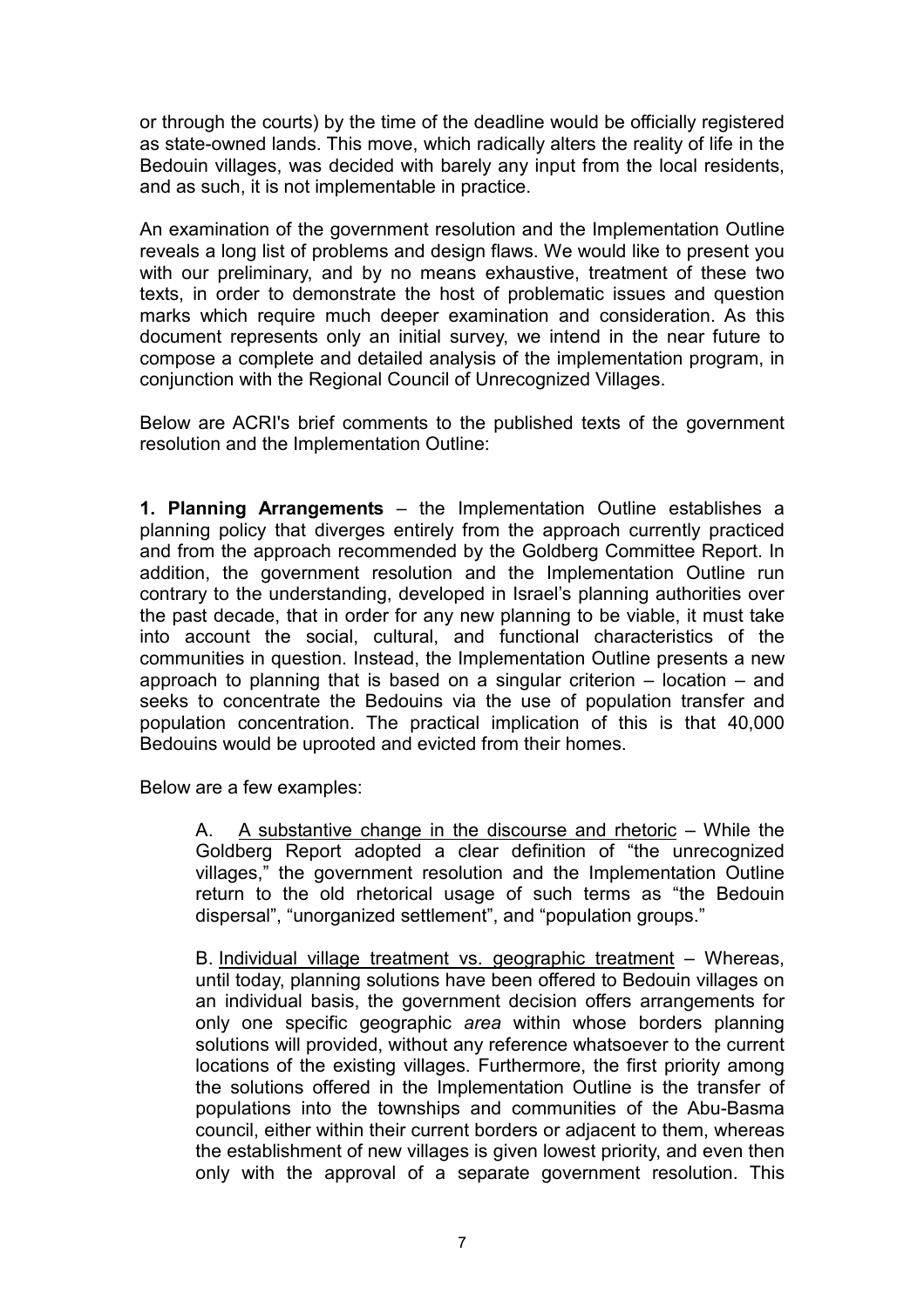or through the courts) by the time of the deadline would be officially registered as state-owned lands. This move, which radically alters the reality of life in the Bedouin villages, was decided with barely any input from the local residents, and as such, it is not implementable in practice.

An examination of the government resolution and the Implementation Outline reveals a long list of problems and design flaws. We would like to present you with our preliminary, and by no means exhaustive, treatment of these two texts, in order to demonstrate the host of problematic issues and question marks which require much deeper examination and consideration. As this document represents only an initial survey, we intend in the near future to compose a complete and detailed analysis of the implementation program, in conjunction with the Regional Council of Unrecognized Villages.

Below are ACRI's brief comments to the published texts of the government resolution and the Implementation Outline:

**1. Planning Arrangements** – the Implementation Outline establishes a planning policy that diverges entirely from the approach currently practiced and from the approach recommended by the Goldberg Committee Report. In addition, the government resolution and the Implementation Outline run contrary to the understanding, developed in Israel's planning authorities over the past decade, that in order for any new planning to be viable, it must take into account the social, cultural, and functional characteristics of the communities in question. Instead, the Implementation Outline presents a new approach to planning that is based on a singular criterion – location – and seeks to concentrate the Bedouins via the use of population transfer and population concentration. The practical implication of this is that 40,000 Bedouins would be uprooted and evicted from their homes.

Below are a few examples:

A. <u>A substantive change in the discourse and rhetoric</u> – While the Goldberg Report adopted a clear definition of "the unrecognized villages," the government resolution and the Implementation Outline return to the old rhetorical usage of such terms as "the Bedouin dispersal", "unorganized settlement", and "population groups."

B. <u>Individual village treatment vs. geographic treatment</u> – Whereas, until today, planning solutions have been offered to Bedouin villages on an individual basis, the government decision offers arrangements for only one specific geographic *area* within whose borders planning solutions will provided, without any reference whatsoever to the current locations of the existing villages. Furthermore, the first priority among the solutions offered in the Implementation Outline is the transfer of populations into the townships and communities of the Abu-Basma council, either within their current borders or adjacent to them, whereas the establishment of new villages is given lowest priority, and even then only with the approval of a separate government resolution. This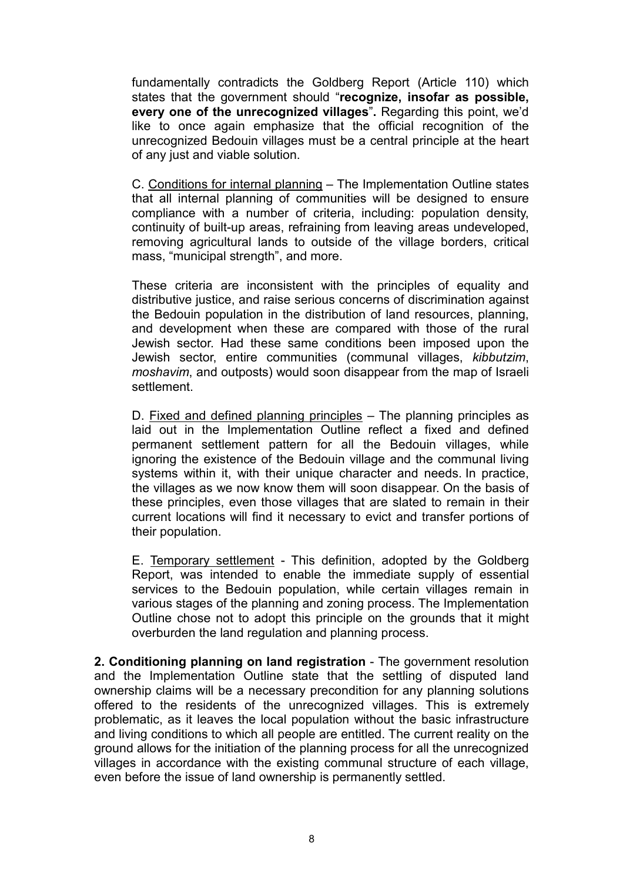fundamentally contradicts the Goldberg Report (Article 110) which states that the government should "**recognize, insofar as possible, every one of the unrecognized villages**"**.** Regarding this point, we'd like to once again emphasize that the official recognition of the unrecognized Bedouin villages must be a central principle at the heart of any just and viable solution.

C. <u>Conditions for internal planning</u> – The Implementation Outline states that all internal planning of communities will be designed to ensure compliance with a number of criteria, including: population density, continuity of built-up areas, refraining from leaving areas undeveloped, removing agricultural lands to outside of the village borders, critical mass, "municipal strength", and more.

These criteria are inconsistent with the principles of equality and distributive justice, and raise serious concerns of discrimination against the Bedouin population in the distribution of land resources, planning, and development when these are compared with those of the rural Jewish sector. Had these same conditions been imposed upon the Jewish sector, entire communities (communal villages, *kibbutzim*, *moshavim*, and outposts) would soon disappear from the map of Israeli settlement.

D. <u>Fixed and defined planning principles</u> – The planning principles as laid out in the Implementation Outline reflect a fixed and defined permanent settlement pattern for all the Bedouin villages, while ignoring the existence of the Bedouin village and the communal living systems within it, with their unique character and needs. In practice, the villages as we now know them will soon disappear. On the basis of these principles, even those villages that are slated to remain in their current locations will find it necessary to evict and transfer portions of their population.

E. <u>Temporary settlement</u> - This definition, adopted by the Goldberg Report, was intended to enable the immediate supply of essential services to the Bedouin population, while certain villages remain in various stages of the planning and zoning process. The Implementation Outline chose not to adopt this principle on the grounds that it might overburden the land regulation and planning process.

**2. Conditioning planning on land registration** - The government resolution and the Implementation Outline state that the settling of disputed land ownership claims will be a necessary precondition for any planning solutions offered to the residents of the unrecognized villages. This is extremely problematic, as it leaves the local population without the basic infrastructure and living conditions to which all people are entitled. The current reality on the ground allows for the initiation of the planning process for all the unrecognized villages in accordance with the existing communal structure of each village, even before the issue of land ownership is permanently settled.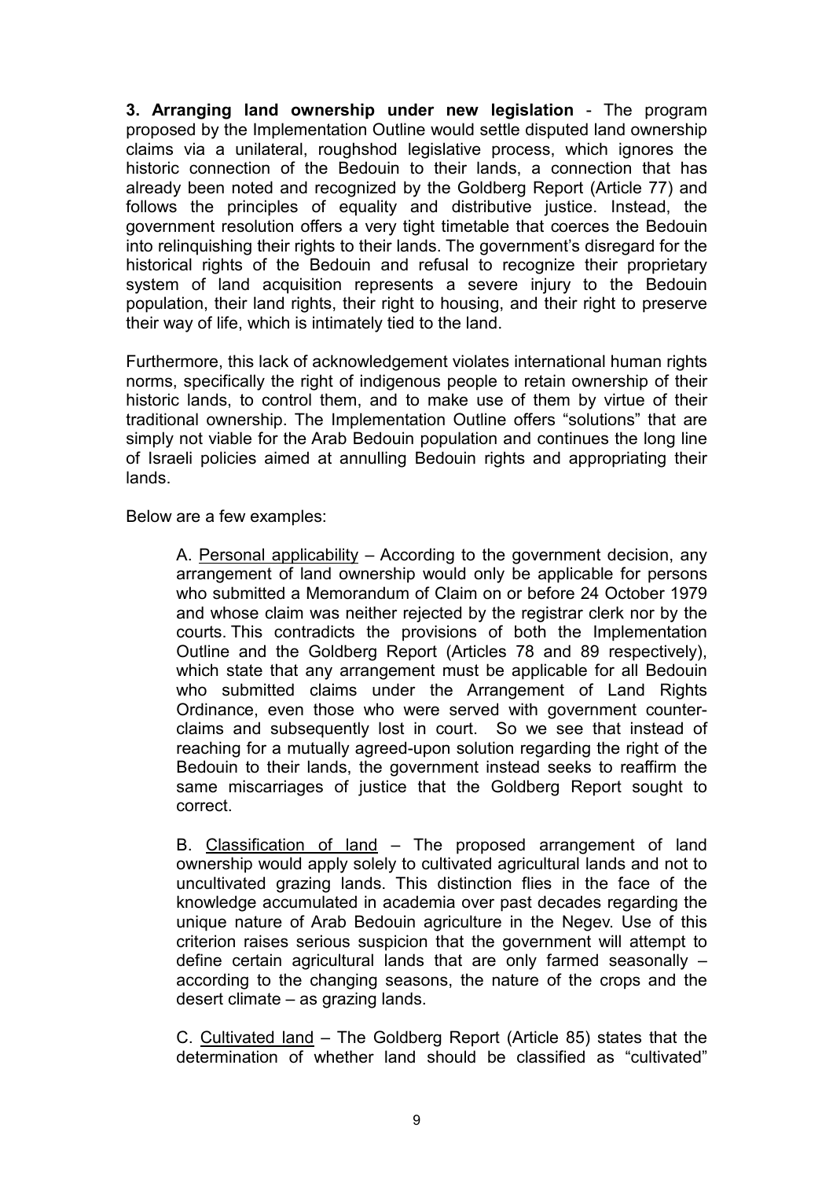**3. Arranging land ownership under new legislation** - The program proposed by the Implementation Outline would settle disputed land ownership claims via a unilateral, roughshod legislative process, which ignores the historic connection of the Bedouin to their lands, a connection that has already been noted and recognized by the Goldberg Report (Article 77) and follows the principles of equality and distributive justice. Instead, the government resolution offers a very tight timetable that coerces the Bedouin into relinquishing their rights to their lands. The government's disregard for the historical rights of the Bedouin and refusal to recognize their proprietary system of land acquisition represents a severe injury to the Bedouin population, their land rights, their right to housing, and their right to preserve their way of life, which is intimately tied to the land.

Furthermore, this lack of acknowledgement violates international human rights norms, specifically the right of indigenous people to retain ownership of their historic lands, to control them, and to make use of them by virtue of their traditional ownership. The Implementation Outline offers "solutions" that are simply not viable for the Arab Bedouin population and continues the long line of Israeli policies aimed at annulling Bedouin rights and appropriating their lands.

Below are a few examples:

A. <u>Personal applicability</u> – According to the government decision, any arrangement of land ownership would only be applicable for persons who submitted a Memorandum of Claim on or before 24 October 1979 and whose claim was neither rejected by the registrar clerk nor by the courts. This contradicts the provisions of both the Implementation Outline and the Goldberg Report (Articles 78 and 89 respectively), which state that any arrangement must be applicable for all Bedouin who submitted claims under the Arrangement of Land Rights Ordinance, even those who were served with government counter-claims and subsequently lost in court. So we see that instead of reaching for a mutually agreed-upon solution regarding the right of the Bedouin to their lands, the government instead seeks to reaffirm the same miscarriages of justice that the Goldberg Report sought to correct.

B. <u>Classification of land</u> – The proposed arrangement of land ownership would apply solely to cultivated agricultural lands and not to uncultivated grazing lands. This distinction flies in the face of the knowledge accumulated in academia over past decades regarding the unique nature of Arab Bedouin agriculture in the Negev. Use of this criterion raises serious suspicion that the government will attempt to define certain agricultural lands that are only farmed seasonally – according to the changing seasons, the nature of the crops and the desert climate – as grazing lands.

C. <u>Cultivated land</u> – The Goldberg Report (Article 85) states that the determination of whether land should be classified as "cultivated"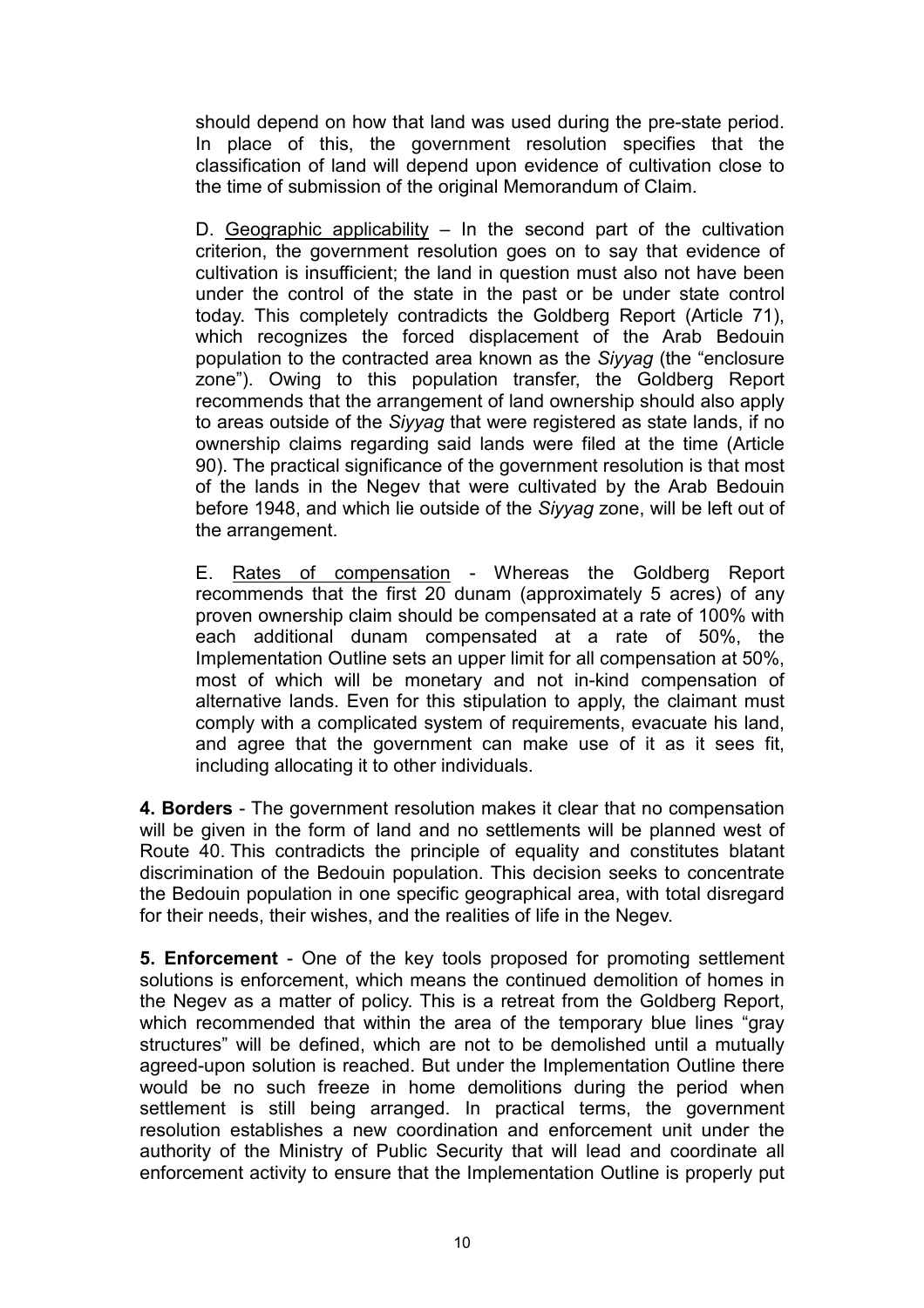should depend on how that land was used during the pre-state period. In place of this, the government resolution specifies that the classification of land will depend upon evidence of cultivation close to the time of submission of the original Memorandum of Claim.

D. <u>Geographic applicability</u> – In the second part of the cultivation criterion, the government resolution goes on to say that evidence of cultivation is insufficient; the land in question must also not have been under the control of the state in the past or be under state control today. This completely contradicts the Goldberg Report (Article 71), which recognizes the forced displacement of the Arab Bedouin population to the contracted area known as the *Siyyag* (the "enclosure zone"). Owing to this population transfer, the Goldberg Report recommends that the arrangement of land ownership should also apply to areas outside of the *Siyyag* that were registered as state lands, if no ownership claims regarding said lands were filed at the time (Article 90). The practical significance of the government resolution is that most of the lands in the Negev that were cultivated by the Arab Bedouin before 1948, and which lie outside of the *Siyyag* zone, will be left out of the arrangement.

E. <u>Rates of compensation</u> - Whereas the Goldberg Report recommends that the first 20 dunam (approximately 5 acres) of any proven ownership claim should be compensated at a rate of 100% with each additional dunam compensated at a rate of 50%, the Implementation Outline sets an upper limit for all compensation at 50%, most of which will be monetary and not in-kind compensation of alternative lands. Even for this stipulation to apply, the claimant must comply with a complicated system of requirements, evacuate his land, and agree that the government can make use of it as it sees fit, including allocating it to other individuals.

**4. Borders** - The government resolution makes it clear that no compensation will be given in the form of land and no settlements will be planned west of Route 40. This contradicts the principle of equality and constitutes blatant discrimination of the Bedouin population. This decision seeks to concentrate the Bedouin population in one specific geographical area, with total disregard for their needs, their wishes, and the realities of life in the Negev.

**5. Enforcement** - One of the key tools proposed for promoting settlement solutions is enforcement, which means the continued demolition of homes in the Negev as a matter of policy. This is a retreat from the Goldberg Report, which recommended that within the area of the temporary blue lines "gray structures" will be defined, which are not to be demolished until a mutually agreed-upon solution is reached. But under the Implementation Outline there would be no such freeze in home demolitions during the period when settlement is still being arranged. In practical terms, the government resolution establishes a new coordination and enforcement unit under the authority of the Ministry of Public Security that will lead and coordinate all enforcement activity to ensure that the Implementation Outline is properly put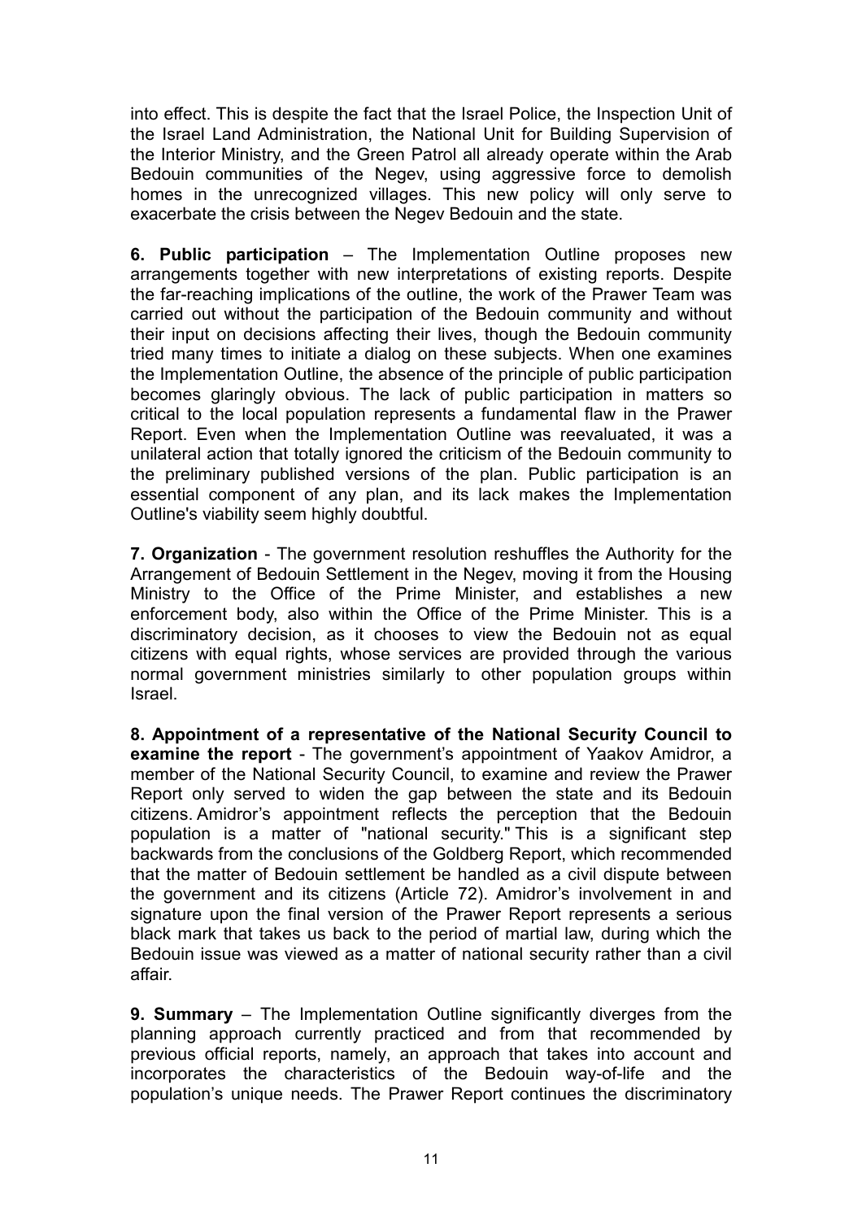into effect. This is despite the fact that the Israel Police, the Inspection Unit of the Israel Land Administration, the National Unit for Building Supervision of the Interior Ministry, and the Green Patrol all already operate within the Arab Bedouin communities of the Negev, using aggressive force to demolish homes in the unrecognized villages. This new policy will only serve to exacerbate the crisis between the Negev Bedouin and the state.

**6. Public participation** – The Implementation Outline proposes new arrangements together with new interpretations of existing reports. Despite the far-reaching implications of the outline, the work of the Prawer Team was carried out without the participation of the Bedouin community and without their input on decisions affecting their lives, though the Bedouin community tried many times to initiate a dialog on these subjects. When one examines the Implementation Outline, the absence of the principle of public participation becomes glaringly obvious. The lack of public participation in matters so critical to the local population represents a fundamental flaw in the Prawer Report. Even when the Implementation Outline was reevaluated, it was a unilateral action that totally ignored the criticism of the Bedouin community to the preliminary published versions of the plan. Public participation is an essential component of any plan, and its lack makes the Implementation Outline's viability seem highly doubtful.

**7. Organization** - The government resolution reshuffles the Authority for the Arrangement of Bedouin Settlement in the Negev, moving it from the Housing Ministry to the Office of the Prime Minister, and establishes a new enforcement body, also within the Office of the Prime Minister. This is a discriminatory decision, as it chooses to view the Bedouin not as equal citizens with equal rights, whose services are provided through the various normal government ministries similarly to other population groups within Israel.

**8. Appointment of a representative of the National Security Council to examine the report** - The government's appointment of Yaakov Amidror, a member of the National Security Council, to examine and review the Prawer Report only served to widen the gap between the state and its Bedouin citizens. Amidror's appointment reflects the perception that the Bedouin population is a matter of "national security." This is a significant step backwards from the conclusions of the Goldberg Report, which recommended that the matter of Bedouin settlement be handled as a civil dispute between the government and its citizens (Article 72). Amidror's involvement in and signature upon the final version of the Prawer Report represents a serious black mark that takes us back to the period of martial law, during which the Bedouin issue was viewed as a matter of national security rather than a civil affair.

**9. Summary** – The Implementation Outline significantly diverges from the planning approach currently practiced and from that recommended by previous official reports, namely, an approach that takes into account and incorporates the characteristics of the Bedouin way-of-life and the population's unique needs. The Prawer Report continues the discriminatory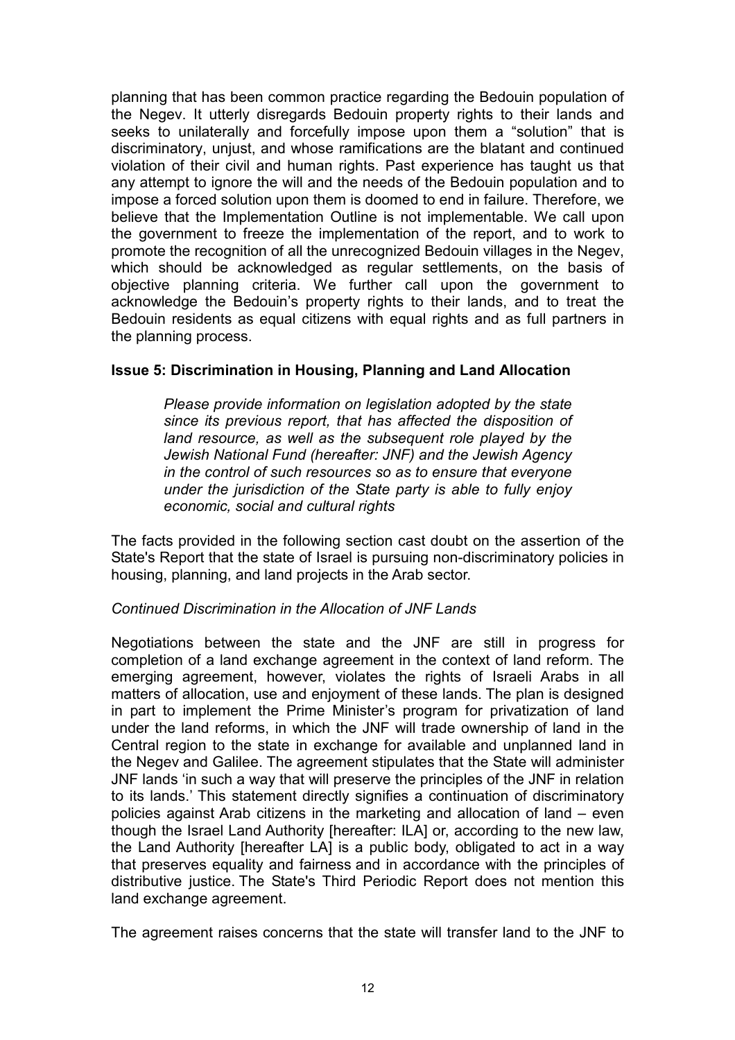planning that has been common practice regarding the Bedouin population of the Negev. It utterly disregards Bedouin property rights to their lands and seeks to unilaterally and forcefully impose upon them a "solution" that is discriminatory, unjust, and whose ramifications are the blatant and continued violation of their civil and human rights. Past experience has taught us that any attempt to ignore the will and the needs of the Bedouin population and to impose a forced solution upon them is doomed to end in failure. Therefore, we believe that the Implementation Outline is not implementable. We call upon the government to freeze the implementation of the report, and to work to promote the recognition of all the unrecognized Bedouin villages in the Negev, which should be acknowledged as regular settlements, on the basis of objective planning criteria. We further call upon the government to acknowledge the Bedouin's property rights to their lands, and to treat the Bedouin residents as equal citizens with equal rights and as full partners in the planning process.

### Issue 5: Discrimination in Housing, Planning and Land Allocation

> *Please provide information on legislation adopted by the state since its previous report, that has affected the disposition of land resource, as well as the subsequent role played by the Jewish National Fund (hereafter: JNF) and the Jewish Agency in the control of such resources so as to ensure that everyone under the jurisdiction of the State party is able to fully enjoy economic, social and cultural rights*

The facts provided in the following section cast doubt on the assertion of the State's Report that the state of Israel is pursuing non-discriminatory policies in housing, planning, and land projects in the Arab sector.

*Continued Discrimination in the Allocation of JNF Lands*

Negotiations between the state and the JNF are still in progress for completion of a land exchange agreement in the context of land reform. The emerging agreement, however, violates the rights of Israeli Arabs in all matters of allocation, use and enjoyment of these lands. The plan is designed in part to implement the Prime Minister's program for privatization of land under the land reforms, in which the JNF will trade ownership of land in the Central region to the state in exchange for available and unplanned land in the Negev and Galilee. The agreement stipulates that the State will administer JNF lands 'in such a way that will preserve the principles of the JNF in relation to its lands.' This statement directly signifies a continuation of discriminatory policies against Arab citizens in the marketing and allocation of land – even though the Israel Land Authority [hereafter: ILA] or, according to the new law, the Land Authority [hereafter LA] is a public body, obligated to act in a way that preserves equality and fairness and in accordance with the principles of distributive justice. The State's Third Periodic Report does not mention this land exchange agreement.

The agreement raises concerns that the state will transfer land to the JNF to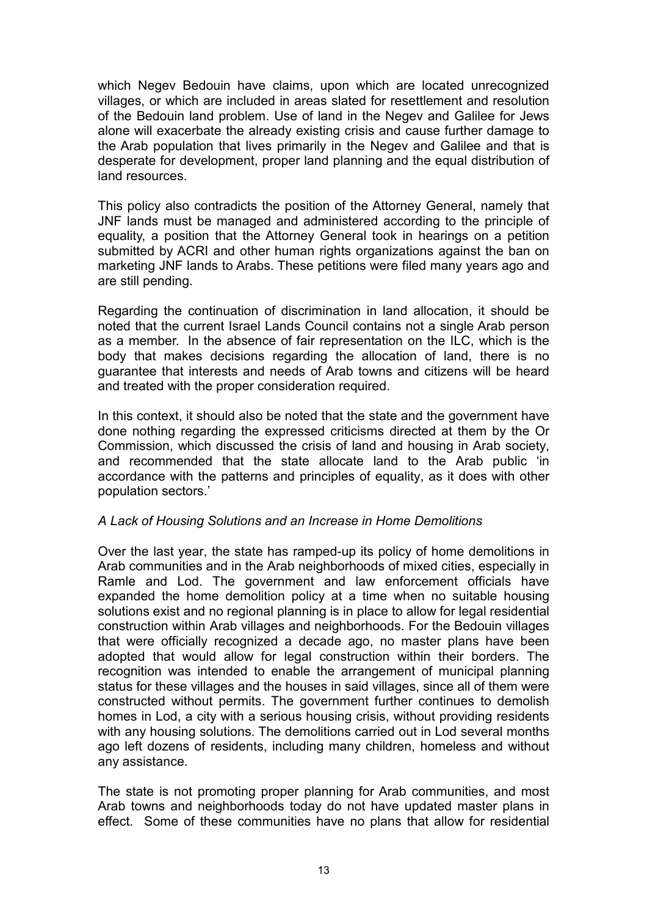which Negev Bedouin have claims, upon which are located unrecognized villages, or which are included in areas slated for resettlement and resolution of the Bedouin land problem. Use of land in the Negev and Galilee for Jews alone will exacerbate the already existing crisis and cause further damage to the Arab population that lives primarily in the Negev and Galilee and that is desperate for development, proper land planning and the equal distribution of land resources.

This policy also contradicts the position of the Attorney General, namely that JNF lands must be managed and administered according to the principle of equality, a position that the Attorney General took in hearings on a petition submitted by ACRI and other human rights organizations against the ban on marketing JNF lands to Arabs. These petitions were filed many years ago and are still pending.

Regarding the continuation of discrimination in land allocation, it should be noted that the current Israel Lands Council contains not a single Arab person as a member. In the absence of fair representation on the ILC, which is the body that makes decisions regarding the allocation of land, there is no guarantee that interests and needs of Arab towns and citizens will be heard and treated with the proper consideration required.

In this context, it should also be noted that the state and the government have done nothing regarding the expressed criticisms directed at them by the Or Commission, which discussed the crisis of land and housing in Arab society, and recommended that the state allocate land to the Arab public 'in accordance with the patterns and principles of equality, as it does with other population sectors.'

*A Lack of Housing Solutions and an Increase in Home Demolitions*

Over the last year, the state has ramped-up its policy of home demolitions in Arab communities and in the Arab neighborhoods of mixed cities, especially in Ramle and Lod. The government and law enforcement officials have expanded the home demolition policy at a time when no suitable housing solutions exist and no regional planning is in place to allow for legal residential construction within Arab villages and neighborhoods. For the Bedouin villages that were officially recognized a decade ago, no master plans have been adopted that would allow for legal construction within their borders. The recognition was intended to enable the arrangement of municipal planning status for these villages and the houses in said villages, since all of them were constructed without permits. The government further continues to demolish homes in Lod, a city with a serious housing crisis, without providing residents with any housing solutions. The demolitions carried out in Lod several months ago left dozens of residents, including many children, homeless and without any assistance.

The state is not promoting proper planning for Arab communities, and most Arab towns and neighborhoods today do not have updated master plans in effect. Some of these communities have no plans that allow for residential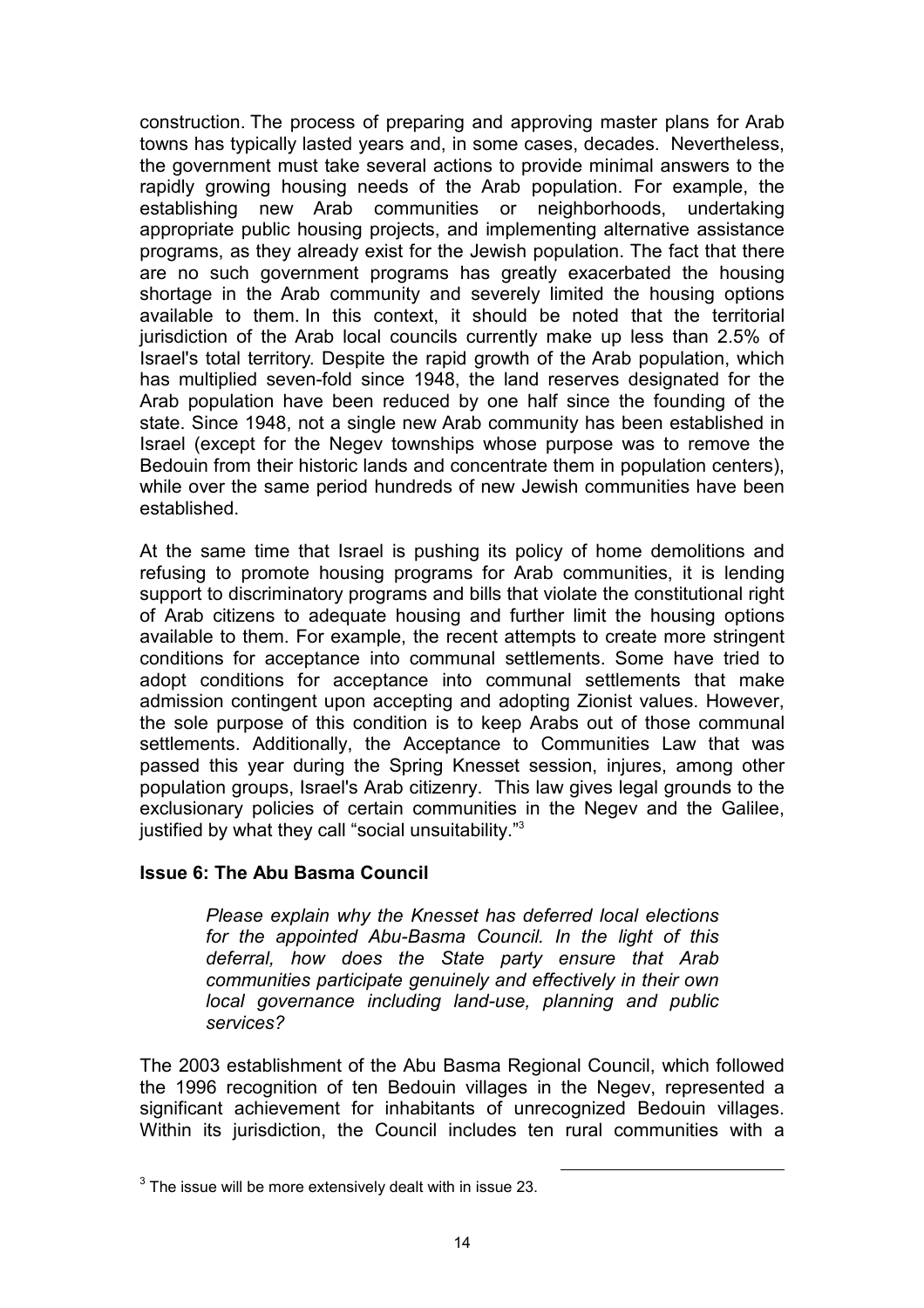construction. The process of preparing and approving master plans for Arab towns has typically lasted years and, in some cases, decades. Nevertheless, the government must take several actions to provide minimal answers to the rapidly growing housing needs of the Arab population. For example, the establishing new Arab communities or neighborhoods, undertaking appropriate public housing projects, and implementing alternative assistance programs, as they already exist for the Jewish population. The fact that there are no such government programs has greatly exacerbated the housing shortage in the Arab community and severely limited the housing options available to them. In this context, it should be noted that the territorial jurisdiction of the Arab local councils currently make up less than 2.5% of Israel's total territory. Despite the rapid growth of the Arab population, which has multiplied seven-fold since 1948, the land reserves designated for the Arab population have been reduced by one half since the founding of the state. Since 1948, not a single new Arab community has been established in Israel (except for the Negev townships whose purpose was to remove the Bedouin from their historic lands and concentrate them in population centers), while over the same period hundreds of new Jewish communities have been established.

At the same time that Israel is pushing its policy of home demolitions and refusing to promote housing programs for Arab communities, it is lending support to discriminatory programs and bills that violate the constitutional right of Arab citizens to adequate housing and further limit the housing options available to them. For example, the recent attempts to create more stringent conditions for acceptance into communal settlements. Some have tried to adopt conditions for acceptance into communal settlements that make admission contingent upon accepting and adopting Zionist values. However, the sole purpose of this condition is to keep Arabs out of those communal settlements. Additionally, the Acceptance to Communities Law that was passed this year during the Spring Knesset session, injures, among other population groups, Israel's Arab citizenry. This law gives legal grounds to the exclusionary policies of certain communities in the Negev and the Galilee, justified by what they call "social unsuitability."[3]

### Issue 6: The Abu Basma Council

> *Please explain why the Knesset has deferred local elections for the appointed Abu-Basma Council. In the light of this deferral, how does the State party ensure that Arab communities participate genuinely and effectively in their own local governance including land-use, planning and public services?*

The 2003 establishment of the Abu Basma Regional Council, which followed the 1996 recognition of ten Bedouin villages in the Negev, represented a significant achievement for inhabitants of unrecognized Bedouin villages. Within its jurisdiction, the Council includes ten rural communities with a

[3] The issue will be more extensively dealt with in issue 23.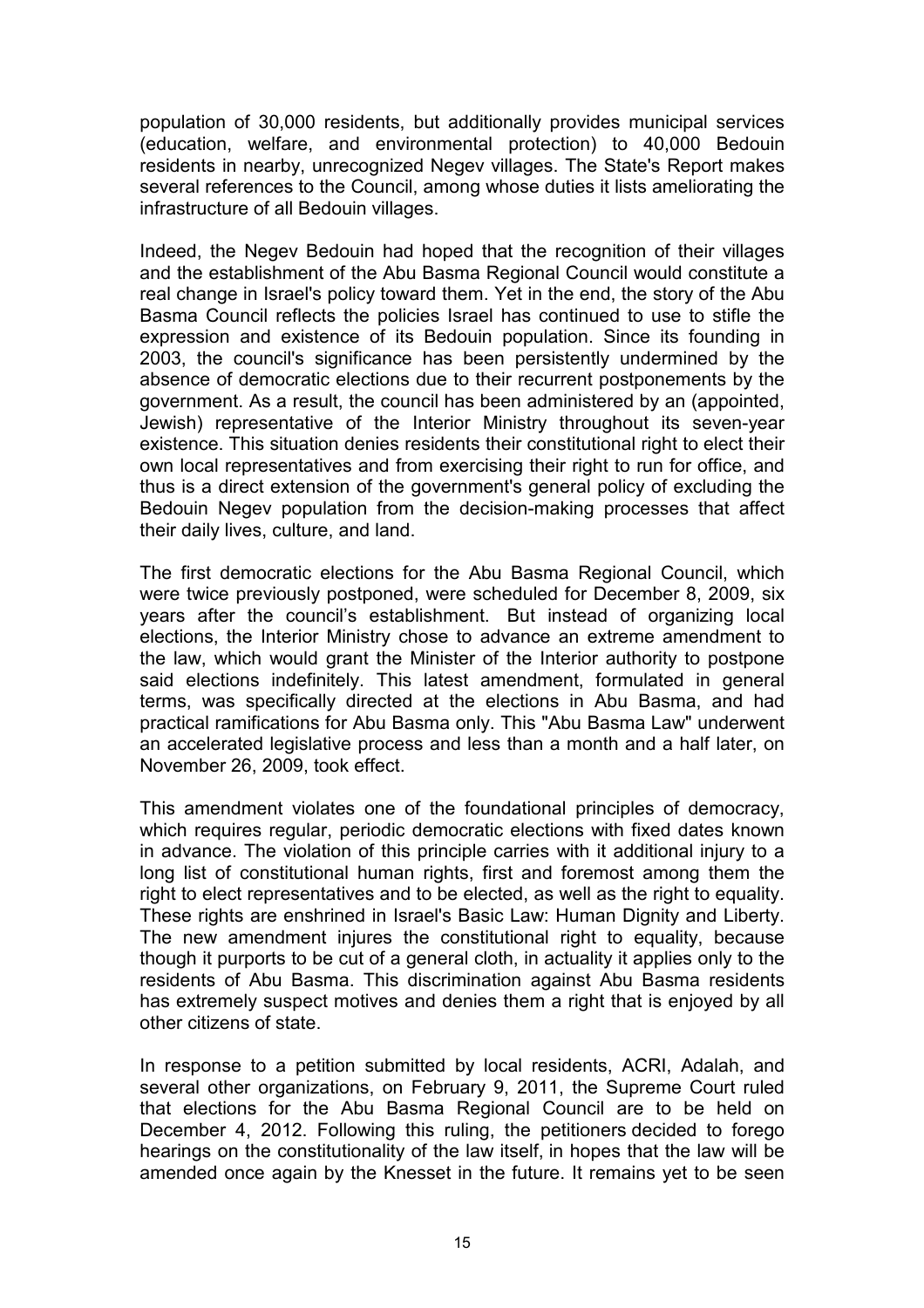population of 30,000 residents, but additionally provides municipal services (education, welfare, and environmental protection) to 40,000 Bedouin residents in nearby, unrecognized Negev villages. The State's Report makes several references to the Council, among whose duties it lists ameliorating the infrastructure of all Bedouin villages.

Indeed, the Negev Bedouin had hoped that the recognition of their villages and the establishment of the Abu Basma Regional Council would constitute a real change in Israel's policy toward them. Yet in the end, the story of the Abu Basma Council reflects the policies Israel has continued to use to stifle the expression and existence of its Bedouin population. Since its founding in 2003, the council's significance has been persistently undermined by the absence of democratic elections due to their recurrent postponements by the government. As a result, the council has been administered by an (appointed, Jewish) representative of the Interior Ministry throughout its seven-year existence. This situation denies residents their constitutional right to elect their own local representatives and from exercising their right to run for office, and thus is a direct extension of the government's general policy of excluding the Bedouin Negev population from the decision-making processes that affect their daily lives, culture, and land.

The first democratic elections for the Abu Basma Regional Council, which were twice previously postponed, were scheduled for December 8, 2009, six years after the council's establishment. But instead of organizing local elections, the Interior Ministry chose to advance an extreme amendment to the law, which would grant the Minister of the Interior authority to postpone said elections indefinitely. This latest amendment, formulated in general terms, was specifically directed at the elections in Abu Basma, and had practical ramifications for Abu Basma only. This "Abu Basma Law" underwent an accelerated legislative process and less than a month and a half later, on November 26, 2009, took effect.

This amendment violates one of the foundational principles of democracy, which requires regular, periodic democratic elections with fixed dates known in advance. The violation of this principle carries with it additional injury to a long list of constitutional human rights, first and foremost among them the right to elect representatives and to be elected, as well as the right to equality. These rights are enshrined in Israel's Basic Law: Human Dignity and Liberty. The new amendment injures the constitutional right to equality, because though it purports to be cut of a general cloth, in actuality it applies only to the residents of Abu Basma. This discrimination against Abu Basma residents has extremely suspect motives and denies them a right that is enjoyed by all other citizens of state.

In response to a petition submitted by local residents, ACRI, Adalah, and several other organizations, on February 9, 2011, the Supreme Court ruled that elections for the Abu Basma Regional Council are to be held on December 4, 2012. Following this ruling, the petitioners decided to forego hearings on the constitutionality of the law itself, in hopes that the law will be amended once again by the Knesset in the future. It remains yet to be seen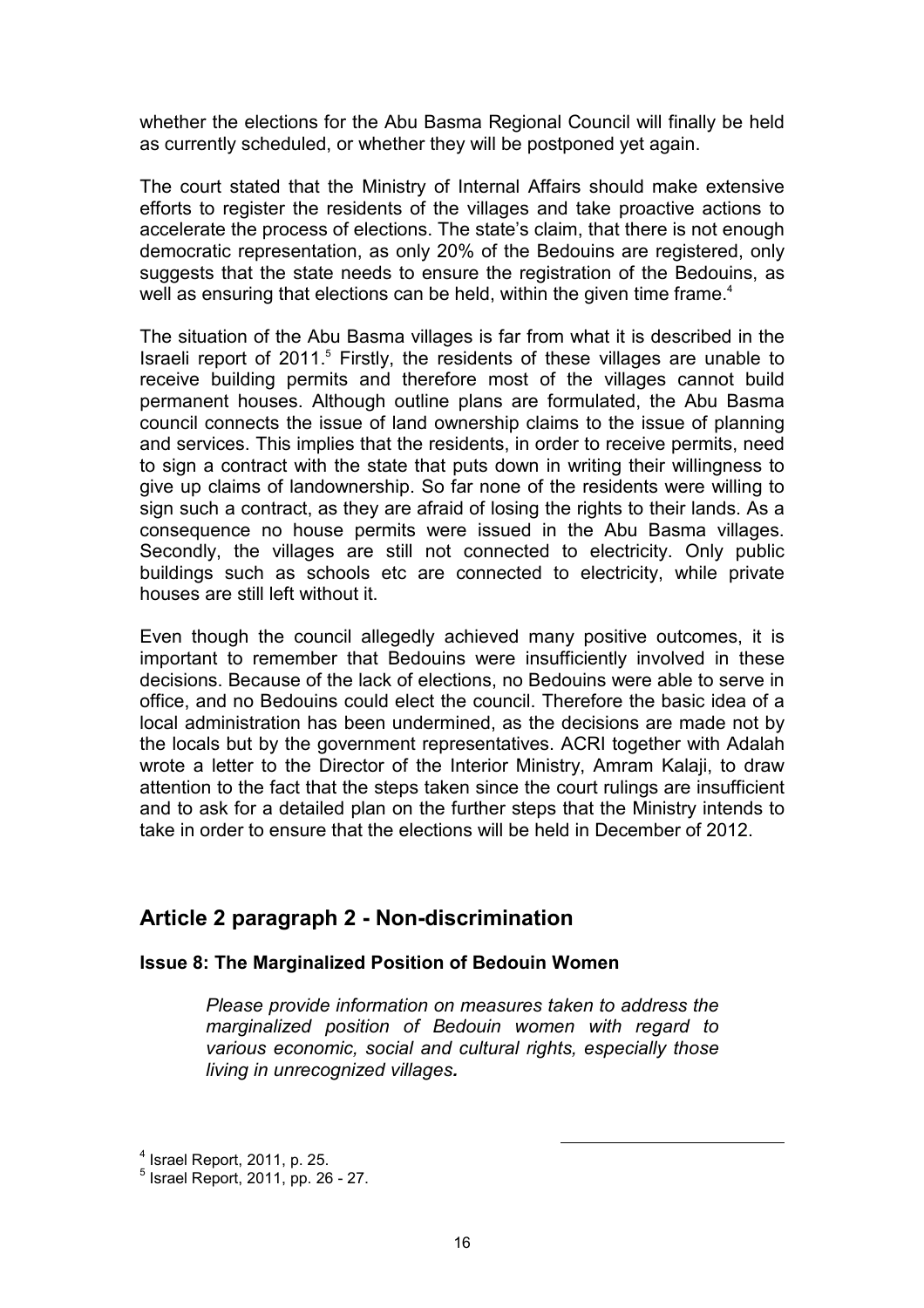whether the elections for the Abu Basma Regional Council will finally be held as currently scheduled, or whether they will be postponed yet again.

The court stated that the Ministry of Internal Affairs should make extensive efforts to register the residents of the villages and take proactive actions to accelerate the process of elections. The state's claim, that there is not enough democratic representation, as only 20% of the Bedouins are registered, only suggests that the state needs to ensure the registration of the Bedouins, as well as ensuring that elections can be held, within the given time frame.[4]

The situation of the Abu Basma villages is far from what it is described in the Israeli report of 2011.[5] Firstly, the residents of these villages are unable to receive building permits and therefore most of the villages cannot build permanent houses. Although outline plans are formulated, the Abu Basma council connects the issue of land ownership claims to the issue of planning and services. This implies that the residents, in order to receive permits, need to sign a contract with the state that puts down in writing their willingness to give up claims of landownership. So far none of the residents were willing to sign such a contract, as they are afraid of losing the rights to their lands. As a consequence no house permits were issued in the Abu Basma villages. Secondly, the villages are still not connected to electricity. Only public buildings such as schools etc are connected to electricity, while private houses are still left without it.

Even though the council allegedly achieved many positive outcomes, it is important to remember that Bedouins were insufficiently involved in these decisions. Because of the lack of elections, no Bedouins were able to serve in office, and no Bedouins could elect the council. Therefore the basic idea of a local administration has been undermined, as the decisions are made not by the locals but by the government representatives. ACRI together with Adalah wrote a letter to the Director of the Interior Ministry, Amram Kalaji, to draw attention to the fact that the steps taken since the court rulings are insufficient and to ask for a detailed plan on the further steps that the Ministry intends to take in order to ensure that the elections will be held in December of 2012.

## Article 2 paragraph 2 - Non-discrimination

### Issue 8: The Marginalized Position of Bedouin Women

*Please provide information on measures taken to address the marginalized position of Bedouin women with regard to various economic, social and cultural rights, especially those living in unrecognized villages.*

[4] Israel Report, 2011, p. 25.

[5] Israel Report, 2011, pp. 26 - 27.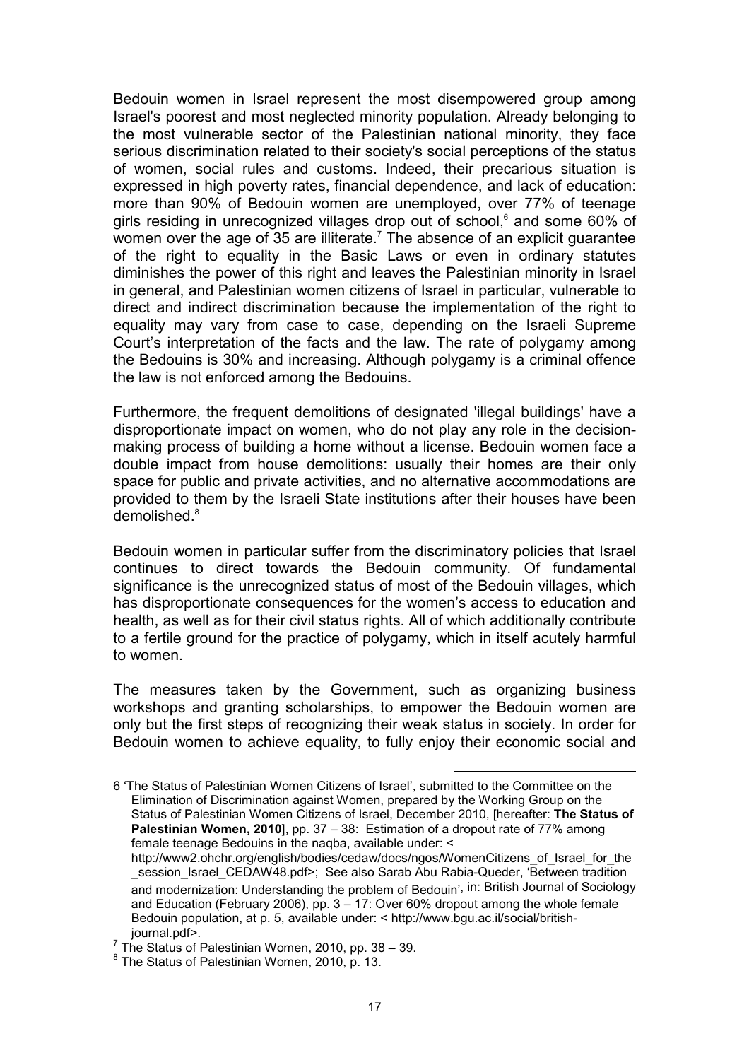Bedouin women in Israel represent the most disempowered group among Israel's poorest and most neglected minority population. Already belonging to the most vulnerable sector of the Palestinian national minority, they face serious discrimination related to their society's social perceptions of the status of women, social rules and customs. Indeed, their precarious situation is expressed in high poverty rates, financial dependence, and lack of education: more than 90% of Bedouin women are unemployed, over 77% of teenage girls residing in unrecognized villages drop out of school,[6] and some 60% of women over the age of 35 are illiterate.[7] The absence of an explicit guarantee of the right to equality in the Basic Laws or even in ordinary statutes diminishes the power of this right and leaves the Palestinian minority in Israel in general, and Palestinian women citizens of Israel in particular, vulnerable to direct and indirect discrimination because the implementation of the right to equality may vary from case to case, depending on the Israeli Supreme Court's interpretation of the facts and the law. The rate of polygamy among the Bedouins is 30% and increasing. Although polygamy is a criminal offence the law is not enforced among the Bedouins.

Furthermore, the frequent demolitions of designated 'illegal buildings' have a disproportionate impact on women, who do not play any role in the decision-making process of building a home without a license. Bedouin women face a double impact from house demolitions: usually their homes are their only space for public and private activities, and no alternative accommodations are provided to them by the Israeli State institutions after their houses have been demolished.[8]

Bedouin women in particular suffer from the discriminatory policies that Israel continues to direct towards the Bedouin community. Of fundamental significance is the unrecognized status of most of the Bedouin villages, which has disproportionate consequences for the women's access to education and health, as well as for their civil status rights. All of which additionally contribute to a fertile ground for the practice of polygamy, which in itself acutely harmful to women.

The measures taken by the Government, such as organizing business workshops and granting scholarships, to empower the Bedouin women are only but the first steps of recognizing their weak status in society. In order for Bedouin women to achieve equality, to fully enjoy their economic social and

---

6 'The Status of Palestinian Women Citizens of Israel', submitted to the Committee on the Elimination of Discrimination against Women, prepared by the Working Group on the Status of Palestinian Women Citizens of Israel, December 2010, [hereafter: **The Status of Palestinian Women, 2010**], pp. 37 – 38: Estimation of a dropout rate of 77% among female teenage Bedouins in the naqba, available under: < http://www2.ohchr.org/english/bodies/cedaw/docs/ngos/WomenCitizens_of_Israel_for_the_session_Israel_CEDAW48.pdf>; See also Sarab Abu Rabia-Queder, 'Between tradition and modernization: Understanding the problem of Bedouin', in: British Journal of Sociology and Education (February 2006), pp. 3 – 17: Over 60% dropout among the whole female Bedouin population, at p. 5, available under: < http://www.bgu.ac.il/social/british-journal.pdf>.

7 The Status of Palestinian Women, 2010, pp. 38 – 39.

8 The Status of Palestinian Women, 2010, p. 13.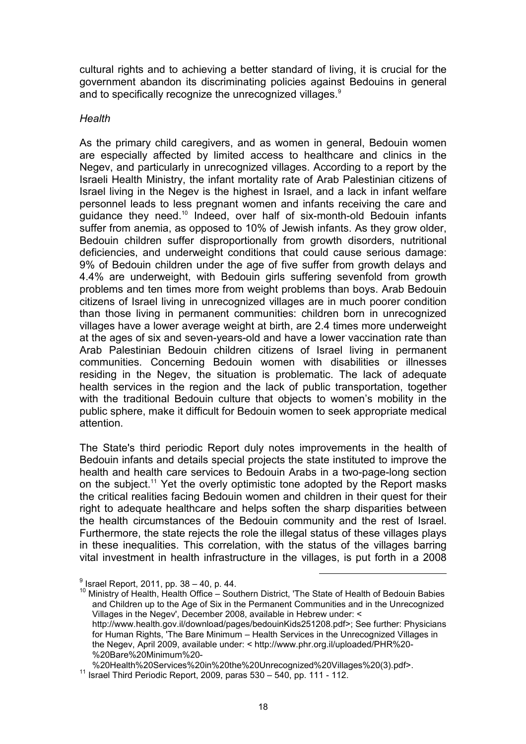cultural rights and to achieving a better standard of living, it is crucial for the government abandon its discriminating policies against Bedouins in general and to specifically recognize the unrecognized villages.[9]

*Health*

As the primary child caregivers, and as women in general, Bedouin women are especially affected by limited access to healthcare and clinics in the Negev, and particularly in unrecognized villages. According to a report by the Israeli Health Ministry, the infant mortality rate of Arab Palestinian citizens of Israel living in the Negev is the highest in Israel, and a lack in infant welfare personnel leads to less pregnant women and infants receiving the care and guidance they need.[10] Indeed, over half of six-month-old Bedouin infants suffer from anemia, as opposed to 10% of Jewish infants. As they grow older, Bedouin children suffer disproportionally from growth disorders, nutritional deficiencies, and underweight conditions that could cause serious damage: 9% of Bedouin children under the age of five suffer from growth delays and 4.4% are underweight, with Bedouin girls suffering sevenfold from growth problems and ten times more from weight problems than boys. Arab Bedouin citizens of Israel living in unrecognized villages are in much poorer condition than those living in permanent communities: children born in unrecognized villages have a lower average weight at birth, are 2.4 times more underweight at the ages of six and seven-years-old and have a lower vaccination rate than Arab Palestinian Bedouin children citizens of Israel living in permanent communities. Concerning Bedouin women with disabilities or illnesses residing in the Negev, the situation is problematic. The lack of adequate health services in the region and the lack of public transportation, together with the traditional Bedouin culture that objects to women's mobility in the public sphere, make it difficult for Bedouin women to seek appropriate medical attention.

The State's third periodic Report duly notes improvements in the health of Bedouin infants and details special projects the state instituted to improve the health and health care services to Bedouin Arabs in a two-page-long section on the subject.[11] Yet the overly optimistic tone adopted by the Report masks the critical realities facing Bedouin women and children in their quest for their right to adequate healthcare and helps soften the sharp disparities between the health circumstances of the Bedouin community and the rest of Israel. Furthermore, the state rejects the role the illegal status of these villages plays in these inequalities. This correlation, with the status of the villages barring vital investment in health infrastructure in the villages, is put forth in a 2008

---

[9] Israel Report, 2011, pp. 38 – 40, p. 44.

[10] Ministry of Health, Health Office – Southern District, 'The State of Health of Bedouin Babies and Children up to the Age of Six in the Permanent Communities and in the Unrecognized Villages in the Negev', December 2008, available in Hebrew under: < http://www.health.gov.il/download/pages/bedouinKids251208.pdf>; See further: Physicians for Human Rights, 'The Bare Minimum – Health Services in the Unrecognized Villages in the Negev, April 2009, available under: < http://www.phr.org.il/uploaded/PHR%20-%20Bare%20Minimum%20-%20Health%20Services%20in%20the%20Unrecognized%20Villages%20(3).pdf>.

[11] Israel Third Periodic Report, 2009, paras 530 – 540, pp. 111 - 112.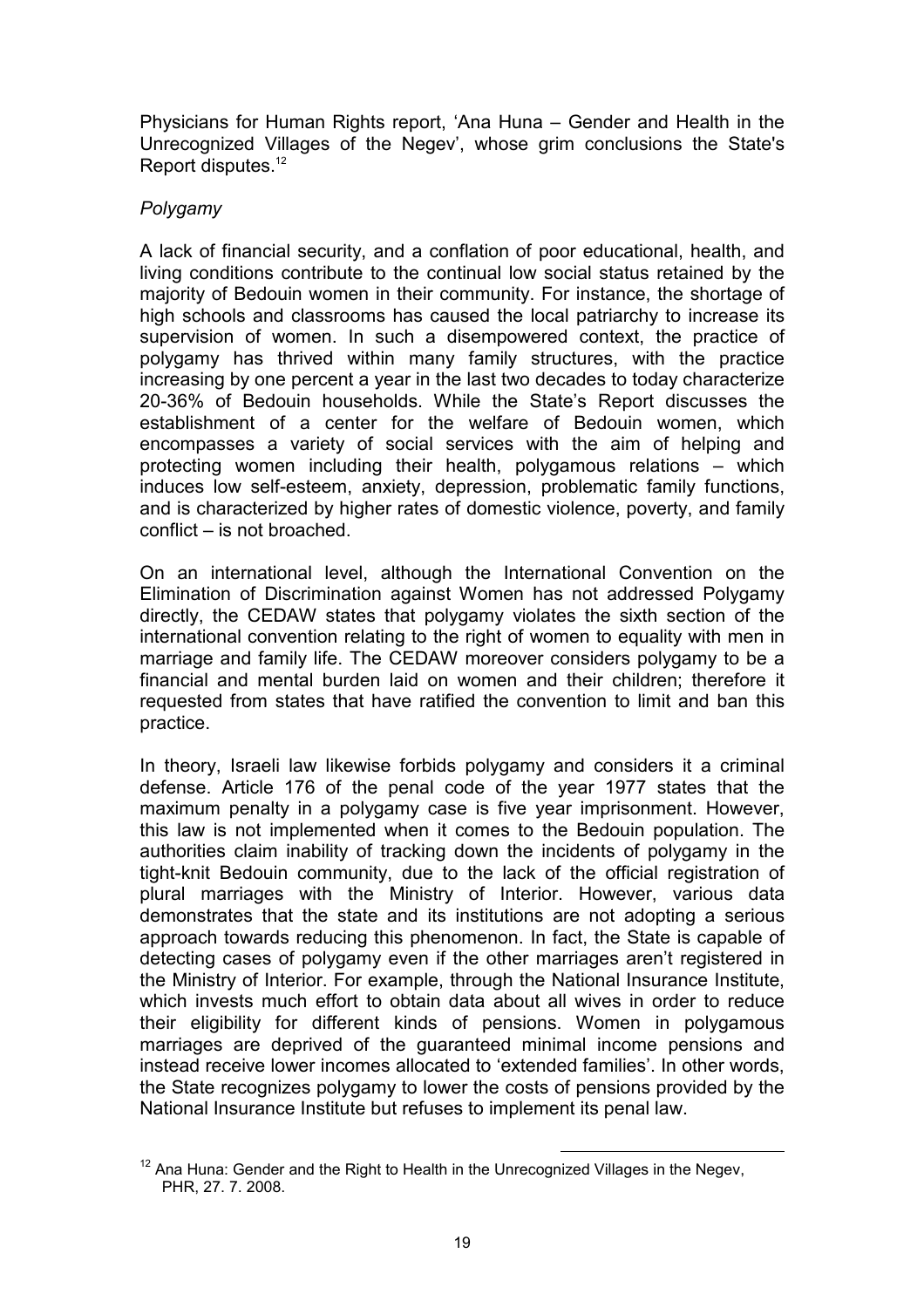Physicians for Human Rights report, 'Ana Huna – Gender and Health in the Unrecognized Villages of the Negev', whose grim conclusions the State's Report disputes.[12]

*Polygamy*

A lack of financial security, and a conflation of poor educational, health, and living conditions contribute to the continual low social status retained by the majority of Bedouin women in their community. For instance, the shortage of high schools and classrooms has caused the local patriarchy to increase its supervision of women. In such a disempowered context, the practice of polygamy has thrived within many family structures, with the practice increasing by one percent a year in the last two decades to today characterize 20-36% of Bedouin households. While the State's Report discusses the establishment of a center for the welfare of Bedouin women, which encompasses a variety of social services with the aim of helping and protecting women including their health, polygamous relations – which induces low self-esteem, anxiety, depression, problematic family functions, and is characterized by higher rates of domestic violence, poverty, and family conflict – is not broached.

On an international level, although the International Convention on the Elimination of Discrimination against Women has not addressed Polygamy directly, the CEDAW states that polygamy violates the sixth section of the international convention relating to the right of women to equality with men in marriage and family life. The CEDAW moreover considers polygamy to be a financial and mental burden laid on women and their children; therefore it requested from states that have ratified the convention to limit and ban this practice.

In theory, Israeli law likewise forbids polygamy and considers it a criminal defense. Article 176 of the penal code of the year 1977 states that the maximum penalty in a polygamy case is five year imprisonment. However, this law is not implemented when it comes to the Bedouin population. The authorities claim inability of tracking down the incidents of polygamy in the tight-knit Bedouin community, due to the lack of the official registration of plural marriages with the Ministry of Interior. However, various data demonstrates that the state and its institutions are not adopting a serious approach towards reducing this phenomenon. In fact, the State is capable of detecting cases of polygamy even if the other marriages aren't registered in the Ministry of Interior. For example, through the National Insurance Institute, which invests much effort to obtain data about all wives in order to reduce their eligibility for different kinds of pensions. Women in polygamous marriages are deprived of the guaranteed minimal income pensions and instead receive lower incomes allocated to 'extended families'. In other words, the State recognizes polygamy to lower the costs of pensions provided by the National Insurance Institute but refuses to implement its penal law.

[12] Ana Huna: Gender and the Right to Health in the Unrecognized Villages in the Negev, PHR, 27. 7. 2008.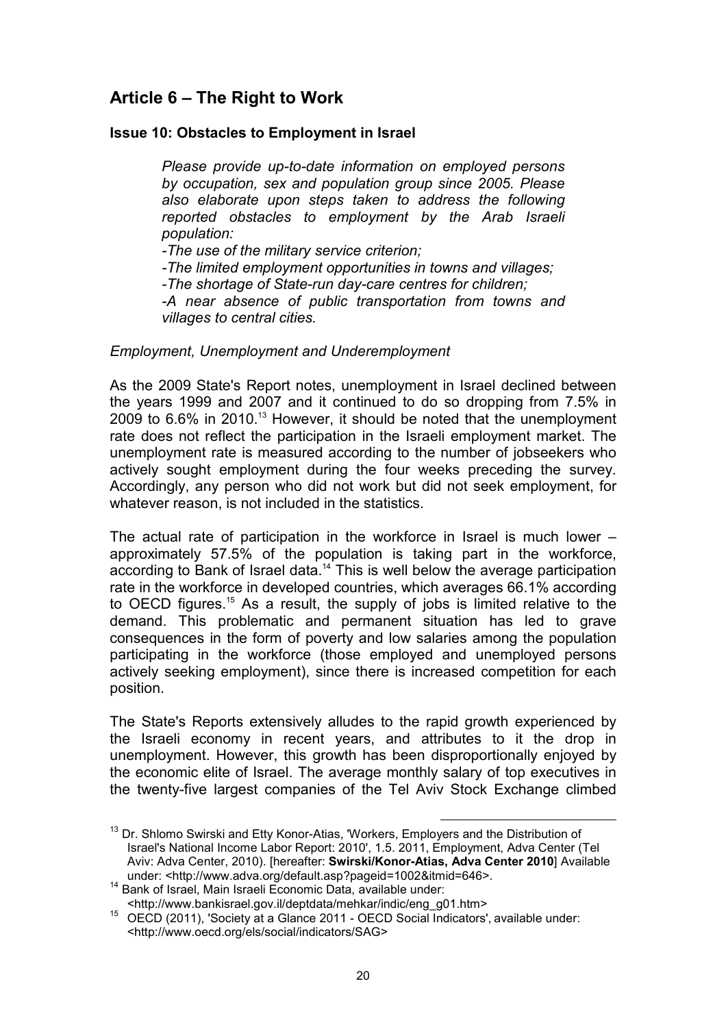## Article 6 – The Right to Work

### Issue 10: Obstacles to Employment in Israel

> *Please provide up-to-date information on employed persons by occupation, sex and population group since 2005. Please also elaborate upon steps taken to address the following reported obstacles to employment by the Arab Israeli population:*
>
> *-The use of the military service criterion;*
>
> *-The limited employment opportunities in towns and villages;*
>
> *-The shortage of State-run day-care centres for children;*
>
> *-A near absence of public transportation from towns and villages to central cities.*

*Employment, Unemployment and Underemployment*

As the 2009 State's Report notes, unemployment in Israel declined between the years 1999 and 2007 and it continued to do so dropping from 7.5% in 2009 to 6.6% in 2010.[13] However, it should be noted that the unemployment rate does not reflect the participation in the Israeli employment market. The unemployment rate is measured according to the number of jobseekers who actively sought employment during the four weeks preceding the survey. Accordingly, any person who did not work but did not seek employment, for whatever reason, is not included in the statistics.

The actual rate of participation in the workforce in Israel is much lower – approximately 57.5% of the population is taking part in the workforce, according to Bank of Israel data.[14] This is well below the average participation rate in the workforce in developed countries, which averages 66.1% according to OECD figures.[15] As a result, the supply of jobs is limited relative to the demand. This problematic and permanent situation has led to grave consequences in the form of poverty and low salaries among the population participating in the workforce (those employed and unemployed persons actively seeking employment), since there is increased competition for each position.

The State's Reports extensively alludes to the rapid growth experienced by the Israeli economy in recent years, and attributes to it the drop in unemployment. However, this growth has been disproportionally enjoyed by the economic elite of Israel. The average monthly salary of top executives in the twenty-five largest companies of the Tel Aviv Stock Exchange climbed

---

[13] Dr. Shlomo Swirski and Etty Konor-Atias, 'Workers, Employers and the Distribution of Israel's National Income Labor Report: 2010', 1.5. 2011, Employment, Adva Center (Tel Aviv: Adva Center, 2010). [hereafter: **Swirski/Konor-Atias, Adva Center 2010**] Available under: <http://www.adva.org/default.asp?pageid=1002&itmid=646>.

[14] Bank of Israel, Main Israeli Economic Data, available under: <http://www.bankisrael.gov.il/deptdata/mehkar/indic/eng_g01.htm>

[15] OECD (2011), 'Society at a Glance 2011 - OECD Social Indicators', available under: <http://www.oecd.org/els/social/indicators/SAG>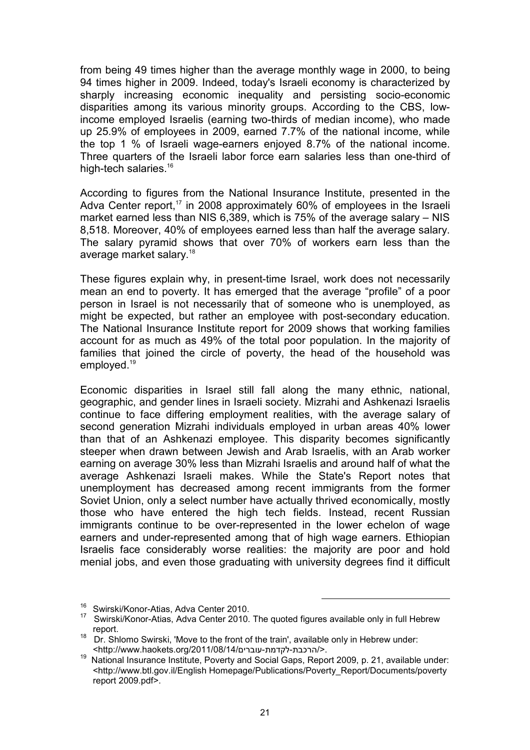from being 49 times higher than the average monthly wage in 2000, to being 94 times higher in 2009. Indeed, today's Israeli economy is characterized by sharply increasing economic inequality and persisting socio-economic disparities among its various minority groups. According to the CBS, low-income employed Israelis (earning two-thirds of median income), who made up 25.9% of employees in 2009, earned 7.7% of the national income, while the top 1 % of Israeli wage-earners enjoyed 8.7% of the national income. Three quarters of the Israeli labor force earn salaries less than one-third of high-tech salaries.[16]

According to figures from the National Insurance Institute, presented in the Adva Center report,[17] in 2008 approximately 60% of employees in the Israeli market earned less than NIS 6,389, which is 75% of the average salary – NIS 8,518. Moreover, 40% of employees earned less than half the average salary. The salary pyramid shows that over 70% of workers earn less than the average market salary.[18]

These figures explain why, in present-time Israel, work does not necessarily mean an end to poverty. It has emerged that the average "profile" of a poor person in Israel is not necessarily that of someone who is unemployed, as might be expected, but rather an employee with post-secondary education. The National Insurance Institute report for 2009 shows that working families account for as much as 49% of the total poor population. In the majority of families that joined the circle of poverty, the head of the household was employed.[19]

Economic disparities in Israel still fall along the many ethnic, national, geographic, and gender lines in Israeli society. Mizrahi and Ashkenazi Israelis continue to face differing employment realities, with the average salary of second generation Mizrahi individuals employed in urban areas 40% lower than that of an Ashkenazi employee. This disparity becomes significantly steeper when drawn between Jewish and Arab Israelis, with an Arab worker earning on average 30% less than Mizrahi Israelis and around half of what the average Ashkenazi Israeli makes. While the State's Report notes that unemployment has decreased among recent immigrants from the former Soviet Union, only a select number have actually thrived economically, mostly those who have entered the high tech fields. Instead, recent Russian immigrants continue to be over-represented in the lower echelon of wage earners and under-represented among that of high wage earners. Ethiopian Israelis face considerably worse realities: the majority are poor and hold menial jobs, and even those graduating with university degrees find it difficult

---

[16] Swirski/Konor-Atias, Adva Center 2010.

[17] Swirski/Konor-Atias, Adva Center 2010. The quoted figures available only in full Hebrew report.

[18] Dr. Shlomo Swirski, 'Move to the front of the train', available only in Hebrew under: <http://www.haokets.org/2011/08/14/הרכבת-לקדמת-עוברים/>.

[19] National Insurance Institute, Poverty and Social Gaps, Report 2009, p. 21, available under: <http://www.btl.gov.il/English Homepage/Publications/Poverty_Report/Documents/poverty report 2009.pdf>.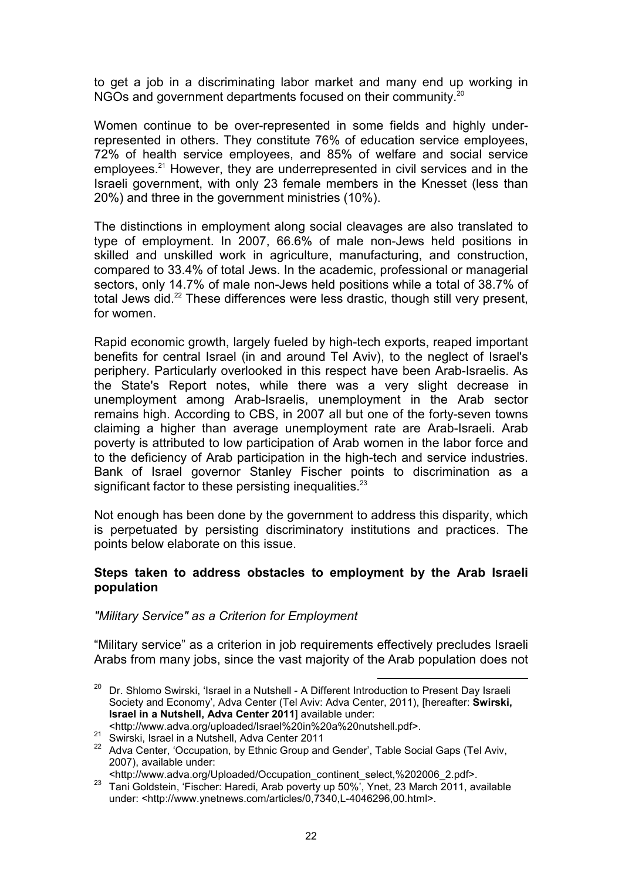to get a job in a discriminating labor market and many end up working in NGOs and government departments focused on their community.[20]

Women continue to be over-represented in some fields and highly under-represented in others. They constitute 76% of education service employees, 72% of health service employees, and 85% of welfare and social service employees.[21] However, they are underrepresented in civil services and in the Israeli government, with only 23 female members in the Knesset (less than 20%) and three in the government ministries (10%).

The distinctions in employment along social cleavages are also translated to type of employment. In 2007, 66.6% of male non-Jews held positions in skilled and unskilled work in agriculture, manufacturing, and construction, compared to 33.4% of total Jews. In the academic, professional or managerial sectors, only 14.7% of male non-Jews held positions while a total of 38.7% of total Jews did.[22] These differences were less drastic, though still very present, for women.

Rapid economic growth, largely fueled by high-tech exports, reaped important benefits for central Israel (in and around Tel Aviv), to the neglect of Israel's periphery. Particularly overlooked in this respect have been Arab-Israelis. As the State's Report notes, while there was a very slight decrease in unemployment among Arab-Israelis, unemployment in the Arab sector remains high. According to CBS, in 2007 all but one of the forty-seven towns claiming a higher than average unemployment rate are Arab-Israeli. Arab poverty is attributed to low participation of Arab women in the labor force and to the deficiency of Arab participation in the high-tech and service industries. Bank of Israel governor Stanley Fischer points to discrimination as a significant factor to these persisting inequalities.[23]

Not enough has been done by the government to address this disparity, which is perpetuated by persisting discriminatory institutions and practices. The points below elaborate on this issue.

**Steps taken to address obstacles to employment by the Arab Israeli population**

*"Military Service" as a Criterion for Employment*

“Military service” as a criterion in job requirements effectively precludes Israeli Arabs from many jobs, since the vast majority of the Arab population does not

---

[20] Dr. Shlomo Swirski, 'Israel in a Nutshell - A Different Introduction to Present Day Israeli Society and Economy', Adva Center (Tel Aviv: Adva Center, 2011), [hereafter: **Swirski, Israel in a Nutshell, Adva Center 2011**] available under: <http://www.adva.org/uploaded/Israel%20in%20a%20nutshell.pdf>.

[21] Swirski, Israel in a Nutshell, Adva Center 2011

[22] Adva Center, 'Occupation, by Ethnic Group and Gender', Table Social Gaps (Tel Aviv, 2007), available under: <http://www.adva.org/Uploaded/Occupation_continent_select,%202006_2.pdf>.

[23] Tani Goldstein, 'Fischer: Haredi, Arab poverty up 50%', Ynet, 23 March 2011, available under: <http://www.ynetnews.com/articles/0,7340,L-4046296,00.html>.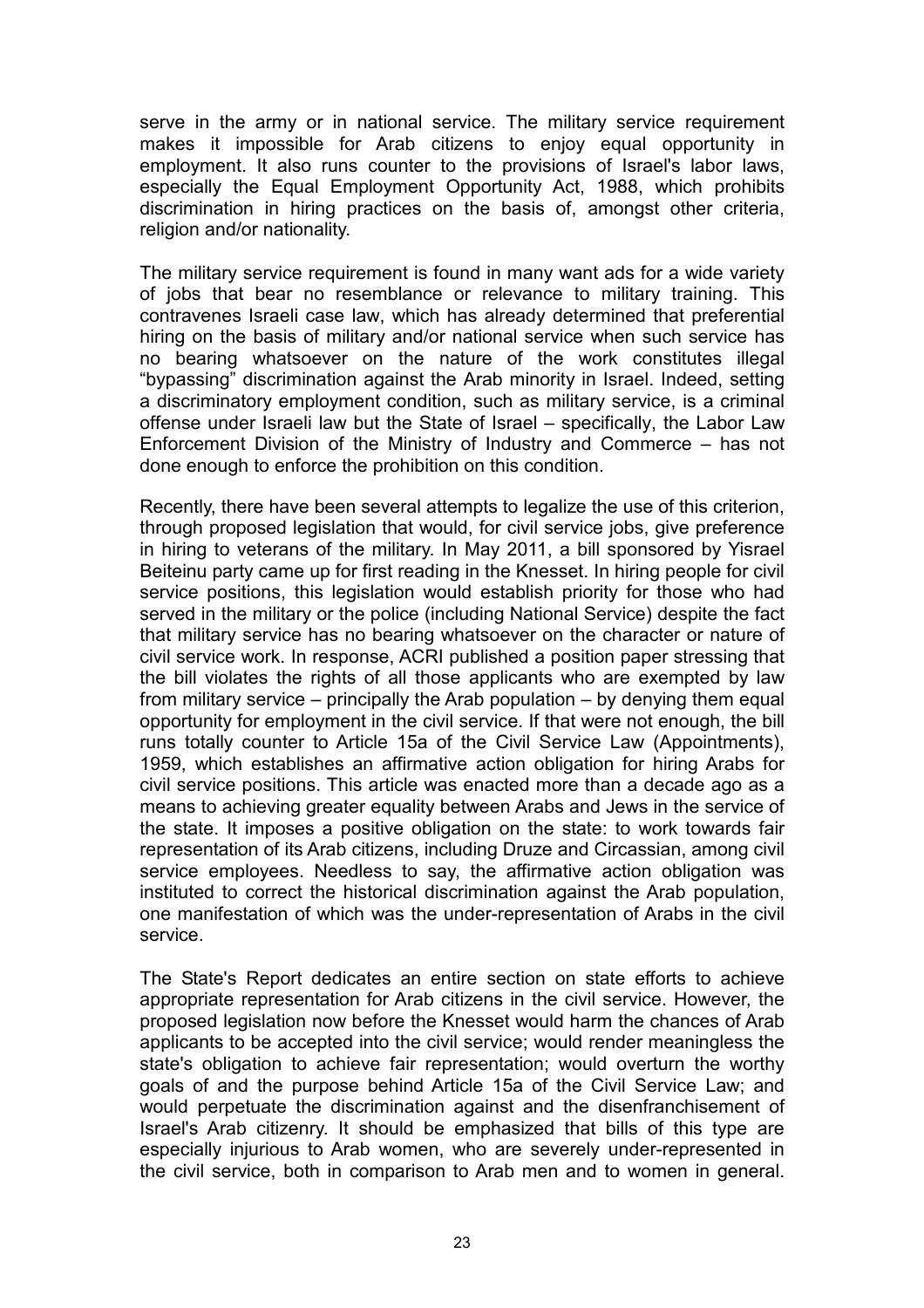serve in the army or in national service. The military service requirement makes it impossible for Arab citizens to enjoy equal opportunity in employment. It also runs counter to the provisions of Israel's labor laws, especially the Equal Employment Opportunity Act, 1988, which prohibits discrimination in hiring practices on the basis of, amongst other criteria, religion and/or nationality.

The military service requirement is found in many want ads for a wide variety of jobs that bear no resemblance or relevance to military training. This contravenes Israeli case law, which has already determined that preferential hiring on the basis of military and/or national service when such service has no bearing whatsoever on the nature of the work constitutes illegal "bypassing" discrimination against the Arab minority in Israel. Indeed, setting a discriminatory employment condition, such as military service, is a criminal offense under Israeli law but the State of Israel – specifically, the Labor Law Enforcement Division of the Ministry of Industry and Commerce – has not done enough to enforce the prohibition on this condition.

Recently, there have been several attempts to legalize the use of this criterion, through proposed legislation that would, for civil service jobs, give preference in hiring to veterans of the military. In May 2011, a bill sponsored by Yisrael Beiteinu party came up for first reading in the Knesset. In hiring people for civil service positions, this legislation would establish priority for those who had served in the military or the police (including National Service) despite the fact that military service has no bearing whatsoever on the character or nature of civil service work. In response, ACRI published a position paper stressing that the bill violates the rights of all those applicants who are exempted by law from military service – principally the Arab population – by denying them equal opportunity for employment in the civil service. If that were not enough, the bill runs totally counter to Article 15a of the Civil Service Law (Appointments), 1959, which establishes an affirmative action obligation for hiring Arabs for civil service positions. This article was enacted more than a decade ago as a means to achieving greater equality between Arabs and Jews in the service of the state. It imposes a positive obligation on the state: to work towards fair representation of its Arab citizens, including Druze and Circassian, among civil service employees. Needless to say, the affirmative action obligation was instituted to correct the historical discrimination against the Arab population, one manifestation of which was the under-representation of Arabs in the civil service.

The State's Report dedicates an entire section on state efforts to achieve appropriate representation for Arab citizens in the civil service. However, the proposed legislation now before the Knesset would harm the chances of Arab applicants to be accepted into the civil service; would render meaningless the state's obligation to achieve fair representation; would overturn the worthy goals of and the purpose behind Article 15a of the Civil Service Law; and would perpetuate the discrimination against and the disenfranchisement of Israel's Arab citizenry. It should be emphasized that bills of this type are especially injurious to Arab women, who are severely under-represented in the civil service, both in comparison to Arab men and to women in general.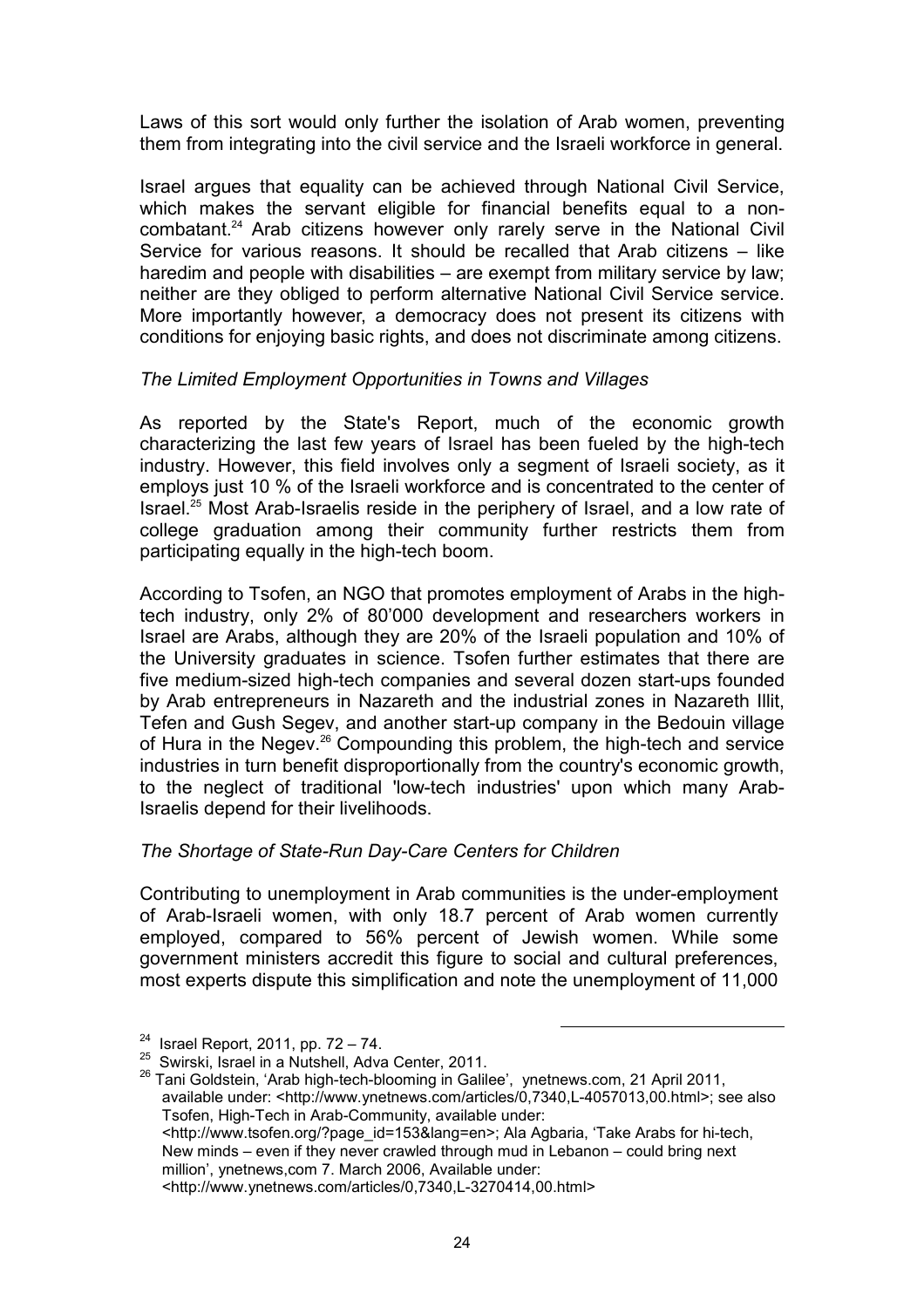Laws of this sort would only further the isolation of Arab women, preventing them from integrating into the civil service and the Israeli workforce in general.

Israel argues that equality can be achieved through National Civil Service, which makes the servant eligible for financial benefits equal to a non-combatant.[24] Arab citizens however only rarely serve in the National Civil Service for various reasons. It should be recalled that Arab citizens – like haredim and people with disabilities – are exempt from military service by law; neither are they obliged to perform alternative National Civil Service service. More importantly however, a democracy does not present its citizens with conditions for enjoying basic rights, and does not discriminate among citizens.

*The Limited Employment Opportunities in Towns and Villages*

As reported by the State's Report, much of the economic growth characterizing the last few years of Israel has been fueled by the high-tech industry. However, this field involves only a segment of Israeli society, as it employs just 10 % of the Israeli workforce and is concentrated to the center of Israel.[25] Most Arab-Israelis reside in the periphery of Israel, and a low rate of college graduation among their community further restricts them from participating equally in the high-tech boom.

According to Tsofen, an NGO that promotes employment of Arabs in the high-tech industry, only 2% of 80'000 development and researchers workers in Israel are Arabs, although they are 20% of the Israeli population and 10% of the University graduates in science. Tsofen further estimates that there are five medium-sized high-tech companies and several dozen start-ups founded by Arab entrepreneurs in Nazareth and the industrial zones in Nazareth Illit, Tefen and Gush Segev, and another start-up company in the Bedouin village of Hura in the Negev.[26] Compounding this problem, the high-tech and service industries in turn benefit disproportionally from the country's economic growth, to the neglect of traditional 'low-tech industries' upon which many Arab-Israelis depend for their livelihoods.

*The Shortage of State-Run Day-Care Centers for Children*

Contributing to unemployment in Arab communities is the under-employment of Arab-Israeli women, with only 18.7 percent of Arab women currently employed, compared to 56% percent of Jewish women. While some government ministers accredit this figure to social and cultural preferences, most experts dispute this simplification and note the unemployment of 11,000

---

[24] Israel Report, 2011, pp. 72 – 74.

[25] Swirski, Israel in a Nutshell, Adva Center, 2011.

[26] Tani Goldstein, 'Arab high-tech-blooming in Galilee', ynetnews.com, 21 April 2011, available under: <http://www.ynetnews.com/articles/0,7340,L-4057013,00.html>; see also Tsofen, High-Tech in Arab-Community, available under: <http://www.tsofen.org/?page_id=153&lang=en>; Ala Agbaria, 'Take Arabs for hi-tech, New minds – even if they never crawled through mud in Lebanon – could bring next million', ynetnews,com 7. March 2006, Available under: <http://www.ynetnews.com/articles/0,7340,L-3270414,00.html>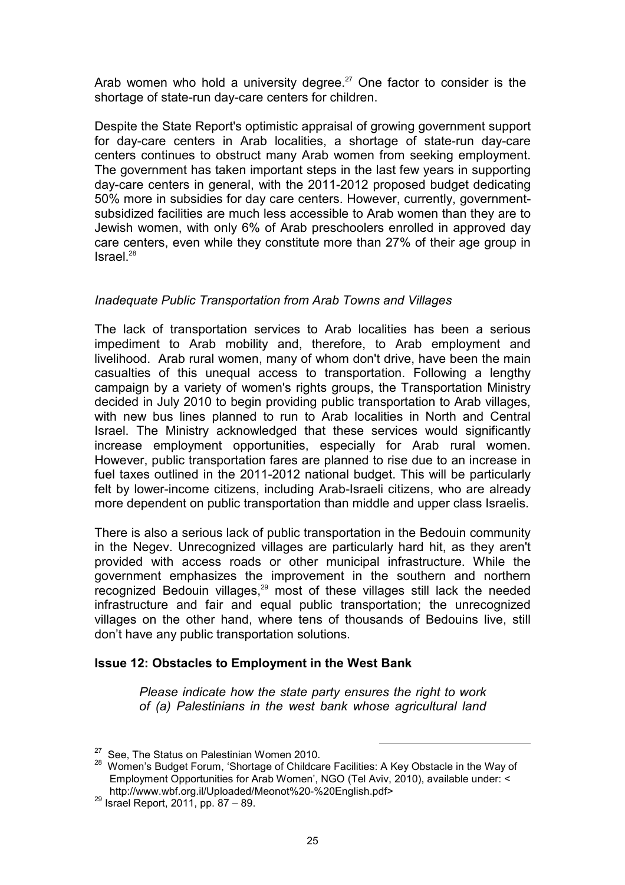Arab women who hold a university degree.[27] One factor to consider is the shortage of state-run day-care centers for children.

Despite the State Report's optimistic appraisal of growing government support for day-care centers in Arab localities, a shortage of state-run day-care centers continues to obstruct many Arab women from seeking employment. The government has taken important steps in the last few years in supporting day-care centers in general, with the 2011-2012 proposed budget dedicating 50% more in subsidies for day care centers. However, currently, government-subsidized facilities are much less accessible to Arab women than they are to Jewish women, with only 6% of Arab preschoolers enrolled in approved day care centers, even while they constitute more than 27% of their age group in Israel.[28]

*Inadequate Public Transportation from Arab Towns and Villages*

The lack of transportation services to Arab localities has been a serious impediment to Arab mobility and, therefore, to Arab employment and livelihood. Arab rural women, many of whom don't drive, have been the main casualties of this unequal access to transportation. Following a lengthy campaign by a variety of women's rights groups, the Transportation Ministry decided in July 2010 to begin providing public transportation to Arab villages, with new bus lines planned to run to Arab localities in North and Central Israel. The Ministry acknowledged that these services would significantly increase employment opportunities, especially for Arab rural women. However, public transportation fares are planned to rise due to an increase in fuel taxes outlined in the 2011-2012 national budget. This will be particularly felt by lower-income citizens, including Arab-Israeli citizens, who are already more dependent on public transportation than middle and upper class Israelis.

There is also a serious lack of public transportation in the Bedouin community in the Negev. Unrecognized villages are particularly hard hit, as they aren't provided with access roads or other municipal infrastructure. While the government emphasizes the improvement in the southern and northern recognized Bedouin villages,[29] most of these villages still lack the needed infrastructure and fair and equal public transportation; the unrecognized villages on the other hand, where tens of thousands of Bedouins live, still don't have any public transportation solutions.

### Issue 12: Obstacles to Employment in the West Bank

> *Please indicate how the state party ensures the right to work of (a) Palestinians in the west bank whose agricultural land*

---

[27] See, The Status on Palestinian Women 2010.

[28] Women's Budget Forum, 'Shortage of Childcare Facilities: A Key Obstacle in the Way of Employment Opportunities for Arab Women', NGO (Tel Aviv, 2010), available under: < http://www.wbf.org.il/Uploaded/Meonot%20-%20English.pdf>

[29] Israel Report, 2011, pp. 87 – 89.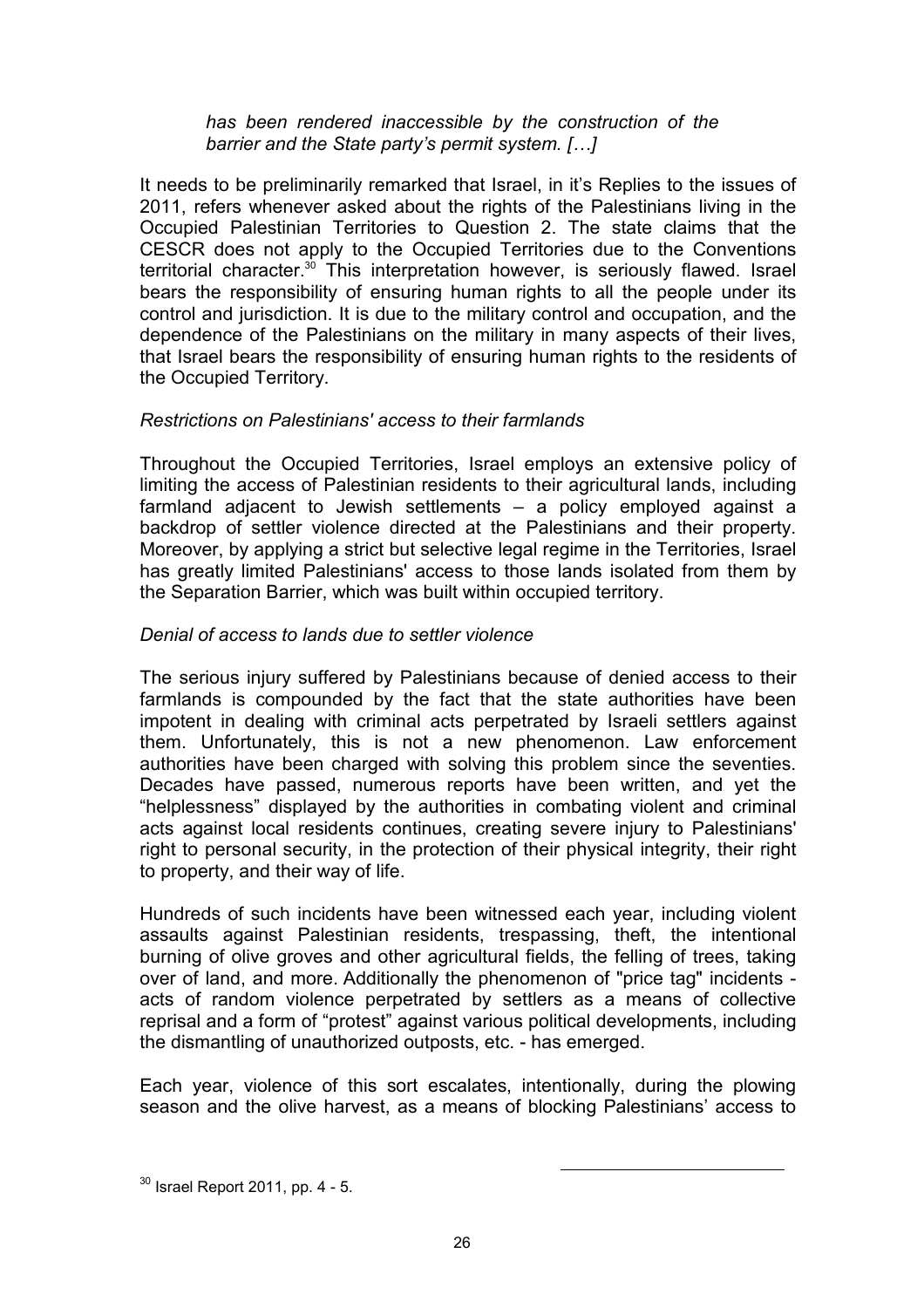*has been rendered inaccessible by the construction of the barrier and the State party's permit system. […]*

It needs to be preliminarily remarked that Israel, in it's Replies to the issues of 2011, refers whenever asked about the rights of the Palestinians living in the Occupied Palestinian Territories to Question 2. The state claims that the CESCR does not apply to the Occupied Territories due to the Conventions territorial character.[30] This interpretation however, is seriously flawed. Israel bears the responsibility of ensuring human rights to all the people under its control and jurisdiction. It is due to the military control and occupation, and the dependence of the Palestinians on the military in many aspects of their lives, that Israel bears the responsibility of ensuring human rights to the residents of the Occupied Territory.

*Restrictions on Palestinians' access to their farmlands*

Throughout the Occupied Territories, Israel employs an extensive policy of limiting the access of Palestinian residents to their agricultural lands, including farmland adjacent to Jewish settlements – a policy employed against a backdrop of settler violence directed at the Palestinians and their property. Moreover, by applying a strict but selective legal regime in the Territories, Israel has greatly limited Palestinians' access to those lands isolated from them by the Separation Barrier, which was built within occupied territory.

*Denial of access to lands due to settler violence*

The serious injury suffered by Palestinians because of denied access to their farmlands is compounded by the fact that the state authorities have been impotent in dealing with criminal acts perpetrated by Israeli settlers against them. Unfortunately, this is not a new phenomenon. Law enforcement authorities have been charged with solving this problem since the seventies. Decades have passed, numerous reports have been written, and yet the "helplessness" displayed by the authorities in combating violent and criminal acts against local residents continues, creating severe injury to Palestinians' right to personal security, in the protection of their physical integrity, their right to property, and their way of life.

Hundreds of such incidents have been witnessed each year, including violent assaults against Palestinian residents, trespassing, theft, the intentional burning of olive groves and other agricultural fields, the felling of trees, taking over of land, and more. Additionally the phenomenon of "price tag" incidents - acts of random violence perpetrated by settlers as a means of collective reprisal and a form of "protest" against various political developments, including the dismantling of unauthorized outposts, etc. - has emerged.

Each year, violence of this sort escalates, intentionally, during the plowing season and the olive harvest, as a means of blocking Palestinians' access to

[30] Israel Report 2011, pp. 4 - 5.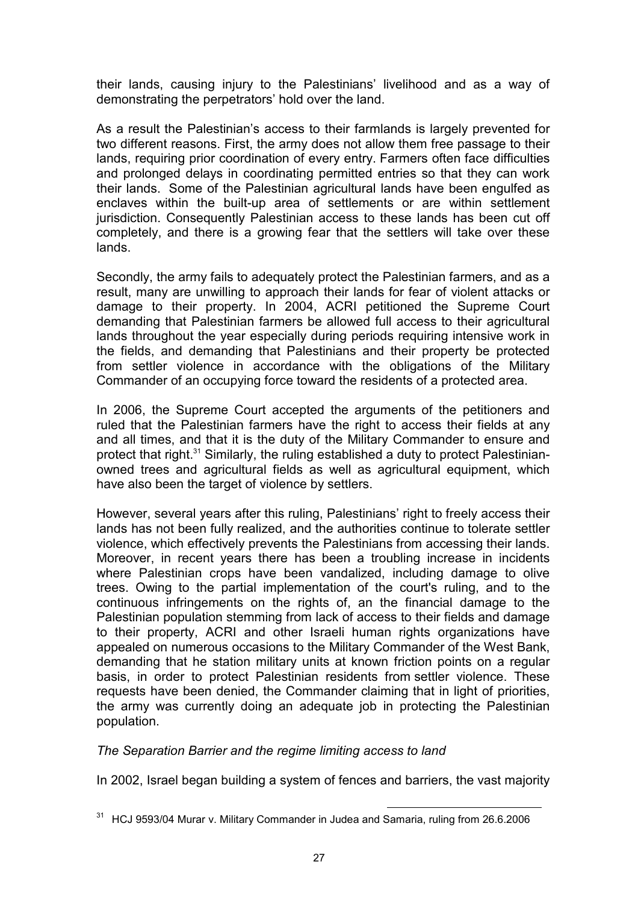their lands, causing injury to the Palestinians' livelihood and as a way of demonstrating the perpetrators' hold over the land.

As a result the Palestinian's access to their farmlands is largely prevented for two different reasons. First, the army does not allow them free passage to their lands, requiring prior coordination of every entry. Farmers often face difficulties and prolonged delays in coordinating permitted entries so that they can work their lands. Some of the Palestinian agricultural lands have been engulfed as enclaves within the built-up area of settlements or are within settlement jurisdiction. Consequently Palestinian access to these lands has been cut off completely, and there is a growing fear that the settlers will take over these lands.

Secondly, the army fails to adequately protect the Palestinian farmers, and as a result, many are unwilling to approach their lands for fear of violent attacks or damage to their property. In 2004, ACRI petitioned the Supreme Court demanding that Palestinian farmers be allowed full access to their agricultural lands throughout the year especially during periods requiring intensive work in the fields, and demanding that Palestinians and their property be protected from settler violence in accordance with the obligations of the Military Commander of an occupying force toward the residents of a protected area.

In 2006, the Supreme Court accepted the arguments of the petitioners and ruled that the Palestinian farmers have the right to access their fields at any and all times, and that it is the duty of the Military Commander to ensure and protect that right.[31] Similarly, the ruling established a duty to protect Palestinian-owned trees and agricultural fields as well as agricultural equipment, which have also been the target of violence by settlers.

However, several years after this ruling, Palestinians' right to freely access their lands has not been fully realized, and the authorities continue to tolerate settler violence, which effectively prevents the Palestinians from accessing their lands. Moreover, in recent years there has been a troubling increase in incidents where Palestinian crops have been vandalized, including damage to olive trees. Owing to the partial implementation of the court's ruling, and to the continuous infringements on the rights of, an the financial damage to the Palestinian population stemming from lack of access to their fields and damage to their property, ACRI and other Israeli human rights organizations have appealed on numerous occasions to the Military Commander of the West Bank, demanding that he station military units at known friction points on a regular basis, in order to protect Palestinian residents from settler violence. These requests have been denied, the Commander claiming that in light of priorities, the army was currently doing an adequate job in protecting the Palestinian population.

*The Separation Barrier and the regime limiting access to land*

In 2002, Israel began building a system of fences and barriers, the vast majority

[31] HCJ 9593/04 Murar v. Military Commander in Judea and Samaria, ruling from 26.6.2006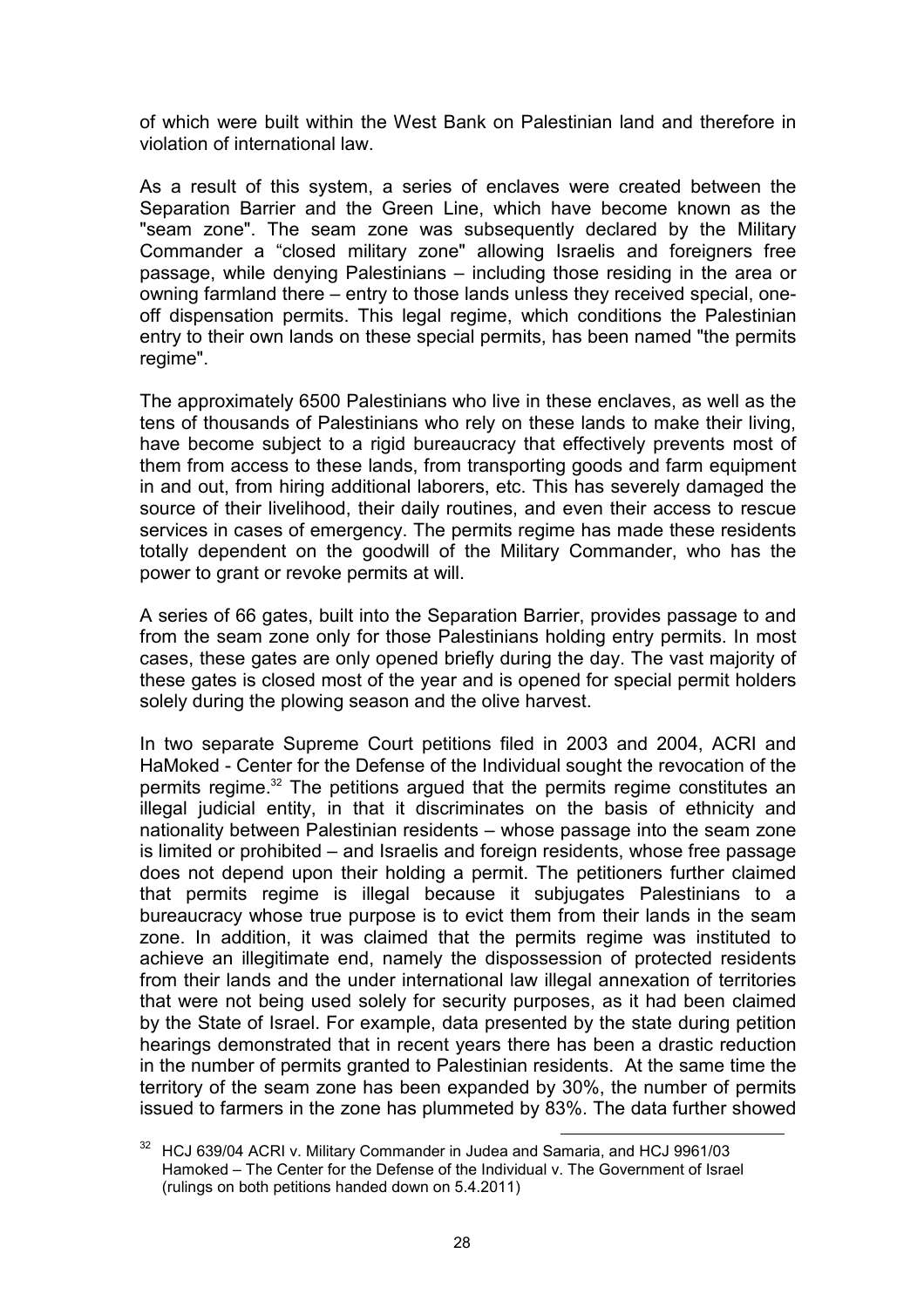of which were built within the West Bank on Palestinian land and therefore in violation of international law.

As a result of this system, a series of enclaves were created between the Separation Barrier and the Green Line, which have become known as the "seam zone". The seam zone was subsequently declared by the Military Commander a “closed military zone" allowing Israelis and foreigners free passage, while denying Palestinians – including those residing in the area or owning farmland there – entry to those lands unless they received special, one-off dispensation permits. This legal regime, which conditions the Palestinian entry to their own lands on these special permits, has been named "the permits regime".

The approximately 6500 Palestinians who live in these enclaves, as well as the tens of thousands of Palestinians who rely on these lands to make their living, have become subject to a rigid bureaucracy that effectively prevents most of them from access to these lands, from transporting goods and farm equipment in and out, from hiring additional laborers, etc. This has severely damaged the source of their livelihood, their daily routines, and even their access to rescue services in cases of emergency. The permits regime has made these residents totally dependent on the goodwill of the Military Commander, who has the power to grant or revoke permits at will.

A series of 66 gates, built into the Separation Barrier, provides passage to and from the seam zone only for those Palestinians holding entry permits. In most cases, these gates are only opened briefly during the day. The vast majority of these gates is closed most of the year and is opened for special permit holders solely during the plowing season and the olive harvest.

In two separate Supreme Court petitions filed in 2003 and 2004, ACRI and HaMoked - Center for the Defense of the Individual sought the revocation of the permits regime.[32] The petitions argued that the permits regime constitutes an illegal judicial entity, in that it discriminates on the basis of ethnicity and nationality between Palestinian residents – whose passage into the seam zone is limited or prohibited – and Israelis and foreign residents, whose free passage does not depend upon their holding a permit. The petitioners further claimed that permits regime is illegal because it subjugates Palestinians to a bureaucracy whose true purpose is to evict them from their lands in the seam zone. In addition, it was claimed that the permits regime was instituted to achieve an illegitimate end, namely the dispossession of protected residents from their lands and the under international law illegal annexation of territories that were not being used solely for security purposes, as it had been claimed by the State of Israel. For example, data presented by the state during petition hearings demonstrated that in recent years there has been a drastic reduction in the number of permits granted to Palestinian residents. At the same time the territory of the seam zone has been expanded by 30%, the number of permits issued to farmers in the zone has plummeted by 83%. The data further showed

[32] HCJ 639/04 ACRI v. Military Commander in Judea and Samaria, and HCJ 9961/03 Hamoked – The Center for the Defense of the Individual v. The Government of Israel (rulings on both petitions handed down on 5.4.2011)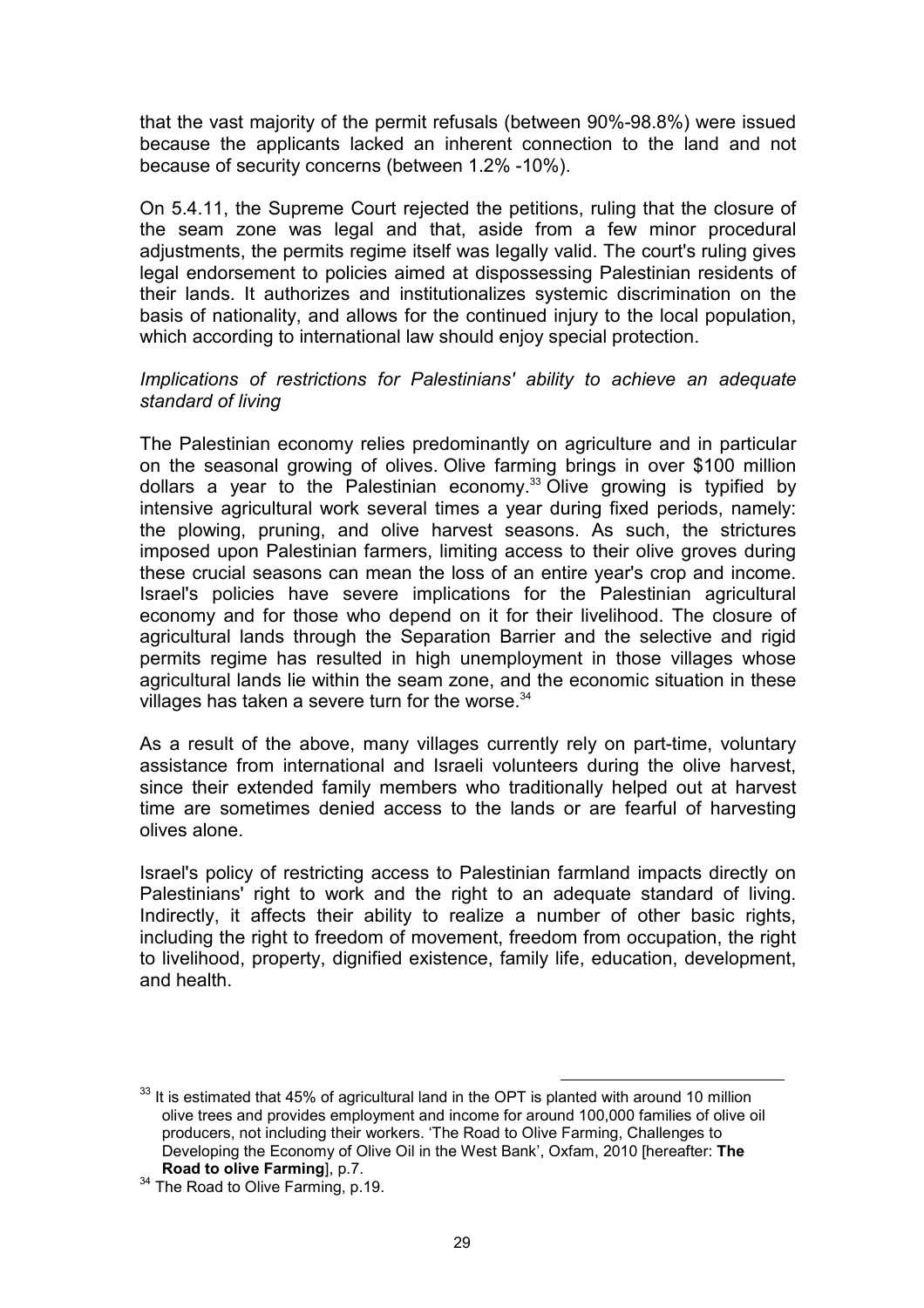that the vast majority of the permit refusals (between 90%-98.8%) were issued because the applicants lacked an inherent connection to the land and not because of security concerns (between 1.2% -10%).

On 5.4.11, the Supreme Court rejected the petitions, ruling that the closure of the seam zone was legal and that, aside from a few minor procedural adjustments, the permits regime itself was legally valid. The court's ruling gives legal endorsement to policies aimed at dispossessing Palestinian residents of their lands. It authorizes and institutionalizes systemic discrimination on the basis of nationality, and allows for the continued injury to the local population, which according to international law should enjoy special protection.

*Implications of restrictions for Palestinians' ability to achieve an adequate standard of living*

The Palestinian economy relies predominantly on agriculture and in particular on the seasonal growing of olives. Olive farming brings in over $100 million dollars a year to the Palestinian economy.[33] Olive growing is typified by intensive agricultural work several times a year during fixed periods, namely: the plowing, pruning, and olive harvest seasons. As such, the strictures imposed upon Palestinian farmers, limiting access to their olive groves during these crucial seasons can mean the loss of an entire year's crop and income. Israel's policies have severe implications for the Palestinian agricultural economy and for those who depend on it for their livelihood. The closure of agricultural lands through the Separation Barrier and the selective and rigid permits regime has resulted in high unemployment in those villages whose agricultural lands lie within the seam zone, and the economic situation in these villages has taken a severe turn for the worse.[34]

As a result of the above, many villages currently rely on part-time, voluntary assistance from international and Israeli volunteers during the olive harvest, since their extended family members who traditionally helped out at harvest time are sometimes denied access to the lands or are fearful of harvesting olives alone.

Israel's policy of restricting access to Palestinian farmland impacts directly on Palestinians' right to work and the right to an adequate standard of living. Indirectly, it affects their ability to realize a number of other basic rights, including the right to freedom of movement, freedom from occupation, the right to livelihood, property, dignified existence, family life, education, development, and health.

---

[33] It is estimated that 45% of agricultural land in the OPT is planted with around 10 million olive trees and provides employment and income for around 100,000 families of olive oil producers, not including their workers. 'The Road to Olive Farming, Challenges to Developing the Economy of Olive Oil in the West Bank', Oxfam, 2010 [hereafter: **The Road to olive Farming**], p.7.

[34] The Road to Olive Farming, p.19.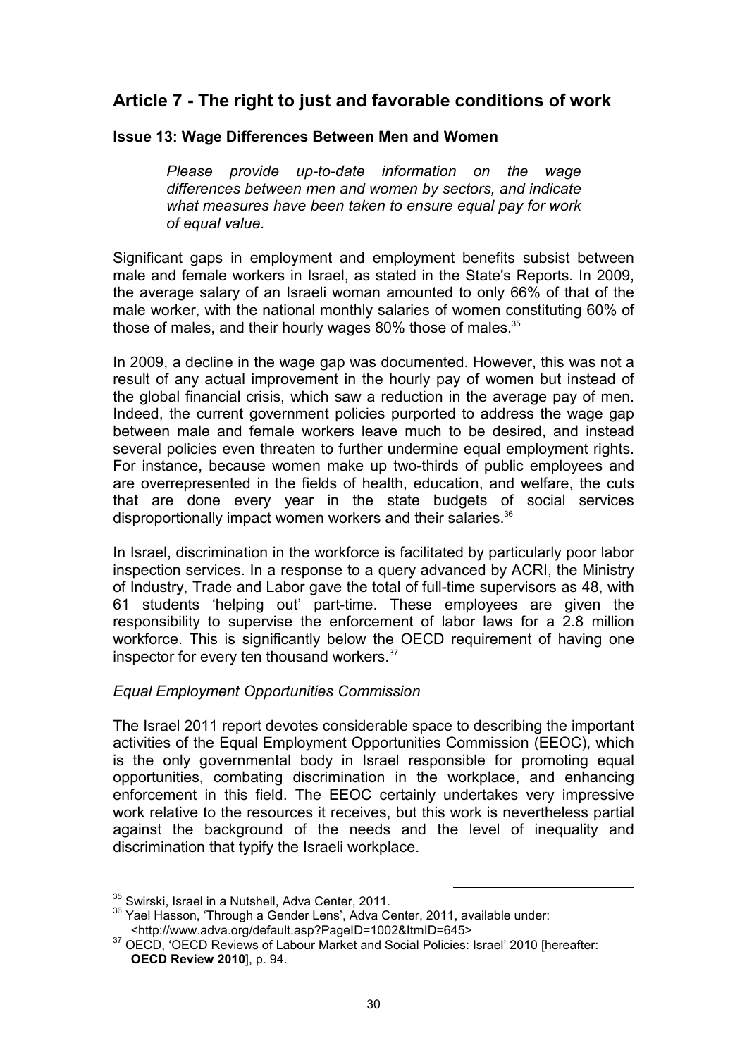## Article 7 - The right to just and favorable conditions of work

### Issue 13: Wage Differences Between Men and Women

> *Please provide up-to-date information on the wage differences between men and women by sectors, and indicate what measures have been taken to ensure equal pay for work of equal value.*

Significant gaps in employment and employment benefits subsist between male and female workers in Israel, as stated in the State's Reports. In 2009, the average salary of an Israeli woman amounted to only 66% of that of the male worker, with the national monthly salaries of women constituting 60% of those of males, and their hourly wages 80% those of males.[35]

In 2009, a decline in the wage gap was documented. However, this was not a result of any actual improvement in the hourly pay of women but instead of the global financial crisis, which saw a reduction in the average pay of men. Indeed, the current government policies purported to address the wage gap between male and female workers leave much to be desired, and instead several policies even threaten to further undermine equal employment rights. For instance, because women make up two-thirds of public employees and are overrepresented in the fields of health, education, and welfare, the cuts that are done every year in the state budgets of social services disproportionally impact women workers and their salaries.[36]

In Israel, discrimination in the workforce is facilitated by particularly poor labor inspection services. In a response to a query advanced by ACRI, the Ministry of Industry, Trade and Labor gave the total of full-time supervisors as 48, with 61 students 'helping out' part-time. These employees are given the responsibility to supervise the enforcement of labor laws for a 2.8 million workforce. This is significantly below the OECD requirement of having one inspector for every ten thousand workers.[37]

*Equal Employment Opportunities Commission*

The Israel 2011 report devotes considerable space to describing the important activities of the Equal Employment Opportunities Commission (EEOC), which is the only governmental body in Israel responsible for promoting equal opportunities, combating discrimination in the workplace, and enhancing enforcement in this field. The EEOC certainly undertakes very impressive work relative to the resources it receives, but this work is nevertheless partial against the background of the needs and the level of inequality and discrimination that typify the Israeli workplace.

---

[35] Swirski, Israel in a Nutshell, Adva Center, 2011.

[36] Yael Hasson, 'Through a Gender Lens', Adva Center, 2011, available under: <http://www.adva.org/default.asp?PageID=1002&ItmID=645>

[37] OECD, 'OECD Reviews of Labour Market and Social Policies: Israel' 2010 [hereafter: **OECD Review 2010**], p. 94.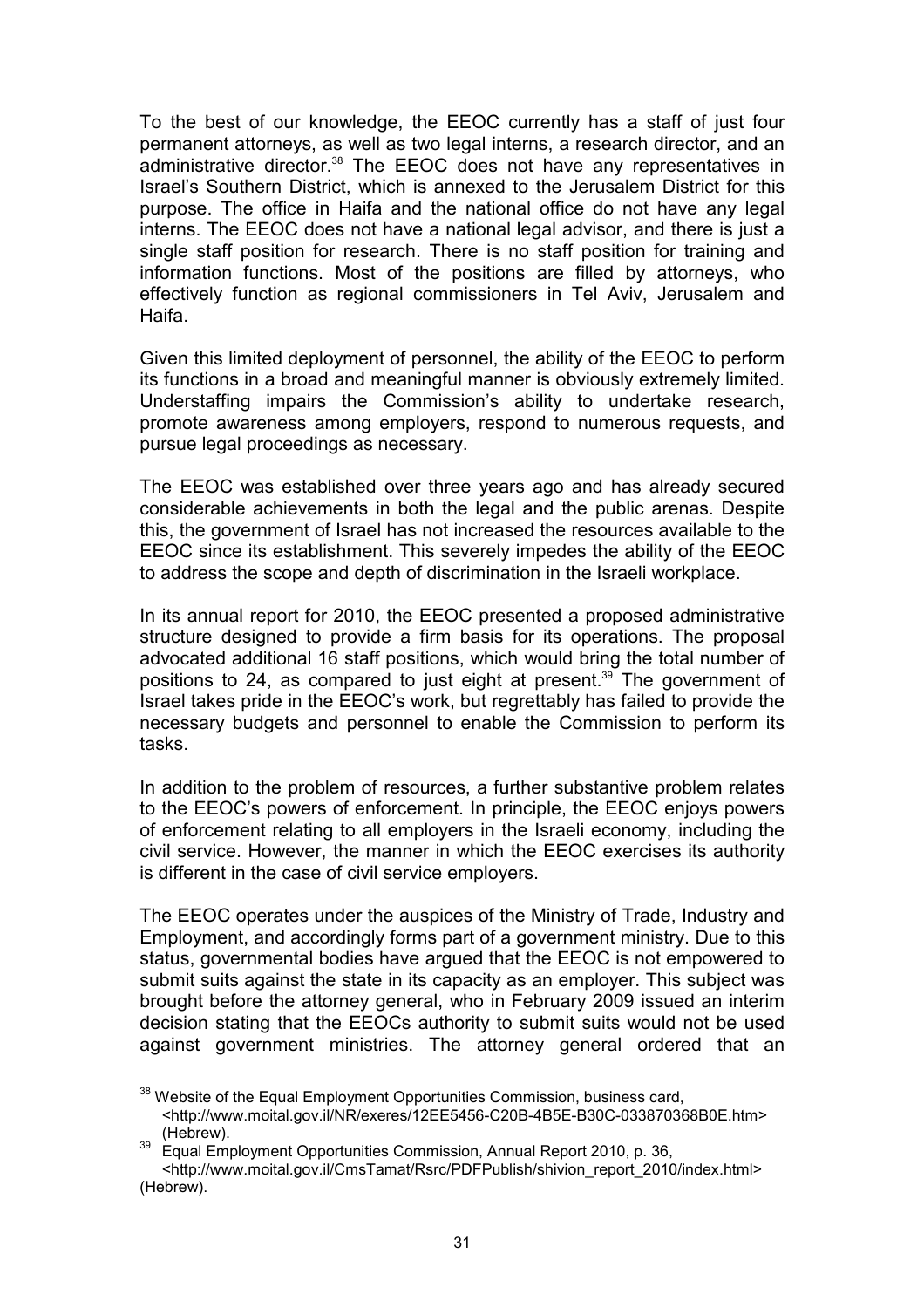To the best of our knowledge, the EEOC currently has a staff of just four permanent attorneys, as well as two legal interns, a research director, and an administrative director.[38] The EEOC does not have any representatives in Israel's Southern District, which is annexed to the Jerusalem District for this purpose. The office in Haifa and the national office do not have any legal interns. The EEOC does not have a national legal advisor, and there is just a single staff position for research. There is no staff position for training and information functions. Most of the positions are filled by attorneys, who effectively function as regional commissioners in Tel Aviv, Jerusalem and Haifa.

Given this limited deployment of personnel, the ability of the EEOC to perform its functions in a broad and meaningful manner is obviously extremely limited. Understaffing impairs the Commission's ability to undertake research, promote awareness among employers, respond to numerous requests, and pursue legal proceedings as necessary.

The EEOC was established over three years ago and has already secured considerable achievements in both the legal and the public arenas. Despite this, the government of Israel has not increased the resources available to the EEOC since its establishment. This severely impedes the ability of the EEOC to address the scope and depth of discrimination in the Israeli workplace.

In its annual report for 2010, the EEOC presented a proposed administrative structure designed to provide a firm basis for its operations. The proposal advocated additional 16 staff positions, which would bring the total number of positions to 24, as compared to just eight at present.[39] The government of Israel takes pride in the EEOC's work, but regrettably has failed to provide the necessary budgets and personnel to enable the Commission to perform its tasks.

In addition to the problem of resources, a further substantive problem relates to the EEOC's powers of enforcement. In principle, the EEOC enjoys powers of enforcement relating to all employers in the Israeli economy, including the civil service. However, the manner in which the EEOC exercises its authority is different in the case of civil service employers.

The EEOC operates under the auspices of the Ministry of Trade, Industry and Employment, and accordingly forms part of a government ministry. Due to this status, governmental bodies have argued that the EEOC is not empowered to submit suits against the state in its capacity as an employer. This subject was brought before the attorney general, who in February 2009 issued an interim decision stating that the EEOCs authority to submit suits would not be used against government ministries. The attorney general ordered that an

---

[38] Website of the Equal Employment Opportunities Commission, business card, <http://www.moital.gov.il/NR/exeres/12EE5456-C20B-4B5E-B30C-033870368B0E.htm> (Hebrew).

[39] Equal Employment Opportunities Commission, Annual Report 2010, p. 36, <http://www.moital.gov.il/CmsTamat/Rsrc/PDFPublish/shivion_report_2010/index.html> (Hebrew).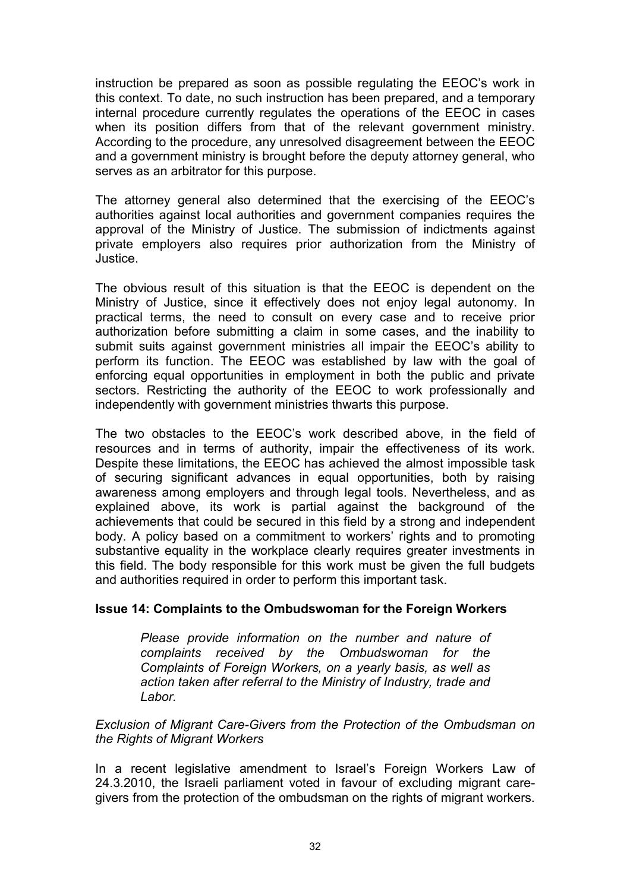instruction be prepared as soon as possible regulating the EEOC's work in this context. To date, no such instruction has been prepared, and a temporary internal procedure currently regulates the operations of the EEOC in cases when its position differs from that of the relevant government ministry. According to the procedure, any unresolved disagreement between the EEOC and a government ministry is brought before the deputy attorney general, who serves as an arbitrator for this purpose.

The attorney general also determined that the exercising of the EEOC's authorities against local authorities and government companies requires the approval of the Ministry of Justice. The submission of indictments against private employers also requires prior authorization from the Ministry of Justice.

The obvious result of this situation is that the EEOC is dependent on the Ministry of Justice, since it effectively does not enjoy legal autonomy. In practical terms, the need to consult on every case and to receive prior authorization before submitting a claim in some cases, and the inability to submit suits against government ministries all impair the EEOC's ability to perform its function. The EEOC was established by law with the goal of enforcing equal opportunities in employment in both the public and private sectors. Restricting the authority of the EEOC to work professionally and independently with government ministries thwarts this purpose.

The two obstacles to the EEOC's work described above, in the field of resources and in terms of authority, impair the effectiveness of its work. Despite these limitations, the EEOC has achieved the almost impossible task of securing significant advances in equal opportunities, both by raising awareness among employers and through legal tools. Nevertheless, and as explained above, its work is partial against the background of the achievements that could be secured in this field by a strong and independent body. A policy based on a commitment to workers' rights and to promoting substantive equality in the workplace clearly requires greater investments in this field. The body responsible for this work must be given the full budgets and authorities required in order to perform this important task.

### Issue 14: Complaints to the Ombudswoman for the Foreign Workers

> *Please provide information on the number and nature of complaints received by the Ombudswoman for the Complaints of Foreign Workers, on a yearly basis, as well as action taken after referral to the Ministry of Industry, trade and Labor.*

*Exclusion of Migrant Care-Givers from the Protection of the Ombudsman on the Rights of Migrant Workers*

In a recent legislative amendment to Israel's Foreign Workers Law of 24.3.2010, the Israeli parliament voted in favour of excluding migrant care-givers from the protection of the ombudsman on the rights of migrant workers.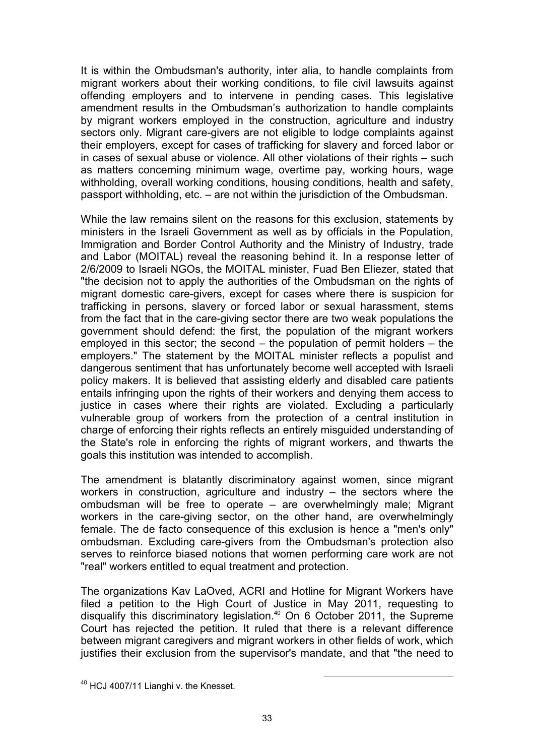It is within the Ombudsman's authority, inter alia, to handle complaints from migrant workers about their working conditions, to file civil lawsuits against offending employers and to intervene in pending cases. This legislative amendment results in the Ombudsman's authorization to handle complaints by migrant workers employed in the construction, agriculture and industry sectors only. Migrant care-givers are not eligible to lodge complaints against their employers, except for cases of trafficking for slavery and forced labor or in cases of sexual abuse or violence. All other violations of their rights – such as matters concerning minimum wage, overtime pay, working hours, wage withholding, overall working conditions, housing conditions, health and safety, passport withholding, etc. – are not within the jurisdiction of the Ombudsman.

While the law remains silent on the reasons for this exclusion, statements by ministers in the Israeli Government as well as by officials in the Population, Immigration and Border Control Authority and the Ministry of Industry, trade and Labor (MOITAL) reveal the reasoning behind it. In a response letter of 2/6/2009 to Israeli NGOs, the MOITAL minister, Fuad Ben Eliezer, stated that "the decision not to apply the authorities of the Ombudsman on the rights of migrant domestic care-givers, except for cases where there is suspicion for trafficking in persons, slavery or forced labor or sexual harassment, stems from the fact that in the care-giving sector there are two weak populations the government should defend: the first, the population of the migrant workers employed in this sector; the second – the population of permit holders – the employers." The statement by the MOITAL minister reflects a populist and dangerous sentiment that has unfortunately become well accepted with Israeli policy makers. It is believed that assisting elderly and disabled care patients entails infringing upon the rights of their workers and denying them access to justice in cases where their rights are violated. Excluding a particularly vulnerable group of workers from the protection of a central institution in charge of enforcing their rights reflects an entirely misguided understanding of the State's role in enforcing the rights of migrant workers, and thwarts the goals this institution was intended to accomplish.

The amendment is blatantly discriminatory against women, since migrant workers in construction, agriculture and industry – the sectors where the ombudsman will be free to operate – are overwhelmingly male; Migrant workers in the care-giving sector, on the other hand, are overwhelmingly female. The de facto consequence of this exclusion is hence a "men's only" ombudsman. Excluding care-givers from the Ombudsman's protection also serves to reinforce biased notions that women performing care work are not "real" workers entitled to equal treatment and protection.

The organizations Kav LaOved, ACRI and Hotline for Migrant Workers have filed a petition to the High Court of Justice in May 2011, requesting to disqualify this discriminatory legislation.[40] On 6 October 2011, the Supreme Court has rejected the petition. It ruled that there is a relevant difference between migrant caregivers and migrant workers in other fields of work, which justifies their exclusion from the supervisor's mandate, and that "the need to

---

[40] HCJ 4007/11 Lianghi v. the Knesset.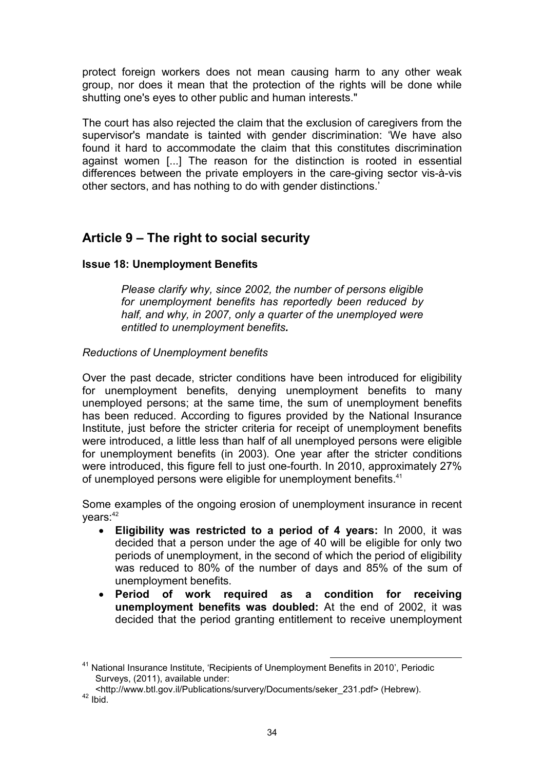protect foreign workers does not mean causing harm to any other weak group, nor does it mean that the protection of the rights will be done while shutting one's eyes to other public and human interests."

The court has also rejected the claim that the exclusion of caregivers from the supervisor's mandate is tainted with gender discrimination: 'We have also found it hard to accommodate the claim that this constitutes discrimination against women [...] The reason for the distinction is rooted in essential differences between the private employers in the care-giving sector vis-à-vis other sectors, and has nothing to do with gender distinctions.'

## Article 9 – The right to social security

### Issue 18: Unemployment Benefits

> *Please clarify why, since 2002, the number of persons eligible for unemployment benefits has reportedly been reduced by half, and why, in 2007, only a quarter of the unemployed were entitled to unemployment benefits.*

*Reductions of Unemployment benefits*

Over the past decade, stricter conditions have been introduced for eligibility for unemployment benefits, denying unemployment benefits to many unemployed persons; at the same time, the sum of unemployment benefits has been reduced. According to figures provided by the National Insurance Institute, just before the stricter criteria for receipt of unemployment benefits were introduced, a little less than half of all unemployed persons were eligible for unemployment benefits (in 2003). One year after the stricter conditions were introduced, this figure fell to just one-fourth. In 2010, approximately 27% of unemployed persons were eligible for unemployment benefits.[41]

Some examples of the ongoing erosion of unemployment insurance in recent years:[42]

- **Eligibility was restricted to a period of 4 years:** In 2000, it was decided that a person under the age of 40 will be eligible for only two periods of unemployment, in the second of which the period of eligibility was reduced to 80% of the number of days and 85% of the sum of unemployment benefits.
- **Period of work required as a condition for receiving unemployment benefits was doubled:** At the end of 2002, it was decided that the period granting entitlement to receive unemployment

---

[41] National Insurance Institute, 'Recipients of Unemployment Benefits in 2010', Periodic Surveys, (2011), available under: <http://www.btl.gov.il/Publications/survery/Documents/seker_231.pdf> (Hebrew).

[42] Ibid.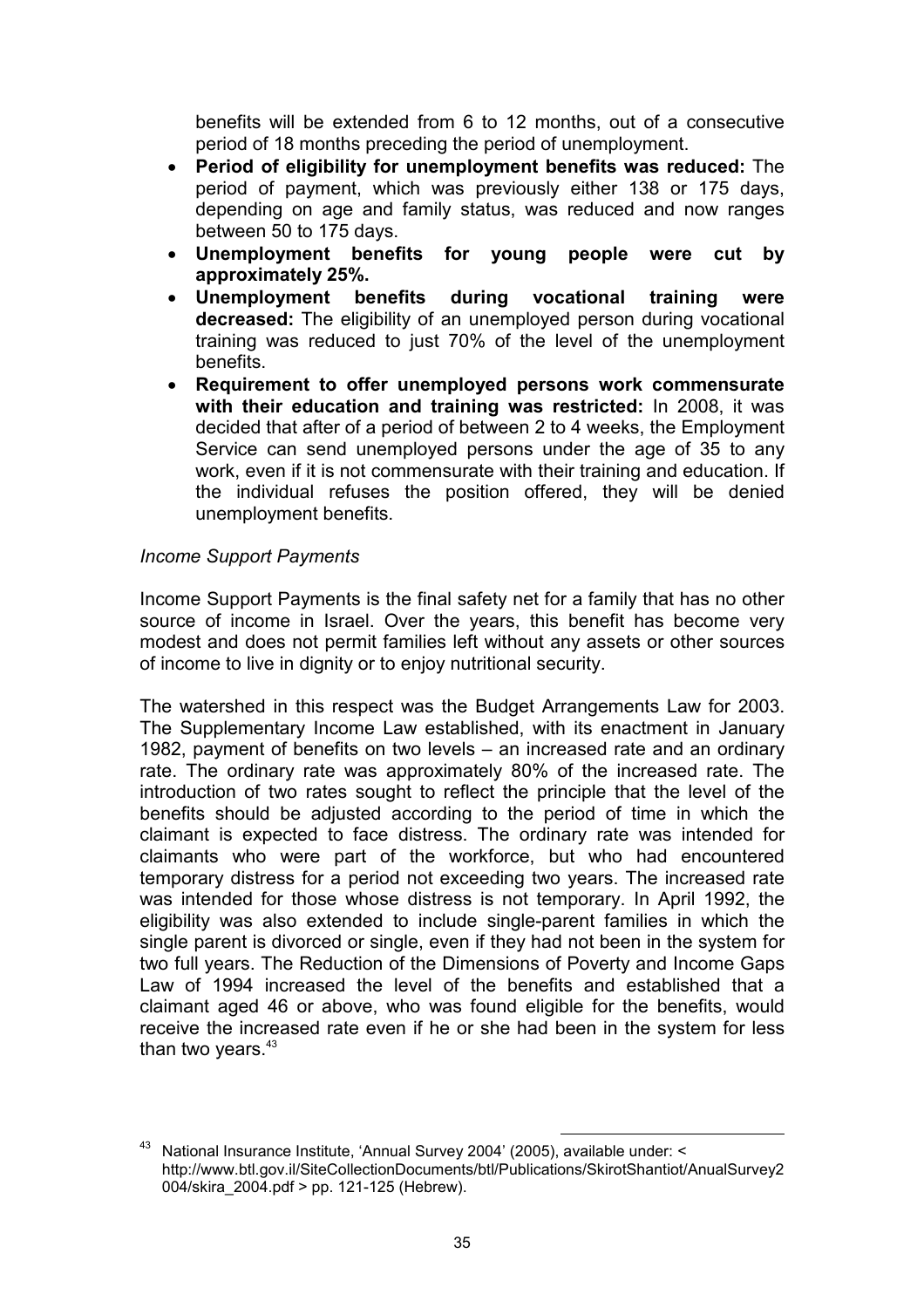benefits will be extended from 6 to 12 months, out of a consecutive period of 18 months preceding the period of unemployment.

- **Period of eligibility for unemployment benefits was reduced:** The period of payment, which was previously either 138 or 175 days, depending on age and family status, was reduced and now ranges between 50 to 175 days.
- **Unemployment benefits for young people were cut by approximately 25%.**
- **Unemployment benefits during vocational training were decreased:** The eligibility of an unemployed person during vocational training was reduced to just 70% of the level of the unemployment benefits.
- **Requirement to offer unemployed persons work commensurate with their education and training was restricted:** In 2008, it was decided that after of a period of between 2 to 4 weeks, the Employment Service can send unemployed persons under the age of 35 to any work, even if it is not commensurate with their training and education. If the individual refuses the position offered, they will be denied unemployment benefits.

*Income Support Payments*

Income Support Payments is the final safety net for a family that has no other source of income in Israel. Over the years, this benefit has become very modest and does not permit families left without any assets or other sources of income to live in dignity or to enjoy nutritional security.

The watershed in this respect was the Budget Arrangements Law for 2003. The Supplementary Income Law established, with its enactment in January 1982, payment of benefits on two levels – an increased rate and an ordinary rate. The ordinary rate was approximately 80% of the increased rate. The introduction of two rates sought to reflect the principle that the level of the benefits should be adjusted according to the period of time in which the claimant is expected to face distress. The ordinary rate was intended for claimants who were part of the workforce, but who had encountered temporary distress for a period not exceeding two years. The increased rate was intended for those whose distress is not temporary. In April 1992, the eligibility was also extended to include single-parent families in which the single parent is divorced or single, even if they had not been in the system for two full years. The Reduction of the Dimensions of Poverty and Income Gaps Law of 1994 increased the level of the benefits and established that a claimant aged 46 or above, who was found eligible for the benefits, would receive the increased rate even if he or she had been in the system for less than two years.[43]

[43] National Insurance Institute, 'Annual Survey 2004' (2005), available under: < http://www.btl.gov.il/SiteCollectionDocuments/btl/Publications/SkirotShantiot/AnualSurvey2004/skira_2004.pdf > pp. 121-125 (Hebrew).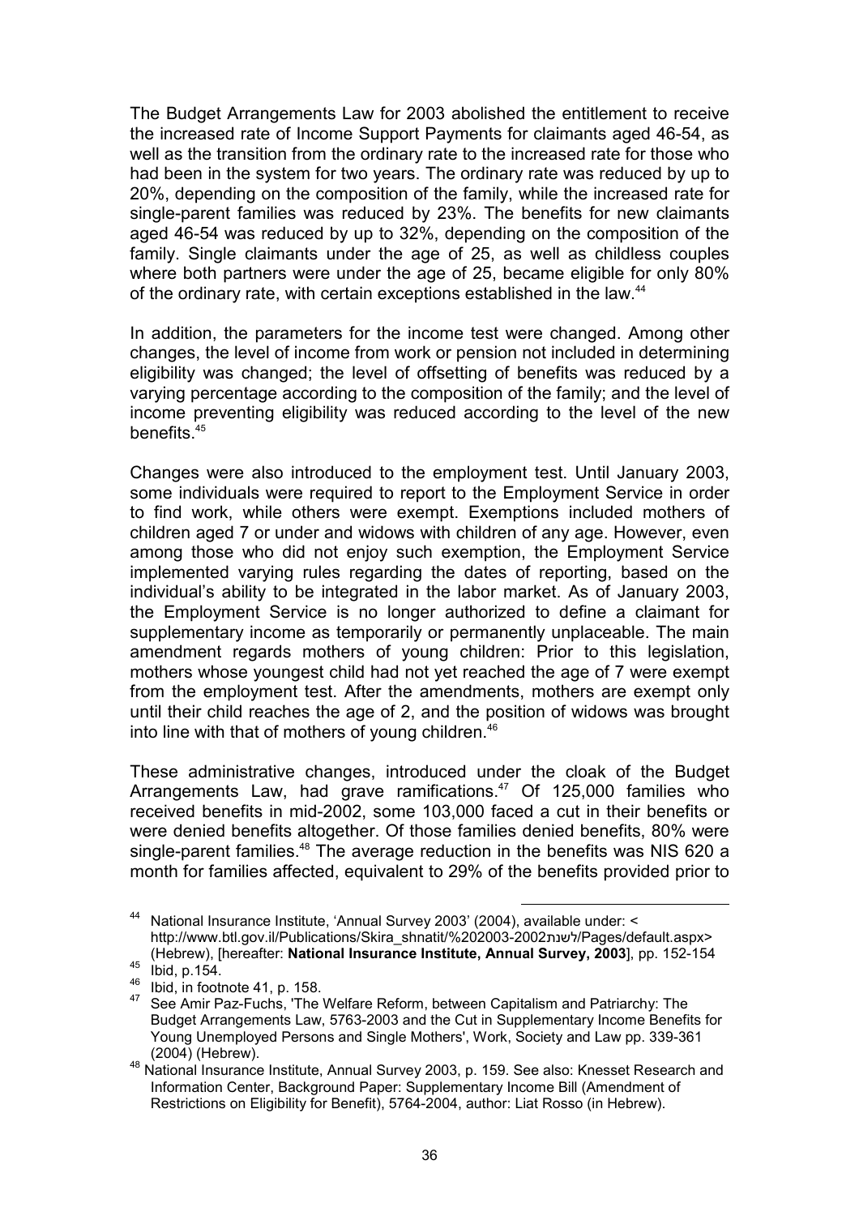The Budget Arrangements Law for 2003 abolished the entitlement to receive the increased rate of Income Support Payments for claimants aged 46-54, as well as the transition from the ordinary rate to the increased rate for those who had been in the system for two years. The ordinary rate was reduced by up to 20%, depending on the composition of the family, while the increased rate for single-parent families was reduced by 23%. The benefits for new claimants aged 46-54 was reduced by up to 32%, depending on the composition of the family. Single claimants under the age of 25, as well as childless couples where both partners were under the age of 25, became eligible for only 80% of the ordinary rate, with certain exceptions established in the law.[44]

In addition, the parameters for the income test were changed. Among other changes, the level of income from work or pension not included in determining eligibility was changed; the level of offsetting of benefits was reduced by a varying percentage according to the composition of the family; and the level of income preventing eligibility was reduced according to the level of the new benefits.[45]

Changes were also introduced to the employment test. Until January 2003, some individuals were required to report to the Employment Service in order to find work, while others were exempt. Exemptions included mothers of children aged 7 or under and widows with children of any age. However, even among those who did not enjoy such exemption, the Employment Service implemented varying rules regarding the dates of reporting, based on the individual's ability to be integrated in the labor market. As of January 2003, the Employment Service is no longer authorized to define a claimant for supplementary income as temporarily or permanently unplaceable. The main amendment regards mothers of young children: Prior to this legislation, mothers whose youngest child had not yet reached the age of 7 were exempt from the employment test. After the amendments, mothers are exempt only until their child reaches the age of 2, and the position of widows was brought into line with that of mothers of young children.[46]

These administrative changes, introduced under the cloak of the Budget Arrangements Law, had grave ramifications.[47] Of 125,000 families who received benefits in mid-2002, some 103,000 faced a cut in their benefits or were denied benefits altogether. Of those families denied benefits, 80% were single-parent families.[48] The average reduction in the benefits was NIS 620 a month for families affected, equivalent to 29% of the benefits provided prior to

---

[44] National Insurance Institute, 'Annual Survey 2003' (2004), available under: < http://www.btl.gov.il/Publications/Skira_shnatit/%202003-2002לשנת/Pages/default.aspx> (Hebrew), [hereafter: **National Insurance Institute, Annual Survey, 2003**], pp. 152-154

[45] Ibid, p.154.

[46] Ibid, in footnote 41, p. 158.

[47] See Amir Paz-Fuchs, 'The Welfare Reform, between Capitalism and Patriarchy: The Budget Arrangements Law, 5763-2003 and the Cut in Supplementary Income Benefits for Young Unemployed Persons and Single Mothers', Work, Society and Law pp. 339-361 (2004) (Hebrew).

[48] National Insurance Institute, Annual Survey 2003, p. 159. See also: Knesset Research and Information Center, Background Paper: Supplementary Income Bill (Amendment of Restrictions on Eligibility for Benefit), 5764-2004, author: Liat Rosso (in Hebrew).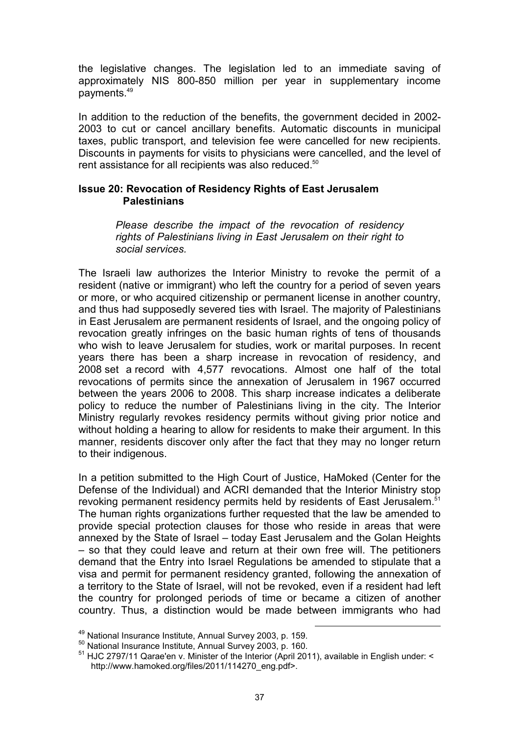the legislative changes. The legislation led to an immediate saving of approximately NIS 800-850 million per year in supplementary income payments.[49]

In addition to the reduction of the benefits, the government decided in 2002-2003 to cut or cancel ancillary benefits. Automatic discounts in municipal taxes, public transport, and television fee were cancelled for new recipients. Discounts in payments for visits to physicians were cancelled, and the level of rent assistance for all recipients was also reduced.[50]

### Issue 20: Revocation of Residency Rights of East Jerusalem Palestinians

> *Please describe the impact of the revocation of residency rights of Palestinians living in East Jerusalem on their right to social services.*

The Israeli law authorizes the Interior Ministry to revoke the permit of a resident (native or immigrant) who left the country for a period of seven years or more, or who acquired citizenship or permanent license in another country, and thus had supposedly severed ties with Israel. The majority of Palestinians in East Jerusalem are permanent residents of Israel, and the ongoing policy of revocation greatly infringes on the basic human rights of tens of thousands who wish to leave Jerusalem for studies, work or marital purposes. In recent years there has been a sharp increase in revocation of residency, and 2008 set a record with 4,577 revocations. Almost one half of the total revocations of permits since the annexation of Jerusalem in 1967 occurred between the years 2006 to 2008. This sharp increase indicates a deliberate policy to reduce the number of Palestinians living in the city. The Interior Ministry regularly revokes residency permits without giving prior notice and without holding a hearing to allow for residents to make their argument. In this manner, residents discover only after the fact that they may no longer return to their indigenous.

In a petition submitted to the High Court of Justice, HaMoked (Center for the Defense of the Individual) and ACRI demanded that the Interior Ministry stop revoking permanent residency permits held by residents of East Jerusalem.[51] The human rights organizations further requested that the law be amended to provide special protection clauses for those who reside in areas that were annexed by the State of Israel – today East Jerusalem and the Golan Heights – so that they could leave and return at their own free will. The petitioners demand that the Entry into Israel Regulations be amended to stipulate that a visa and permit for permanent residency granted, following the annexation of a territory to the State of Israel, will not be revoked, even if a resident had left the country for prolonged periods of time or became a citizen of another country. Thus, a distinction would be made between immigrants who had

---

[49] National Insurance Institute, Annual Survey 2003, p. 159.

[50] National Insurance Institute, Annual Survey 2003, p. 160.

[51] HJC 2797/11 Qarae'en v. Minister of the Interior (April 2011), available in English under: < http://www.hamoked.org/files/2011/114270_eng.pdf>.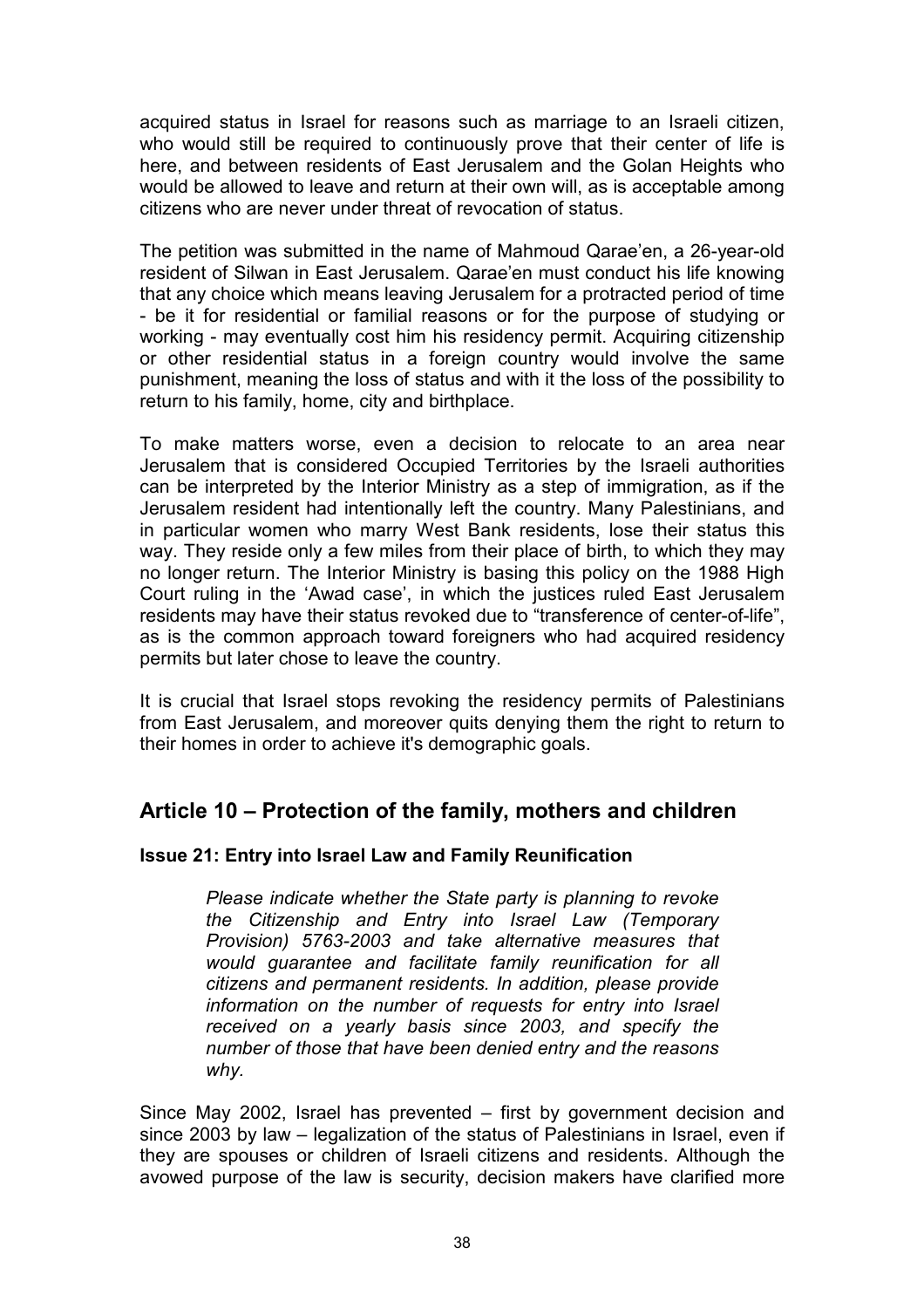acquired status in Israel for reasons such as marriage to an Israeli citizen, who would still be required to continuously prove that their center of life is here, and between residents of East Jerusalem and the Golan Heights who would be allowed to leave and return at their own will, as is acceptable among citizens who are never under threat of revocation of status.

The petition was submitted in the name of Mahmoud Qarae'en, a 26-year-old resident of Silwan in East Jerusalem. Qarae'en must conduct his life knowing that any choice which means leaving Jerusalem for a protracted period of time - be it for residential or familial reasons or for the purpose of studying or working - may eventually cost him his residency permit. Acquiring citizenship or other residential status in a foreign country would involve the same punishment, meaning the loss of status and with it the loss of the possibility to return to his family, home, city and birthplace.

To make matters worse, even a decision to relocate to an area near Jerusalem that is considered Occupied Territories by the Israeli authorities can be interpreted by the Interior Ministry as a step of immigration, as if the Jerusalem resident had intentionally left the country. Many Palestinians, and in particular women who marry West Bank residents, lose their status this way. They reside only a few miles from their place of birth, to which they may no longer return. The Interior Ministry is basing this policy on the 1988 High Court ruling in the 'Awad case', in which the justices ruled East Jerusalem residents may have their status revoked due to "transference of center-of-life", as is the common approach toward foreigners who had acquired residency permits but later chose to leave the country.

It is crucial that Israel stops revoking the residency permits of Palestinians from East Jerusalem, and moreover quits denying them the right to return to their homes in order to achieve it's demographic goals.

## Article 10 – Protection of the family, mothers and children

### Issue 21: Entry into Israel Law and Family Reunification

> *Please indicate whether the State party is planning to revoke the Citizenship and Entry into Israel Law (Temporary Provision) 5763-2003 and take alternative measures that would guarantee and facilitate family reunification for all citizens and permanent residents. In addition, please provide information on the number of requests for entry into Israel received on a yearly basis since 2003, and specify the number of those that have been denied entry and the reasons why.*

Since May 2002, Israel has prevented – first by government decision and since 2003 by law – legalization of the status of Palestinians in Israel, even if they are spouses or children of Israeli citizens and residents. Although the avowed purpose of the law is security, decision makers have clarified more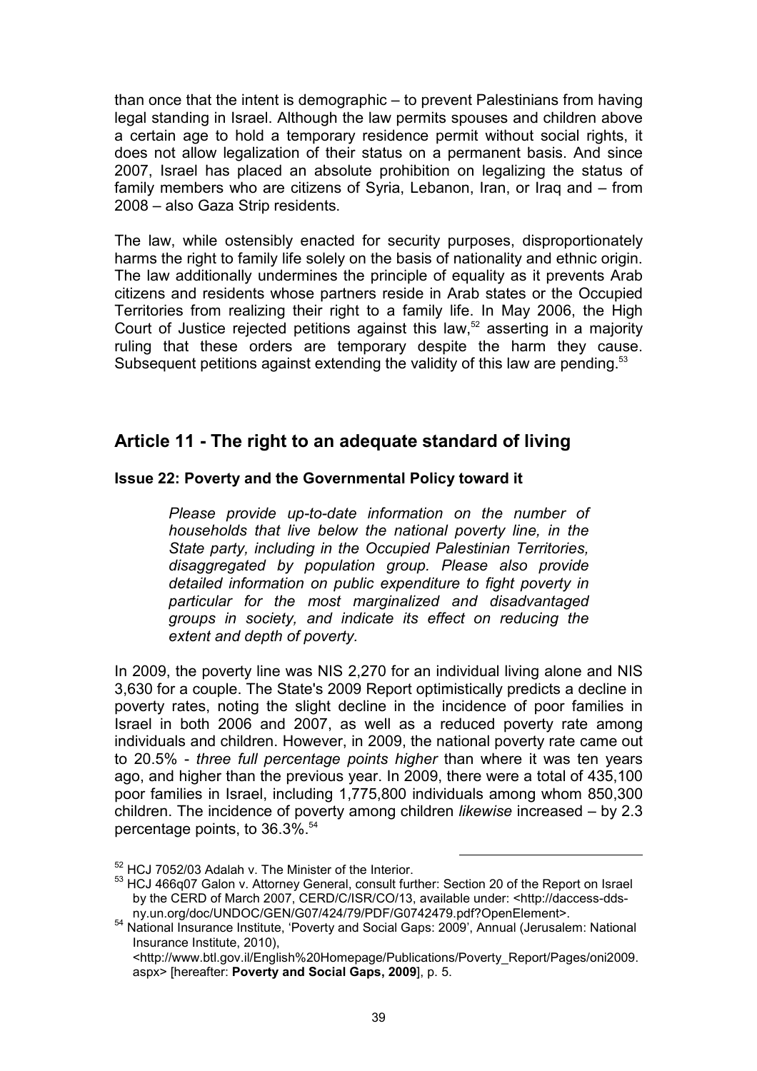than once that the intent is demographic – to prevent Palestinians from having legal standing in Israel. Although the law permits spouses and children above a certain age to hold a temporary residence permit without social rights, it does not allow legalization of their status on a permanent basis. And since 2007, Israel has placed an absolute prohibition on legalizing the status of family members who are citizens of Syria, Lebanon, Iran, or Iraq and – from 2008 – also Gaza Strip residents.

The law, while ostensibly enacted for security purposes, disproportionately harms the right to family life solely on the basis of nationality and ethnic origin. The law additionally undermines the principle of equality as it prevents Arab citizens and residents whose partners reside in Arab states or the Occupied Territories from realizing their right to a family life. In May 2006, the High Court of Justice rejected petitions against this law,[52] asserting in a majority ruling that these orders are temporary despite the harm they cause. Subsequent petitions against extending the validity of this law are pending.[53]

## Article 11 - The right to an adequate standard of living

### Issue 22: Poverty and the Governmental Policy toward it

> *Please provide up-to-date information on the number of households that live below the national poverty line, in the State party, including in the Occupied Palestinian Territories, disaggregated by population group. Please also provide detailed information on public expenditure to fight poverty in particular for the most marginalized and disadvantaged groups in society, and indicate its effect on reducing the extent and depth of poverty.*

In 2009, the poverty line was NIS 2,270 for an individual living alone and NIS 3,630 for a couple. The State's 2009 Report optimistically predicts a decline in poverty rates, noting the slight decline in the incidence of poor families in Israel in both 2006 and 2007, as well as a reduced poverty rate among individuals and children. However, in 2009, the national poverty rate came out to 20.5% - *three full percentage points higher* than where it was ten years ago, and higher than the previous year. In 2009, there were a total of 435,100 poor families in Israel, including 1,775,800 individuals among whom 850,300 children. The incidence of poverty among children *likewise* increased – by 2.3 percentage points, to 36.3%.[54]

---

[52] HCJ 7052/03 Adalah v. The Minister of the Interior.

[53] HCJ 466q07 Galon v. Attorney General, consult further: Section 20 of the Report on Israel by the CERD of March 2007, CERD/C/ISR/CO/13, available under: <http://daccess-dds-ny.un.org/doc/UNDOC/GEN/G07/424/79/PDF/G0742479.pdf?OpenElement>.

[54] National Insurance Institute, 'Poverty and Social Gaps: 2009', Annual (Jerusalem: National Insurance Institute, 2010), <http://www.btl.gov.il/English%20Homepage/Publications/Poverty_Report/Pages/oni2009.aspx> [hereafter: **Poverty and Social Gaps, 2009**], p. 5.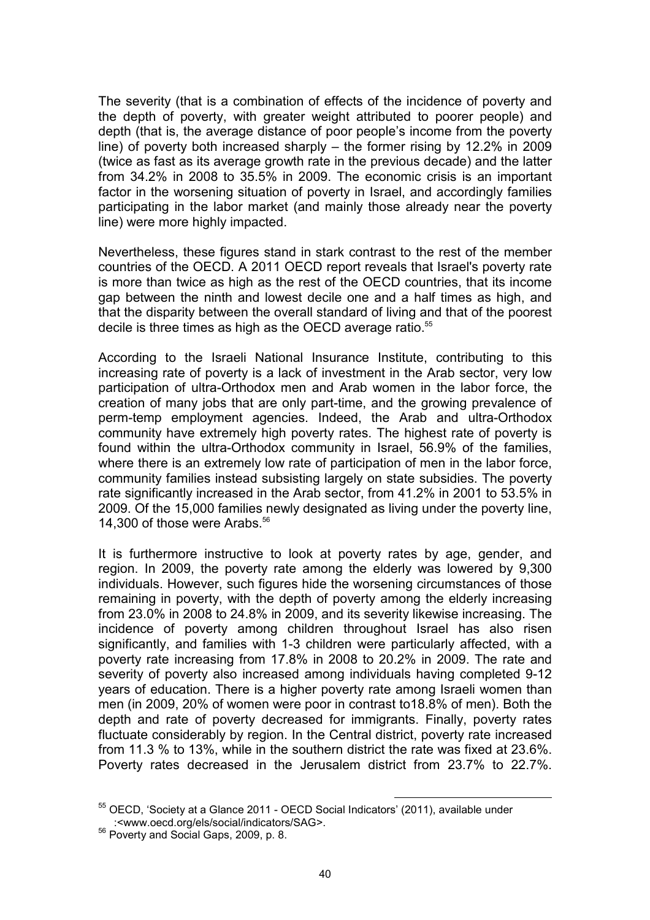The severity (that is a combination of effects of the incidence of poverty and the depth of poverty, with greater weight attributed to poorer people) and depth (that is, the average distance of poor people's income from the poverty line) of poverty both increased sharply – the former rising by 12.2% in 2009 (twice as fast as its average growth rate in the previous decade) and the latter from 34.2% in 2008 to 35.5% in 2009. The economic crisis is an important factor in the worsening situation of poverty in Israel, and accordingly families participating in the labor market (and mainly those already near the poverty line) were more highly impacted.

Nevertheless, these figures stand in stark contrast to the rest of the member countries of the OECD. A 2011 OECD report reveals that Israel's poverty rate is more than twice as high as the rest of the OECD countries, that its income gap between the ninth and lowest decile one and a half times as high, and that the disparity between the overall standard of living and that of the poorest decile is three times as high as the OECD average ratio.[55]

According to the Israeli National Insurance Institute, contributing to this increasing rate of poverty is a lack of investment in the Arab sector, very low participation of ultra-Orthodox men and Arab women in the labor force, the creation of many jobs that are only part-time, and the growing prevalence of perm-temp employment agencies. Indeed, the Arab and ultra-Orthodox community have extremely high poverty rates. The highest rate of poverty is found within the ultra-Orthodox community in Israel, 56.9% of the families, where there is an extremely low rate of participation of men in the labor force, community families instead subsisting largely on state subsidies. The poverty rate significantly increased in the Arab sector, from 41.2% in 2001 to 53.5% in 2009. Of the 15,000 families newly designated as living under the poverty line, 14,300 of those were Arabs.[56]

It is furthermore instructive to look at poverty rates by age, gender, and region. In 2009, the poverty rate among the elderly was lowered by 9,300 individuals. However, such figures hide the worsening circumstances of those remaining in poverty, with the depth of poverty among the elderly increasing from 23.0% in 2008 to 24.8% in 2009, and its severity likewise increasing. The incidence of poverty among children throughout Israel has also risen significantly, and families with 1-3 children were particularly affected, with a poverty rate increasing from 17.8% in 2008 to 20.2% in 2009. The rate and severity of poverty also increased among individuals having completed 9-12 years of education. There is a higher poverty rate among Israeli women than men (in 2009, 20% of women were poor in contrast to18.8% of men). Both the depth and rate of poverty decreased for immigrants. Finally, poverty rates fluctuate considerably by region. In the Central district, poverty rate increased from 11.3 % to 13%, while in the southern district the rate was fixed at 23.6%. Poverty rates decreased in the Jerusalem district from 23.7% to 22.7%.

---

[55] OECD, 'Society at a Glance 2011 - OECD Social Indicators' (2011), available under :<www.oecd.org/els/social/indicators/SAG>.

[56] Poverty and Social Gaps, 2009, p. 8.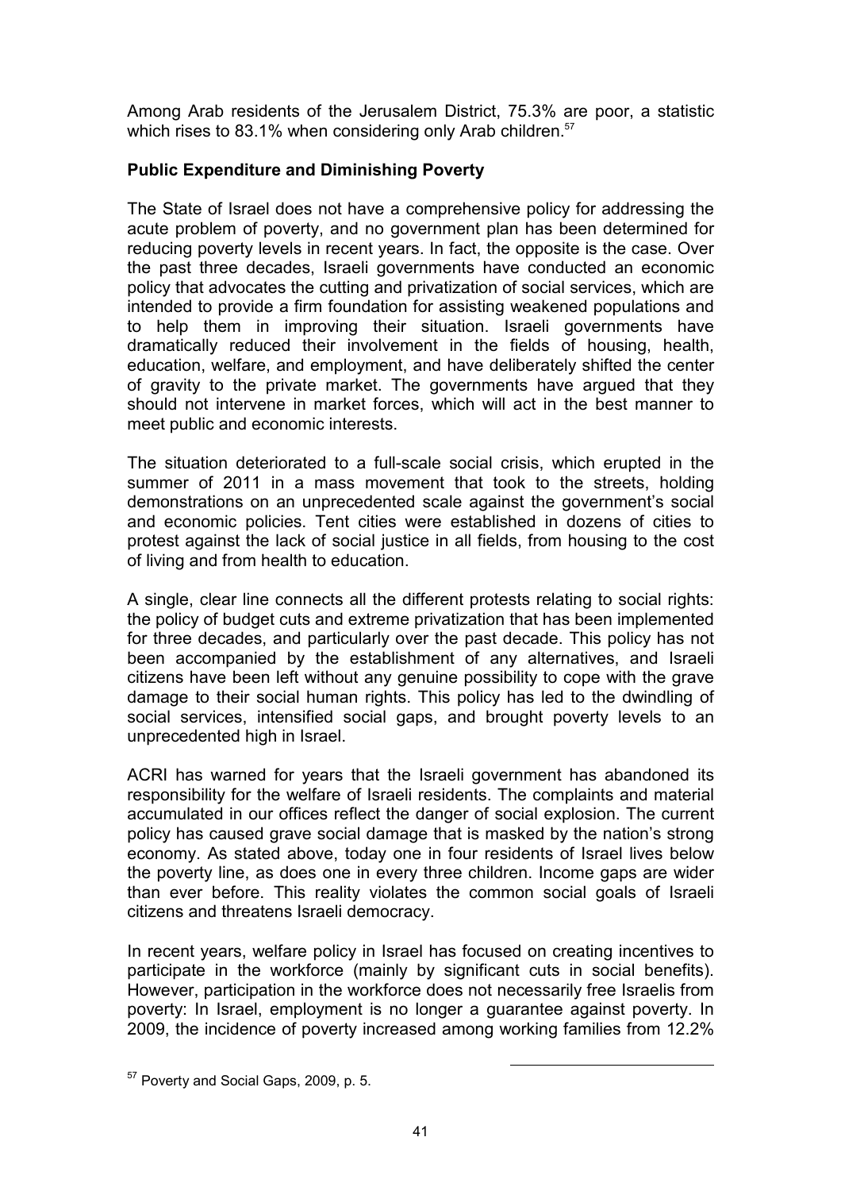Among Arab residents of the Jerusalem District, 75.3% are poor, a statistic which rises to 83.1% when considering only Arab children.[57]

**Public Expenditure and Diminishing Poverty**

The State of Israel does not have a comprehensive policy for addressing the acute problem of poverty, and no government plan has been determined for reducing poverty levels in recent years. In fact, the opposite is the case. Over the past three decades, Israeli governments have conducted an economic policy that advocates the cutting and privatization of social services, which are intended to provide a firm foundation for assisting weakened populations and to help them in improving their situation. Israeli governments have dramatically reduced their involvement in the fields of housing, health, education, welfare, and employment, and have deliberately shifted the center of gravity to the private market. The governments have argued that they should not intervene in market forces, which will act in the best manner to meet public and economic interests.

The situation deteriorated to a full-scale social crisis, which erupted in the summer of 2011 in a mass movement that took to the streets, holding demonstrations on an unprecedented scale against the government's social and economic policies. Tent cities were established in dozens of cities to protest against the lack of social justice in all fields, from housing to the cost of living and from health to education.

A single, clear line connects all the different protests relating to social rights: the policy of budget cuts and extreme privatization that has been implemented for three decades, and particularly over the past decade. This policy has not been accompanied by the establishment of any alternatives, and Israeli citizens have been left without any genuine possibility to cope with the grave damage to their social human rights. This policy has led to the dwindling of social services, intensified social gaps, and brought poverty levels to an unprecedented high in Israel.

ACRI has warned for years that the Israeli government has abandoned its responsibility for the welfare of Israeli residents. The complaints and material accumulated in our offices reflect the danger of social explosion. The current policy has caused grave social damage that is masked by the nation's strong economy. As stated above, today one in four residents of Israel lives below the poverty line, as does one in every three children. Income gaps are wider than ever before. This reality violates the common social goals of Israeli citizens and threatens Israeli democracy.

In recent years, welfare policy in Israel has focused on creating incentives to participate in the workforce (mainly by significant cuts in social benefits). However, participation in the workforce does not necessarily free Israelis from poverty: In Israel, employment is no longer a guarantee against poverty. In 2009, the incidence of poverty increased among working families from 12.2%

[57] Poverty and Social Gaps, 2009, p. 5.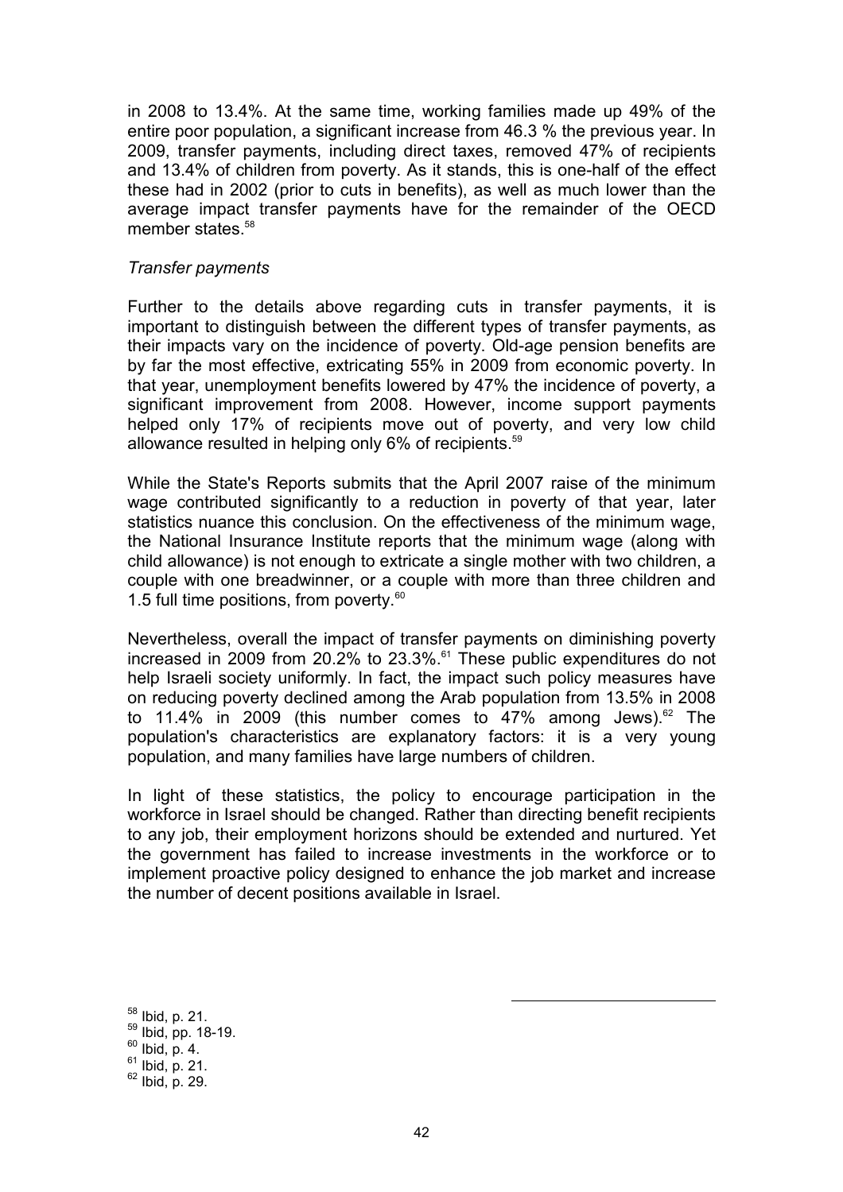in 2008 to 13.4%. At the same time, working families made up 49% of the entire poor population, a significant increase from 46.3 % the previous year. In 2009, transfer payments, including direct taxes, removed 47% of recipients and 13.4% of children from poverty. As it stands, this is one-half of the effect these had in 2002 (prior to cuts in benefits), as well as much lower than the average impact transfer payments have for the remainder of the OECD member states.[58]

*Transfer payments*

Further to the details above regarding cuts in transfer payments, it is important to distinguish between the different types of transfer payments, as their impacts vary on the incidence of poverty. Old-age pension benefits are by far the most effective, extricating 55% in 2009 from economic poverty. In that year, unemployment benefits lowered by 47% the incidence of poverty, a significant improvement from 2008. However, income support payments helped only 17% of recipients move out of poverty, and very low child allowance resulted in helping only 6% of recipients.[59]

While the State's Reports submits that the April 2007 raise of the minimum wage contributed significantly to a reduction in poverty of that year, later statistics nuance this conclusion. On the effectiveness of the minimum wage, the National Insurance Institute reports that the minimum wage (along with child allowance) is not enough to extricate a single mother with two children, a couple with one breadwinner, or a couple with more than three children and 1.5 full time positions, from poverty.[60]

Nevertheless, overall the impact of transfer payments on diminishing poverty increased in 2009 from 20.2% to 23.3%.[61] These public expenditures do not help Israeli society uniformly. In fact, the impact such policy measures have on reducing poverty declined among the Arab population from 13.5% in 2008 to 11.4% in 2009 (this number comes to 47% among Jews).[62] The population's characteristics are explanatory factors: it is a very young population, and many families have large numbers of children.

In light of these statistics, the policy to encourage participation in the workforce in Israel should be changed. Rather than directing benefit recipients to any job, their employment horizons should be extended and nurtured. Yet the government has failed to increase investments in the workforce or to implement proactive policy designed to enhance the job market and increase the number of decent positions available in Israel.

[58] Ibid, p. 21.
[59] Ibid, pp. 18-19.
[60] Ibid, p. 4.
[61] Ibid, p. 21.
[62] Ibid, p. 29.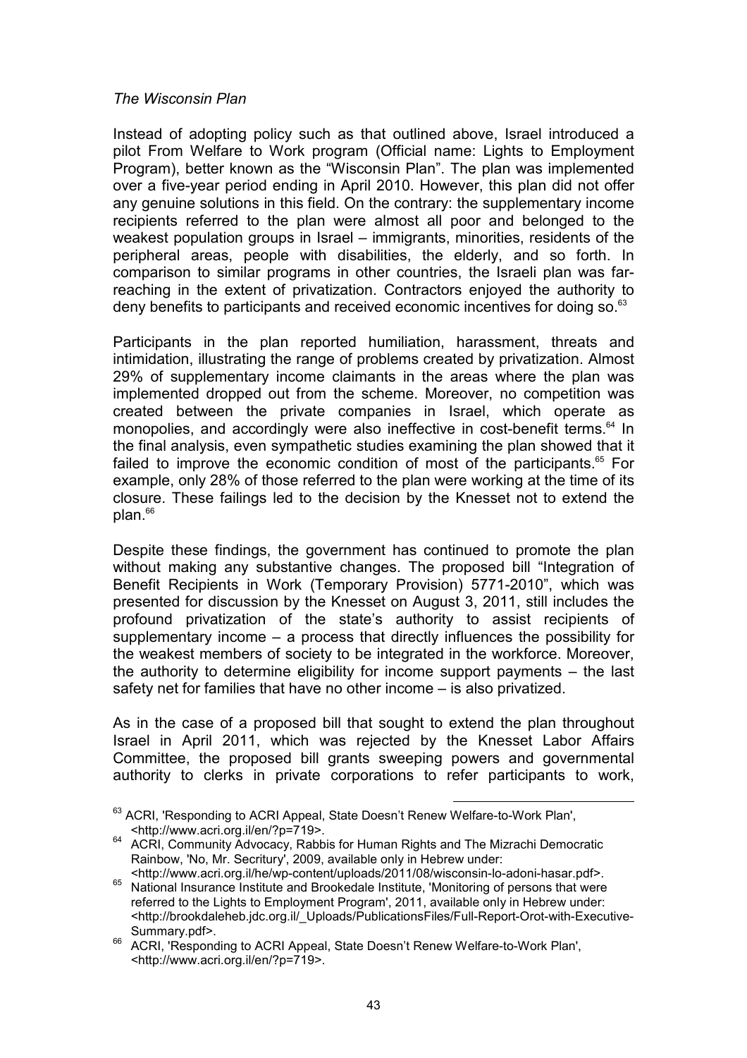*The Wisconsin Plan*

Instead of adopting policy such as that outlined above, Israel introduced a pilot From Welfare to Work program (Official name: Lights to Employment Program), better known as the "Wisconsin Plan". The plan was implemented over a five-year period ending in April 2010. However, this plan did not offer any genuine solutions in this field. On the contrary: the supplementary income recipients referred to the plan were almost all poor and belonged to the weakest population groups in Israel – immigrants, minorities, residents of the peripheral areas, people with disabilities, the elderly, and so forth. In comparison to similar programs in other countries, the Israeli plan was far-reaching in the extent of privatization. Contractors enjoyed the authority to deny benefits to participants and received economic incentives for doing so.[63]

Participants in the plan reported humiliation, harassment, threats and intimidation, illustrating the range of problems created by privatization. Almost 29% of supplementary income claimants in the areas where the plan was implemented dropped out from the scheme. Moreover, no competition was created between the private companies in Israel, which operate as monopolies, and accordingly were also ineffective in cost-benefit terms.[64] In the final analysis, even sympathetic studies examining the plan showed that it failed to improve the economic condition of most of the participants.[65] For example, only 28% of those referred to the plan were working at the time of its closure. These failings led to the decision by the Knesset not to extend the plan.[66]

Despite these findings, the government has continued to promote the plan without making any substantive changes. The proposed bill "Integration of Benefit Recipients in Work (Temporary Provision) 5771-2010", which was presented for discussion by the Knesset on August 3, 2011, still includes the profound privatization of the state's authority to assist recipients of supplementary income – a process that directly influences the possibility for the weakest members of society to be integrated in the workforce. Moreover, the authority to determine eligibility for income support payments – the last safety net for families that have no other income – is also privatized.

As in the case of a proposed bill that sought to extend the plan throughout Israel in April 2011, which was rejected by the Knesset Labor Affairs Committee, the proposed bill grants sweeping powers and governmental authority to clerks in private corporations to refer participants to work,

---

[63] ACRI, 'Responding to ACRI Appeal, State Doesn't Renew Welfare-to-Work Plan', <http://www.acri.org.il/en/?p=719>.

[64] ACRI, Community Advocacy, Rabbis for Human Rights and The Mizrachi Democratic Rainbow, 'No, Mr. Secritury', 2009, available only in Hebrew under: <http://www.acri.org.il/he/wp-content/uploads/2011/08/wisconsin-lo-adoni-hasar.pdf>.

[65] National Insurance Institute and Brookedale Institute, 'Monitoring of persons that were referred to the Lights to Employment Program', 2011, available only in Hebrew under: <http://brookdaleheb.jdc.org.il/_Uploads/PublicationsFiles/Full-Report-Orot-with-Executive-Summary.pdf>.

[66] ACRI, 'Responding to ACRI Appeal, State Doesn't Renew Welfare-to-Work Plan', <http://www.acri.org.il/en/?p=719>.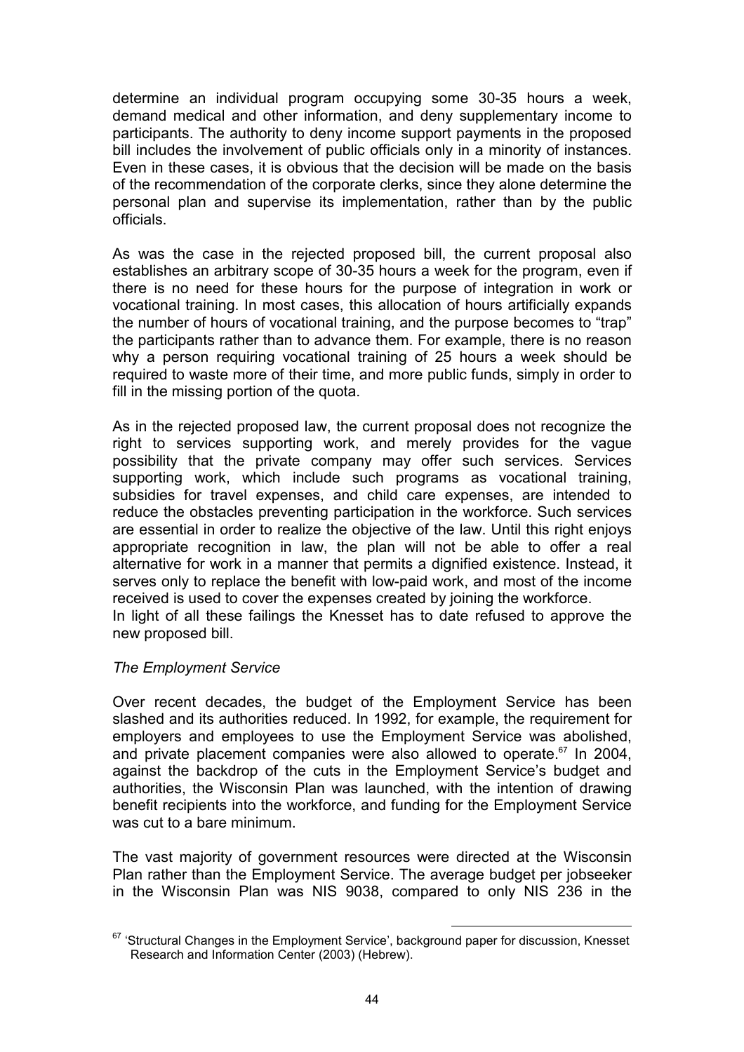determine an individual program occupying some 30-35 hours a week, demand medical and other information, and deny supplementary income to participants. The authority to deny income support payments in the proposed bill includes the involvement of public officials only in a minority of instances. Even in these cases, it is obvious that the decision will be made on the basis of the recommendation of the corporate clerks, since they alone determine the personal plan and supervise its implementation, rather than by the public officials.

As was the case in the rejected proposed bill, the current proposal also establishes an arbitrary scope of 30-35 hours a week for the program, even if there is no need for these hours for the purpose of integration in work or vocational training. In most cases, this allocation of hours artificially expands the number of hours of vocational training, and the purpose becomes to "trap" the participants rather than to advance them. For example, there is no reason why a person requiring vocational training of 25 hours a week should be required to waste more of their time, and more public funds, simply in order to fill in the missing portion of the quota.

As in the rejected proposed law, the current proposal does not recognize the right to services supporting work, and merely provides for the vague possibility that the private company may offer such services. Services supporting work, which include such programs as vocational training, subsidies for travel expenses, and child care expenses, are intended to reduce the obstacles preventing participation in the workforce. Such services are essential in order to realize the objective of the law. Until this right enjoys appropriate recognition in law, the plan will not be able to offer a real alternative for work in a manner that permits a dignified existence. Instead, it serves only to replace the benefit with low-paid work, and most of the income received is used to cover the expenses created by joining the workforce.
In light of all these failings the Knesset has to date refused to approve the new proposed bill.

*The Employment Service*

Over recent decades, the budget of the Employment Service has been slashed and its authorities reduced. In 1992, for example, the requirement for employers and employees to use the Employment Service was abolished, and private placement companies were also allowed to operate.[67] In 2004, against the backdrop of the cuts in the Employment Service's budget and authorities, the Wisconsin Plan was launched, with the intention of drawing benefit recipients into the workforce, and funding for the Employment Service was cut to a bare minimum.

The vast majority of government resources were directed at the Wisconsin Plan rather than the Employment Service. The average budget per jobseeker in the Wisconsin Plan was NIS 9038, compared to only NIS 236 in the

[67] 'Structural Changes in the Employment Service', background paper for discussion, Knesset Research and Information Center (2003) (Hebrew).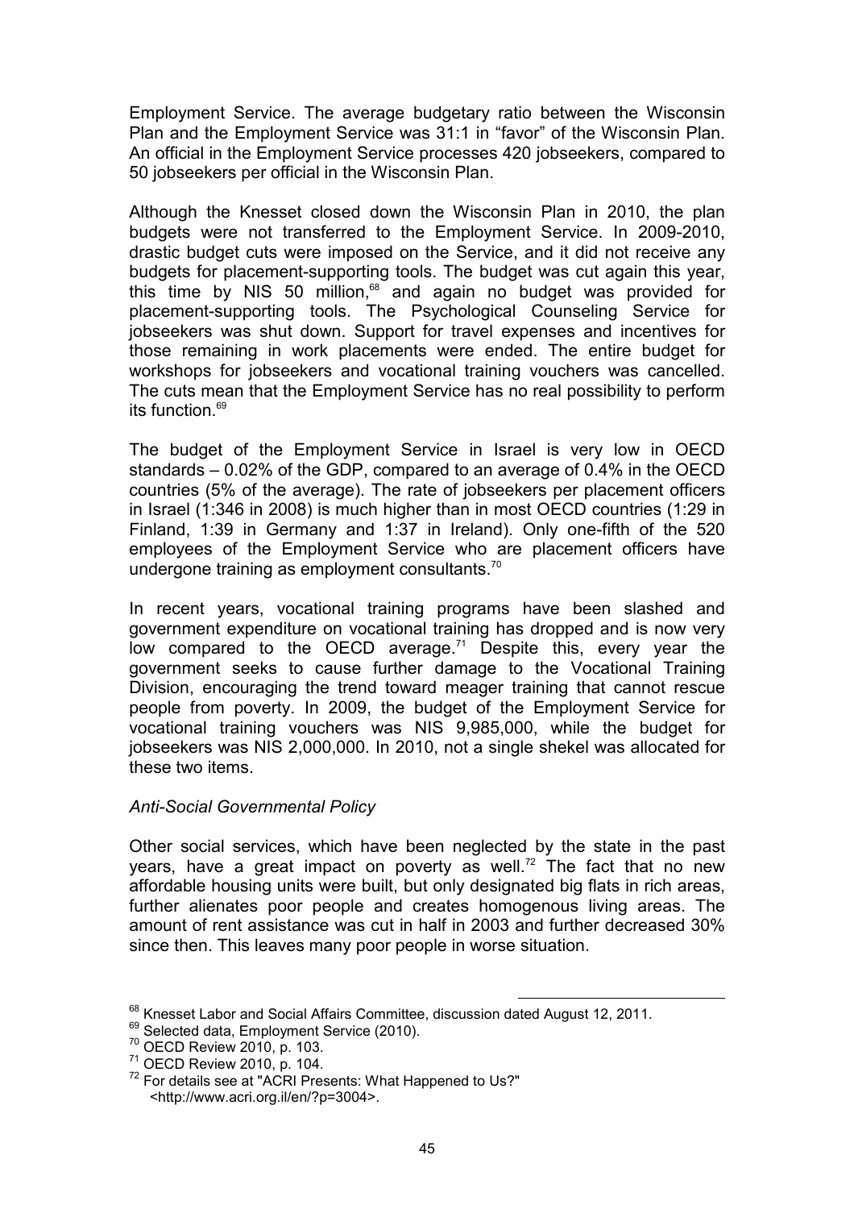Employment Service. The average budgetary ratio between the Wisconsin Plan and the Employment Service was 31:1 in "favor" of the Wisconsin Plan. An official in the Employment Service processes 420 jobseekers, compared to 50 jobseekers per official in the Wisconsin Plan.

Although the Knesset closed down the Wisconsin Plan in 2010, the plan budgets were not transferred to the Employment Service. In 2009-2010, drastic budget cuts were imposed on the Service, and it did not receive any budgets for placement-supporting tools. The budget was cut again this year, this time by NIS 50 million,[68] and again no budget was provided for placement-supporting tools. The Psychological Counseling Service for jobseekers was shut down. Support for travel expenses and incentives for those remaining in work placements were ended. The entire budget for workshops for jobseekers and vocational training vouchers was cancelled. The cuts mean that the Employment Service has no real possibility to perform its function.[69]

The budget of the Employment Service in Israel is very low in OECD standards – 0.02% of the GDP, compared to an average of 0.4% in the OECD countries (5% of the average). The rate of jobseekers per placement officers in Israel (1:346 in 2008) is much higher than in most OECD countries (1:29 in Finland, 1:39 in Germany and 1:37 in Ireland). Only one-fifth of the 520 employees of the Employment Service who are placement officers have undergone training as employment consultants.[70]

In recent years, vocational training programs have been slashed and government expenditure on vocational training has dropped and is now very low compared to the OECD average.[71] Despite this, every year the government seeks to cause further damage to the Vocational Training Division, encouraging the trend toward meager training that cannot rescue people from poverty. In 2009, the budget of the Employment Service for vocational training vouchers was NIS 9,985,000, while the budget for jobseekers was NIS 2,000,000. In 2010, not a single shekel was allocated for these two items.

*Anti-Social Governmental Policy*

Other social services, which have been neglected by the state in the past years, have a great impact on poverty as well.[72] The fact that no new affordable housing units were built, but only designated big flats in rich areas, further alienates poor people and creates homogenous living areas. The amount of rent assistance was cut in half in 2003 and further decreased 30% since then. This leaves many poor people in worse situation.

---

[68] Knesset Labor and Social Affairs Committee, discussion dated August 12, 2011.

[69] Selected data, Employment Service (2010).

[70] OECD Review 2010, p. 103.

[71] OECD Review 2010, p. 104.

[72] For details see at "ACRI Presents: What Happened to Us?" <http://www.acri.org.il/en/?p=3004>.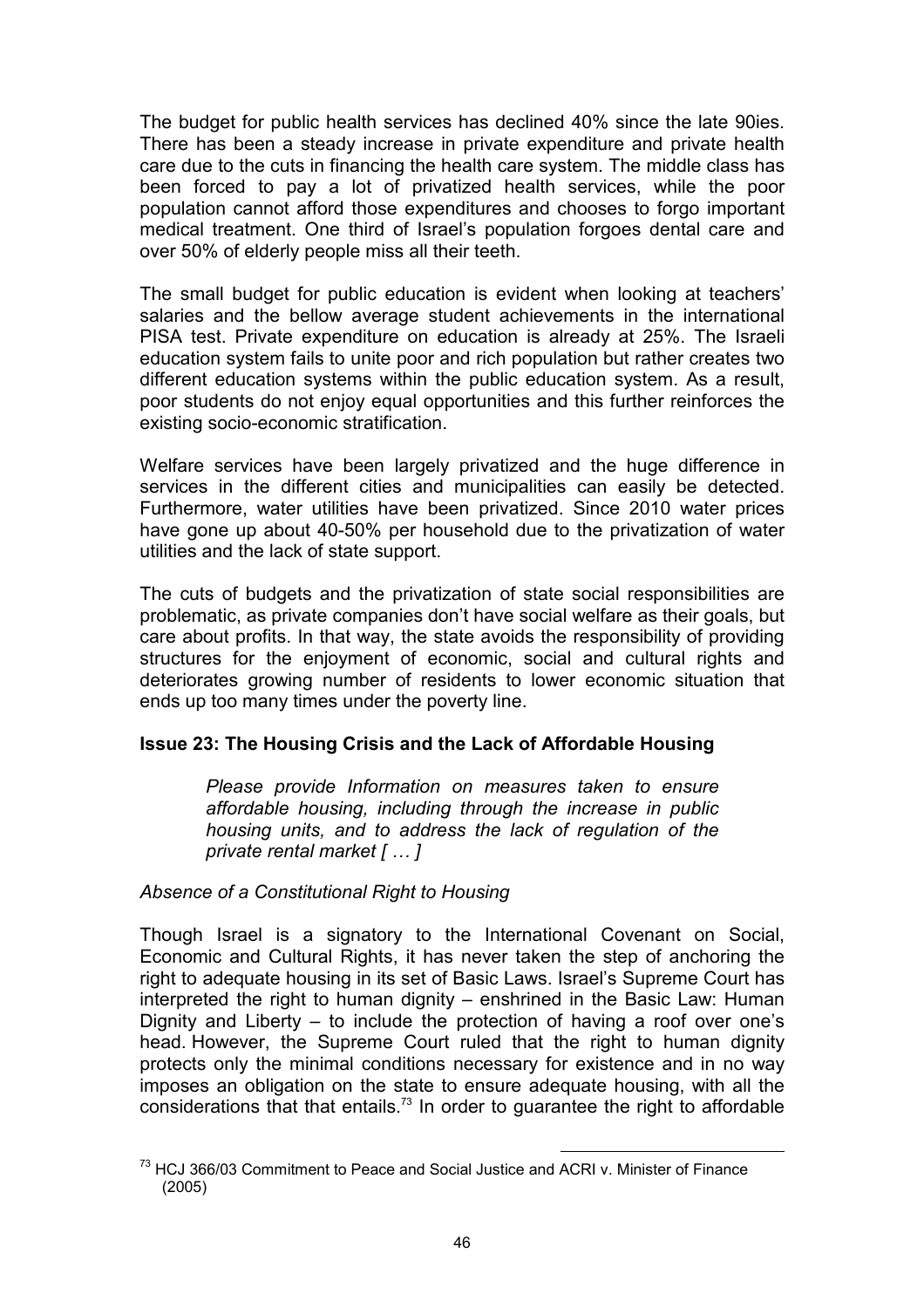The budget for public health services has declined 40% since the late 90ies. There has been a steady increase in private expenditure and private health care due to the cuts in financing the health care system. The middle class has been forced to pay a lot of privatized health services, while the poor population cannot afford those expenditures and chooses to forgo important medical treatment. One third of Israel's population forgoes dental care and over 50% of elderly people miss all their teeth.

The small budget for public education is evident when looking at teachers' salaries and the bellow average student achievements in the international PISA test. Private expenditure on education is already at 25%. The Israeli education system fails to unite poor and rich population but rather creates two different education systems within the public education system. As a result, poor students do not enjoy equal opportunities and this further reinforces the existing socio-economic stratification.

Welfare services have been largely privatized and the huge difference in services in the different cities and municipalities can easily be detected. Furthermore, water utilities have been privatized. Since 2010 water prices have gone up about 40-50% per household due to the privatization of water utilities and the lack of state support.

The cuts of budgets and the privatization of state social responsibilities are problematic, as private companies don't have social welfare as their goals, but care about profits. In that way, the state avoids the responsibility of providing structures for the enjoyment of economic, social and cultural rights and deteriorates growing number of residents to lower economic situation that ends up too many times under the poverty line.

### Issue 23: The Housing Crisis and the Lack of Affordable Housing

> *Please provide Information on measures taken to ensure affordable housing, including through the increase in public housing units, and to address the lack of regulation of the private rental market [ … ]*

*Absence of a Constitutional Right to Housing*

Though Israel is a signatory to the International Covenant on Social, Economic and Cultural Rights, it has never taken the step of anchoring the right to adequate housing in its set of Basic Laws. Israel's Supreme Court has interpreted the right to human dignity – enshrined in the Basic Law: Human Dignity and Liberty – to include the protection of having a roof over one's head. However, the Supreme Court ruled that the right to human dignity protects only the minimal conditions necessary for existence and in no way imposes an obligation on the state to ensure adequate housing, with all the considerations that that entails.[73] In order to guarantee the right to affordable

[73] HCJ 366/03 Commitment to Peace and Social Justice and ACRI v. Minister of Finance (2005)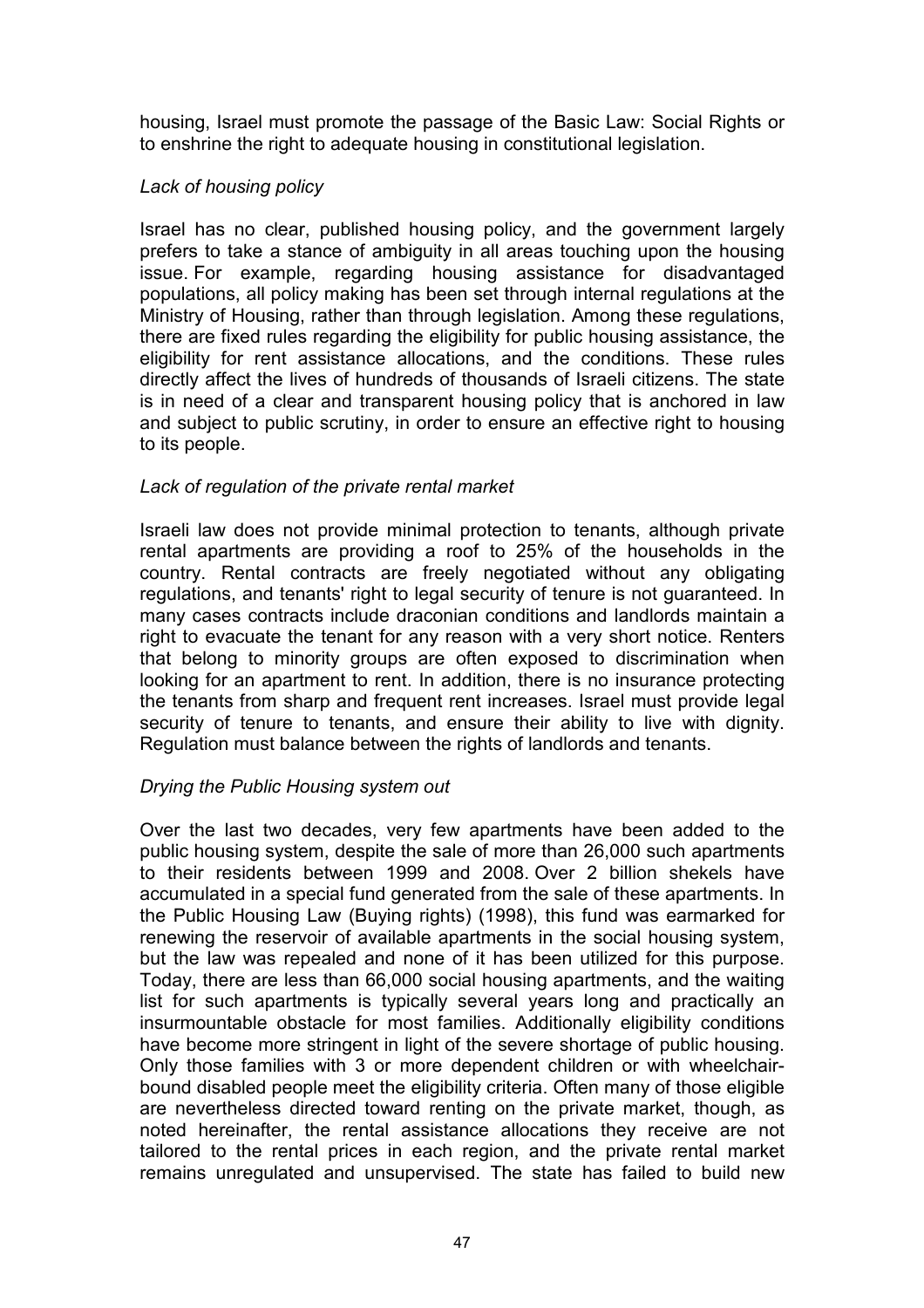housing, Israel must promote the passage of the Basic Law: Social Rights or to enshrine the right to adequate housing in constitutional legislation.

*Lack of housing policy*

Israel has no clear, published housing policy, and the government largely prefers to take a stance of ambiguity in all areas touching upon the housing issue. For example, regarding housing assistance for disadvantaged populations, all policy making has been set through internal regulations at the Ministry of Housing, rather than through legislation. Among these regulations, there are fixed rules regarding the eligibility for public housing assistance, the eligibility for rent assistance allocations, and the conditions. These rules directly affect the lives of hundreds of thousands of Israeli citizens. The state is in need of a clear and transparent housing policy that is anchored in law and subject to public scrutiny, in order to ensure an effective right to housing to its people.

*Lack of regulation of the private rental market*

Israeli law does not provide minimal protection to tenants, although private rental apartments are providing a roof to 25% of the households in the country. Rental contracts are freely negotiated without any obligating regulations, and tenants' right to legal security of tenure is not guaranteed. In many cases contracts include draconian conditions and landlords maintain a right to evacuate the tenant for any reason with a very short notice. Renters that belong to minority groups are often exposed to discrimination when looking for an apartment to rent. In addition, there is no insurance protecting the tenants from sharp and frequent rent increases. Israel must provide legal security of tenure to tenants, and ensure their ability to live with dignity. Regulation must balance between the rights of landlords and tenants.

*Drying the Public Housing system out*

Over the last two decades, very few apartments have been added to the public housing system, despite the sale of more than 26,000 such apartments to their residents between 1999 and 2008. Over 2 billion shekels have accumulated in a special fund generated from the sale of these apartments. In the Public Housing Law (Buying rights) (1998), this fund was earmarked for renewing the reservoir of available apartments in the social housing system, but the law was repealed and none of it has been utilized for this purpose. Today, there are less than 66,000 social housing apartments, and the waiting list for such apartments is typically several years long and practically an insurmountable obstacle for most families. Additionally eligibility conditions have become more stringent in light of the severe shortage of public housing. Only those families with 3 or more dependent children or with wheelchair-bound disabled people meet the eligibility criteria. Often many of those eligible are nevertheless directed toward renting on the private market, though, as noted hereinafter, the rental assistance allocations they receive are not tailored to the rental prices in each region, and the private rental market remains unregulated and unsupervised. The state has failed to build new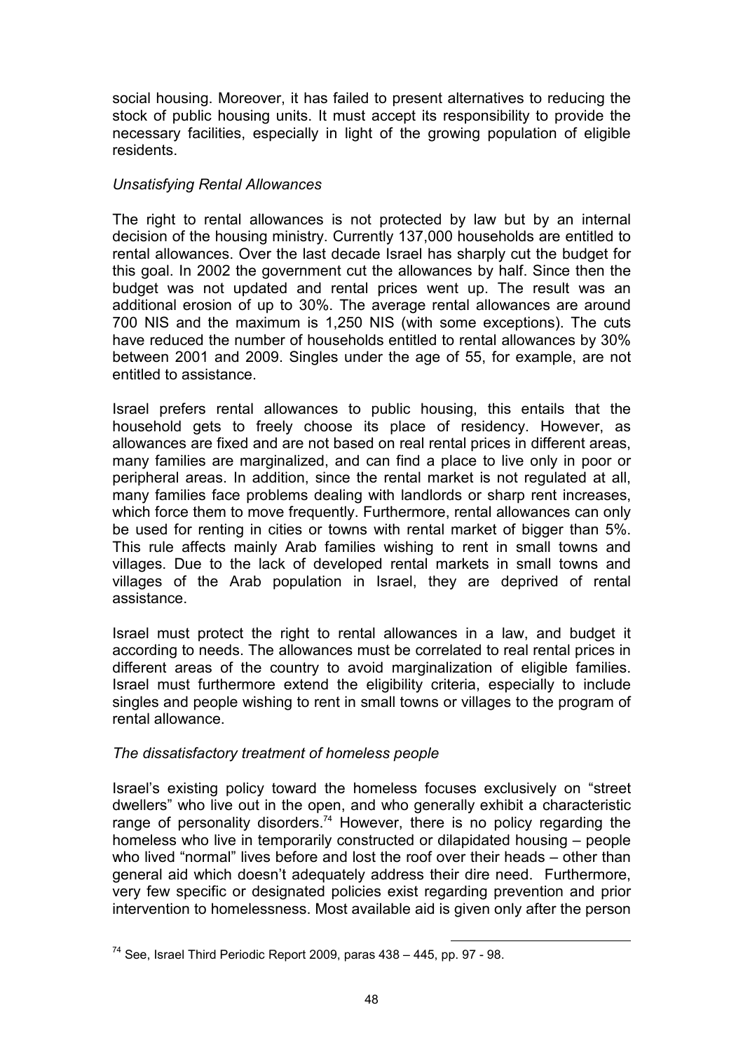social housing. Moreover, it has failed to present alternatives to reducing the stock of public housing units. It must accept its responsibility to provide the necessary facilities, especially in light of the growing population of eligible residents.

*Unsatisfying Rental Allowances*

The right to rental allowances is not protected by law but by an internal decision of the housing ministry. Currently 137,000 households are entitled to rental allowances. Over the last decade Israel has sharply cut the budget for this goal. In 2002 the government cut the allowances by half. Since then the budget was not updated and rental prices went up. The result was an additional erosion of up to 30%. The average rental allowances are around 700 NIS and the maximum is 1,250 NIS (with some exceptions). The cuts have reduced the number of households entitled to rental allowances by 30% between 2001 and 2009. Singles under the age of 55, for example, are not entitled to assistance.

Israel prefers rental allowances to public housing, this entails that the household gets to freely choose its place of residency. However, as allowances are fixed and are not based on real rental prices in different areas, many families are marginalized, and can find a place to live only in poor or peripheral areas. In addition, since the rental market is not regulated at all, many families face problems dealing with landlords or sharp rent increases, which force them to move frequently. Furthermore, rental allowances can only be used for renting in cities or towns with rental market of bigger than 5%. This rule affects mainly Arab families wishing to rent in small towns and villages. Due to the lack of developed rental markets in small towns and villages of the Arab population in Israel, they are deprived of rental assistance.

Israel must protect the right to rental allowances in a law, and budget it according to needs. The allowances must be correlated to real rental prices in different areas of the country to avoid marginalization of eligible families. Israel must furthermore extend the eligibility criteria, especially to include singles and people wishing to rent in small towns or villages to the program of rental allowance.

*The dissatisfactory treatment of homeless people*

Israel's existing policy toward the homeless focuses exclusively on "street dwellers" who live out in the open, and who generally exhibit a characteristic range of personality disorders.[74] However, there is no policy regarding the homeless who live in temporarily constructed or dilapidated housing – people who lived "normal" lives before and lost the roof over their heads – other than general aid which doesn't adequately address their dire need. Furthermore, very few specific or designated policies exist regarding prevention and prior intervention to homelessness. Most available aid is given only after the person

[74] See, Israel Third Periodic Report 2009, paras 438 – 445, pp. 97 - 98.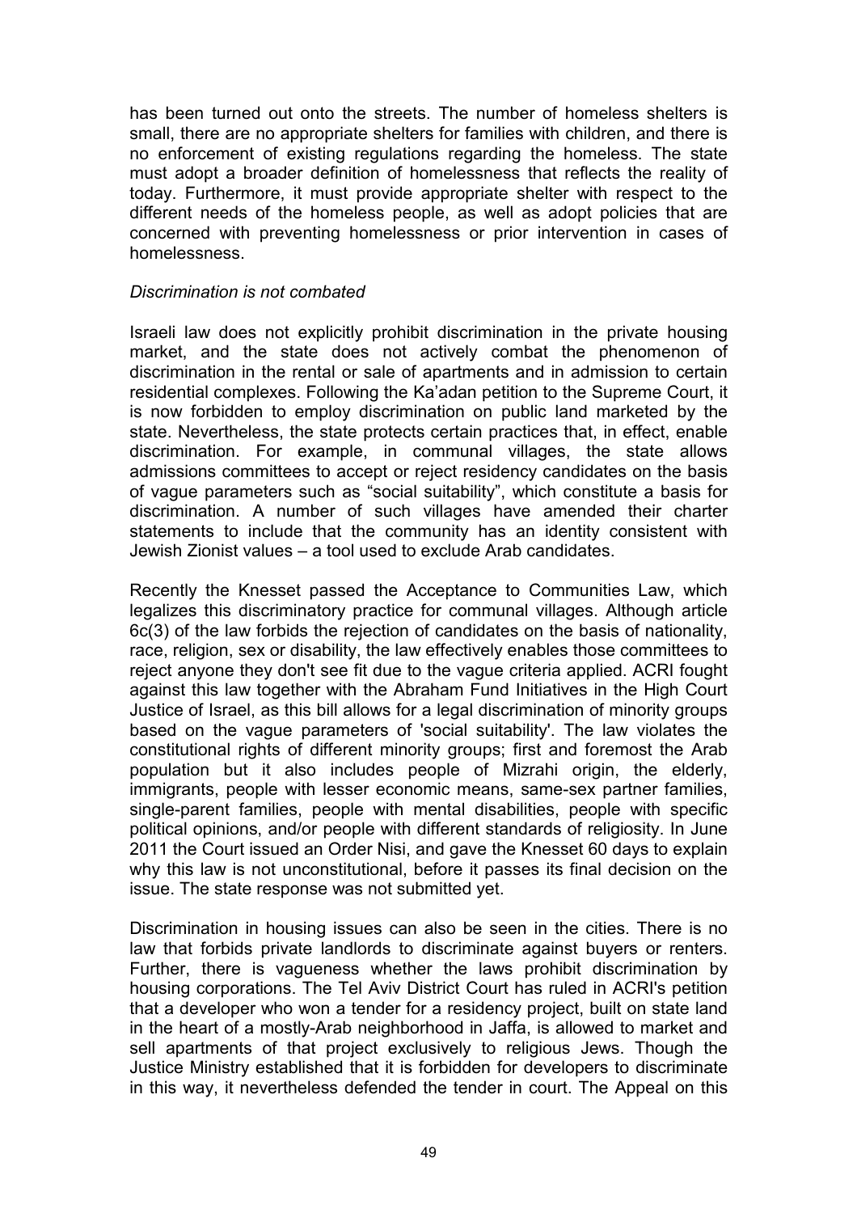has been turned out onto the streets. The number of homeless shelters is small, there are no appropriate shelters for families with children, and there is no enforcement of existing regulations regarding the homeless. The state must adopt a broader definition of homelessness that reflects the reality of today. Furthermore, it must provide appropriate shelter with respect to the different needs of the homeless people, as well as adopt policies that are concerned with preventing homelessness or prior intervention in cases of homelessness.

*Discrimination is not combated*

Israeli law does not explicitly prohibit discrimination in the private housing market, and the state does not actively combat the phenomenon of discrimination in the rental or sale of apartments and in admission to certain residential complexes. Following the Ka'adan petition to the Supreme Court, it is now forbidden to employ discrimination on public land marketed by the state. Nevertheless, the state protects certain practices that, in effect, enable discrimination. For example, in communal villages, the state allows admissions committees to accept or reject residency candidates on the basis of vague parameters such as "social suitability", which constitute a basis for discrimination. A number of such villages have amended their charter statements to include that the community has an identity consistent with Jewish Zionist values – a tool used to exclude Arab candidates.

Recently the Knesset passed the Acceptance to Communities Law, which legalizes this discriminatory practice for communal villages. Although article 6c(3) of the law forbids the rejection of candidates on the basis of nationality, race, religion, sex or disability, the law effectively enables those committees to reject anyone they don't see fit due to the vague criteria applied. ACRI fought against this law together with the Abraham Fund Initiatives in the High Court Justice of Israel, as this bill allows for a legal discrimination of minority groups based on the vague parameters of 'social suitability'. The law violates the constitutional rights of different minority groups; first and foremost the Arab population but it also includes people of Mizrahi origin, the elderly, immigrants, people with lesser economic means, same-sex partner families, single-parent families, people with mental disabilities, people with specific political opinions, and/or people with different standards of religiosity. In June 2011 the Court issued an Order Nisi, and gave the Knesset 60 days to explain why this law is not unconstitutional, before it passes its final decision on the issue. The state response was not submitted yet.

Discrimination in housing issues can also be seen in the cities. There is no law that forbids private landlords to discriminate against buyers or renters. Further, there is vagueness whether the laws prohibit discrimination by housing corporations. The Tel Aviv District Court has ruled in ACRI's petition that a developer who won a tender for a residency project, built on state land in the heart of a mostly-Arab neighborhood in Jaffa, is allowed to market and sell apartments of that project exclusively to religious Jews. Though the Justice Ministry established that it is forbidden for developers to discriminate in this way, it nevertheless defended the tender in court. The Appeal on this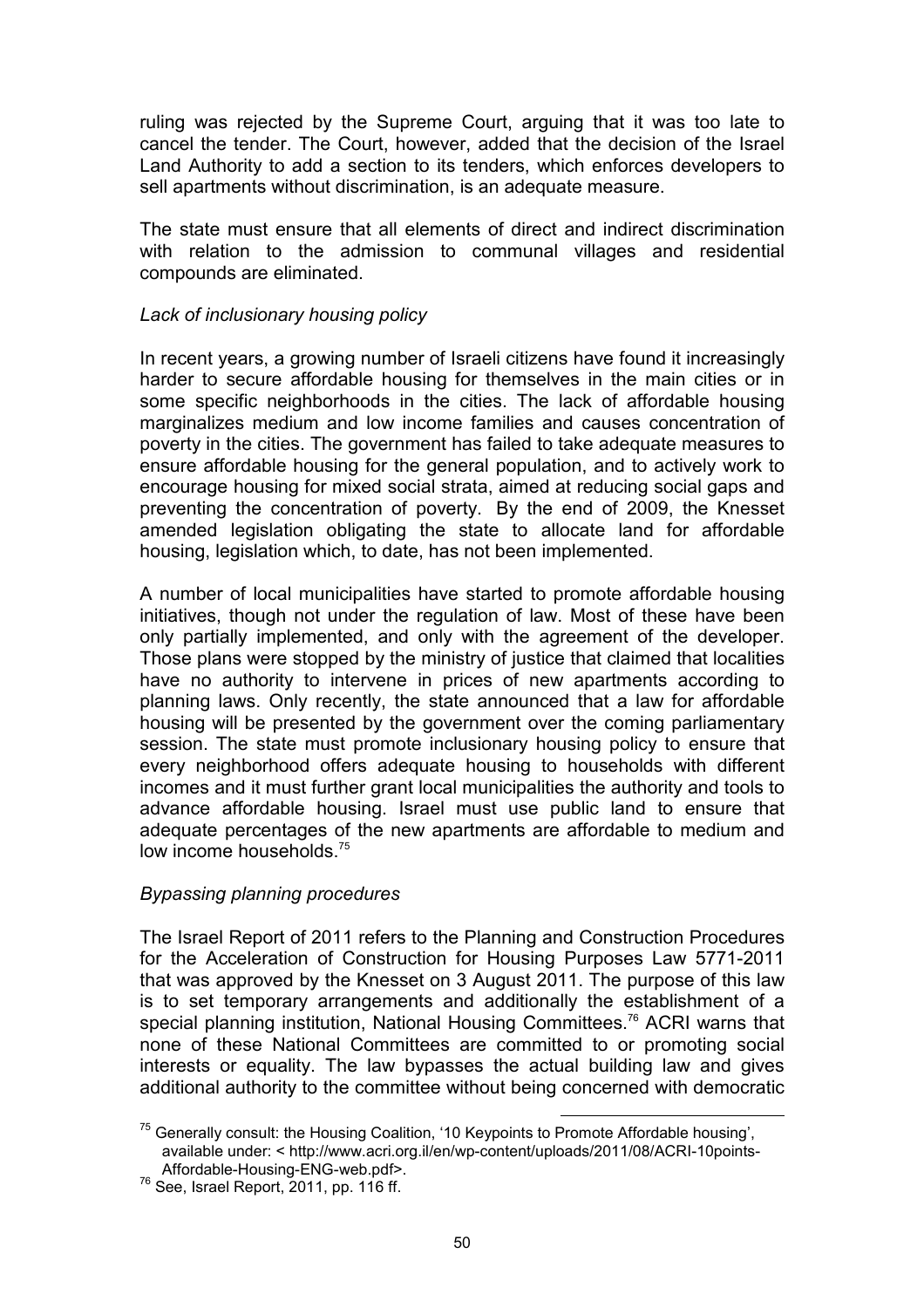ruling was rejected by the Supreme Court, arguing that it was too late to cancel the tender. The Court, however, added that the decision of the Israel Land Authority to add a section to its tenders, which enforces developers to sell apartments without discrimination, is an adequate measure.

The state must ensure that all elements of direct and indirect discrimination with relation to the admission to communal villages and residential compounds are eliminated.

*Lack of inclusionary housing policy*

In recent years, a growing number of Israeli citizens have found it increasingly harder to secure affordable housing for themselves in the main cities or in some specific neighborhoods in the cities. The lack of affordable housing marginalizes medium and low income families and causes concentration of poverty in the cities. The government has failed to take adequate measures to ensure affordable housing for the general population, and to actively work to encourage housing for mixed social strata, aimed at reducing social gaps and preventing the concentration of poverty. By the end of 2009, the Knesset amended legislation obligating the state to allocate land for affordable housing, legislation which, to date, has not been implemented.

A number of local municipalities have started to promote affordable housing initiatives, though not under the regulation of law. Most of these have been only partially implemented, and only with the agreement of the developer. Those plans were stopped by the ministry of justice that claimed that localities have no authority to intervene in prices of new apartments according to planning laws. Only recently, the state announced that a law for affordable housing will be presented by the government over the coming parliamentary session. The state must promote inclusionary housing policy to ensure that every neighborhood offers adequate housing to households with different incomes and it must further grant local municipalities the authority and tools to advance affordable housing. Israel must use public land to ensure that adequate percentages of the new apartments are affordable to medium and low income households.[75]

*Bypassing planning procedures*

The Israel Report of 2011 refers to the Planning and Construction Procedures for the Acceleration of Construction for Housing Purposes Law 5771-2011 that was approved by the Knesset on 3 August 2011. The purpose of this law is to set temporary arrangements and additionally the establishment of a special planning institution, National Housing Committees.[76] ACRI warns that none of these National Committees are committed to or promoting social interests or equality. The law bypasses the actual building law and gives additional authority to the committee without being concerned with democratic

---

[75] Generally consult: the Housing Coalition, '10 Keypoints to Promote Affordable housing', available under: < http://www.acri.org.il/en/wp-content/uploads/2011/08/ACRI-10points-Affordable-Housing-ENG-web.pdf>.

[76] See, Israel Report, 2011, pp. 116 ff.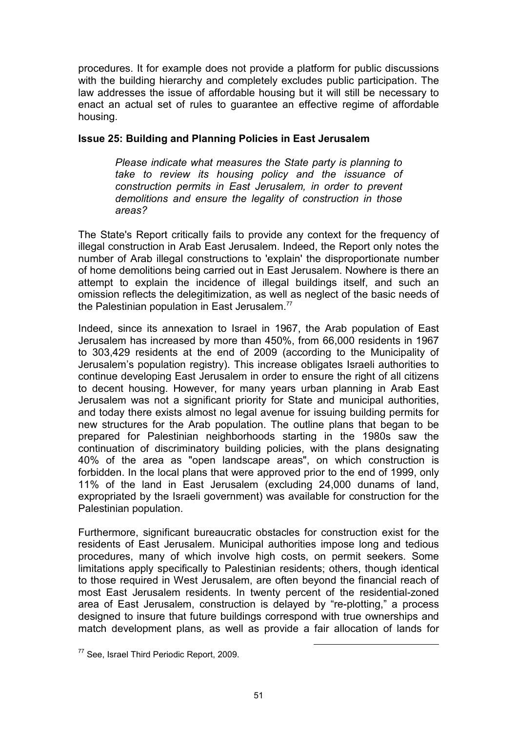procedures. It for example does not provide a platform for public discussions with the building hierarchy and completely excludes public participation. The law addresses the issue of affordable housing but it will still be necessary to enact an actual set of rules to guarantee an effective regime of affordable housing.

**Issue 25: Building and Planning Policies in East Jerusalem**

> *Please indicate what measures the State party is planning to take to review its housing policy and the issuance of construction permits in East Jerusalem, in order to prevent demolitions and ensure the legality of construction in those areas?*

The State's Report critically fails to provide any context for the frequency of illegal construction in Arab East Jerusalem. Indeed, the Report only notes the number of Arab illegal constructions to 'explain' the disproportionate number of home demolitions being carried out in East Jerusalem. Nowhere is there an attempt to explain the incidence of illegal buildings itself, and such an omission reflects the delegitimization, as well as neglect of the basic needs of the Palestinian population in East Jerusalem.[77]

Indeed, since its annexation to Israel in 1967, the Arab population of East Jerusalem has increased by more than 450%, from 66,000 residents in 1967 to 303,429 residents at the end of 2009 (according to the Municipality of Jerusalem's population registry). This increase obligates Israeli authorities to continue developing East Jerusalem in order to ensure the right of all citizens to decent housing. However, for many years urban planning in Arab East Jerusalem was not a significant priority for State and municipal authorities, and today there exists almost no legal avenue for issuing building permits for new structures for the Arab population. The outline plans that began to be prepared for Palestinian neighborhoods starting in the 1980s saw the continuation of discriminatory building policies, with the plans designating 40% of the area as "open landscape areas", on which construction is forbidden. In the local plans that were approved prior to the end of 1999, only 11% of the land in East Jerusalem (excluding 24,000 dunams of land, expropriated by the Israeli government) was available for construction for the Palestinian population.

Furthermore, significant bureaucratic obstacles for construction exist for the residents of East Jerusalem. Municipal authorities impose long and tedious procedures, many of which involve high costs, on permit seekers. Some limitations apply specifically to Palestinian residents; others, though identical to those required in West Jerusalem, are often beyond the financial reach of most East Jerusalem residents. In twenty percent of the residential-zoned area of East Jerusalem, construction is delayed by "re-plotting," a process designed to insure that future buildings correspond with true ownerships and match development plans, as well as provide a fair allocation of lands for

[77] See, Israel Third Periodic Report, 2009.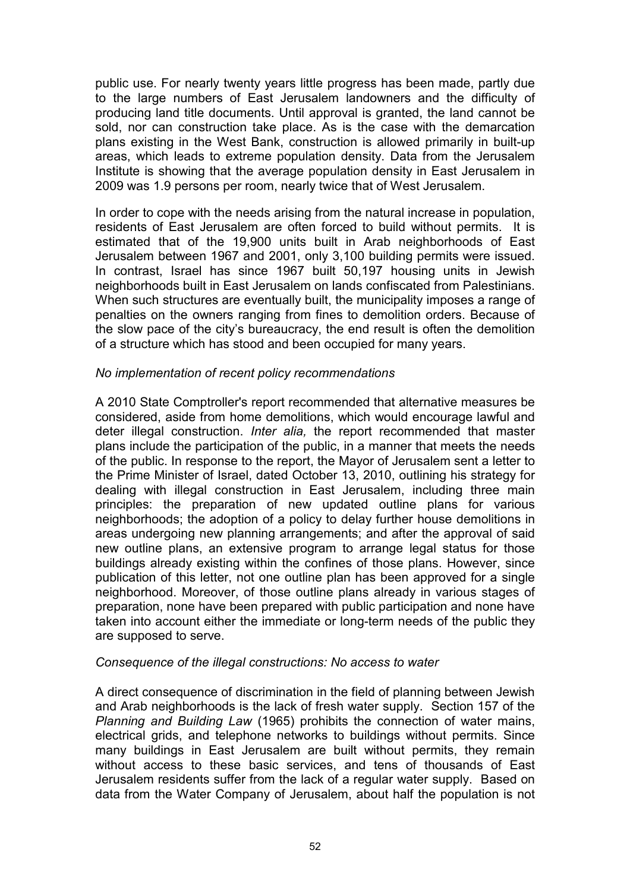public use. For nearly twenty years little progress has been made, partly due to the large numbers of East Jerusalem landowners and the difficulty of producing land title documents. Until approval is granted, the land cannot be sold, nor can construction take place. As is the case with the demarcation plans existing in the West Bank, construction is allowed primarily in built-up areas, which leads to extreme population density. Data from the Jerusalem Institute is showing that the average population density in East Jerusalem in 2009 was 1.9 persons per room, nearly twice that of West Jerusalem.

In order to cope with the needs arising from the natural increase in population, residents of East Jerusalem are often forced to build without permits. It is estimated that of the 19,900 units built in Arab neighborhoods of East Jerusalem between 1967 and 2001, only 3,100 building permits were issued. In contrast, Israel has since 1967 built 50,197 housing units in Jewish neighborhoods built in East Jerusalem on lands confiscated from Palestinians. When such structures are eventually built, the municipality imposes a range of penalties on the owners ranging from fines to demolition orders. Because of the slow pace of the city's bureaucracy, the end result is often the demolition of a structure which has stood and been occupied for many years.

*No implementation of recent policy recommendations*

A 2010 State Comptroller's report recommended that alternative measures be considered, aside from home demolitions, which would encourage lawful and deter illegal construction. *Inter alia,* the report recommended that master plans include the participation of the public, in a manner that meets the needs of the public. In response to the report, the Mayor of Jerusalem sent a letter to the Prime Minister of Israel, dated October 13, 2010, outlining his strategy for dealing with illegal construction in East Jerusalem, including three main principles: the preparation of new updated outline plans for various neighborhoods; the adoption of a policy to delay further house demolitions in areas undergoing new planning arrangements; and after the approval of said new outline plans, an extensive program to arrange legal status for those buildings already existing within the confines of those plans. However, since publication of this letter, not one outline plan has been approved for a single neighborhood. Moreover, of those outline plans already in various stages of preparation, none have been prepared with public participation and none have taken into account either the immediate or long-term needs of the public they are supposed to serve.

*Consequence of the illegal constructions: No access to water*

A direct consequence of discrimination in the field of planning between Jewish and Arab neighborhoods is the lack of fresh water supply. Section 157 of the *Planning and Building Law* (1965) prohibits the connection of water mains, electrical grids, and telephone networks to buildings without permits. Since many buildings in East Jerusalem are built without permits, they remain without access to these basic services, and tens of thousands of East Jerusalem residents suffer from the lack of a regular water supply. Based on data from the Water Company of Jerusalem, about half the population is not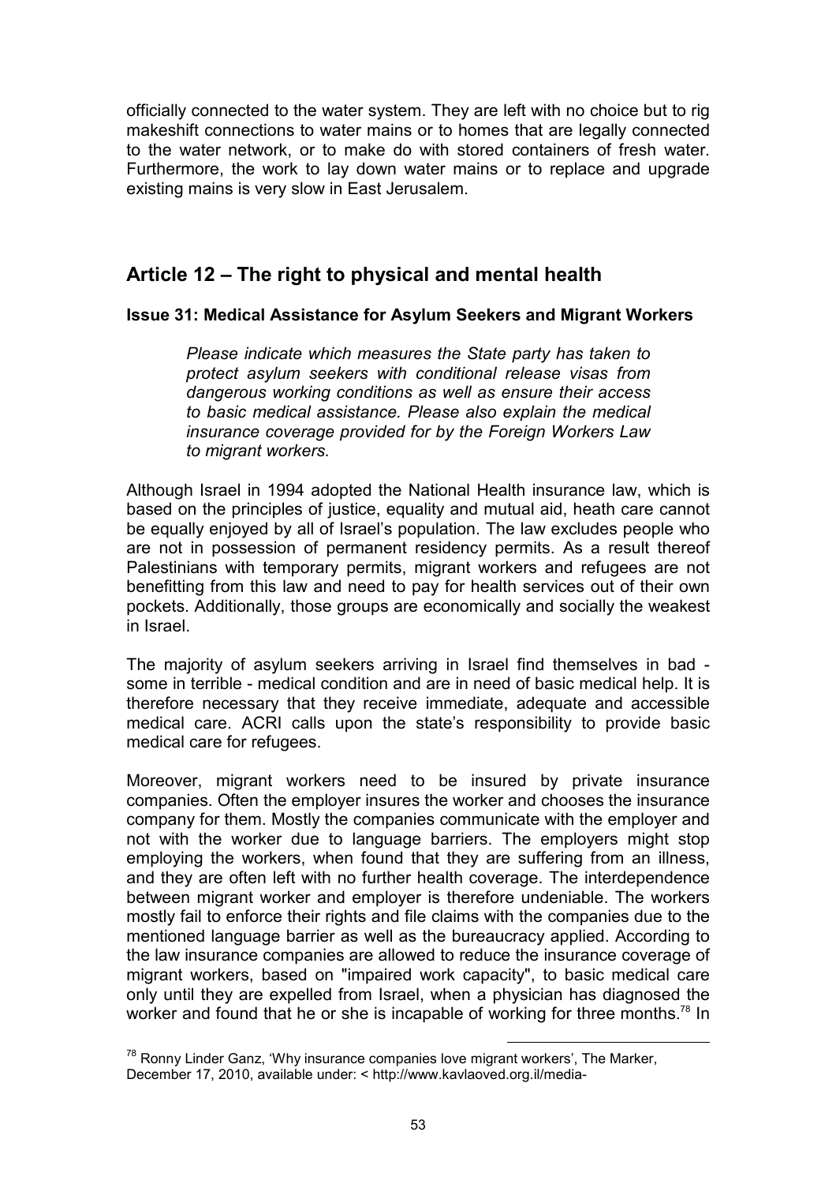officially connected to the water system. They are left with no choice but to rig makeshift connections to water mains or to homes that are legally connected to the water network, or to make do with stored containers of fresh water. Furthermore, the work to lay down water mains or to replace and upgrade existing mains is very slow in East Jerusalem.

## Article 12 – The right to physical and mental health

### Issue 31: Medical Assistance for Asylum Seekers and Migrant Workers

> *Please indicate which measures the State party has taken to protect asylum seekers with conditional release visas from dangerous working conditions as well as ensure their access to basic medical assistance. Please also explain the medical insurance coverage provided for by the Foreign Workers Law to migrant workers.*

Although Israel in 1994 adopted the National Health insurance law, which is based on the principles of justice, equality and mutual aid, heath care cannot be equally enjoyed by all of Israel's population. The law excludes people who are not in possession of permanent residency permits. As a result thereof Palestinians with temporary permits, migrant workers and refugees are not benefitting from this law and need to pay for health services out of their own pockets. Additionally, those groups are economically and socially the weakest in Israel.

The majority of asylum seekers arriving in Israel find themselves in bad - some in terrible - medical condition and are in need of basic medical help. It is therefore necessary that they receive immediate, adequate and accessible medical care. ACRI calls upon the state's responsibility to provide basic medical care for refugees.

Moreover, migrant workers need to be insured by private insurance companies. Often the employer insures the worker and chooses the insurance company for them. Mostly the companies communicate with the employer and not with the worker due to language barriers. The employers might stop employing the workers, when found that they are suffering from an illness, and they are often left with no further health coverage. The interdependence between migrant worker and employer is therefore undeniable. The workers mostly fail to enforce their rights and file claims with the companies due to the mentioned language barrier as well as the bureaucracy applied. According to the law insurance companies are allowed to reduce the insurance coverage of migrant workers, based on "impaired work capacity", to basic medical care only until they are expelled from Israel, when a physician has diagnosed the worker and found that he or she is incapable of working for three months.[78] In

---

[78] Ronny Linder Ganz, 'Why insurance companies love migrant workers', The Marker, December 17, 2010, available under: < http://www.kavlaoved.org.il/media-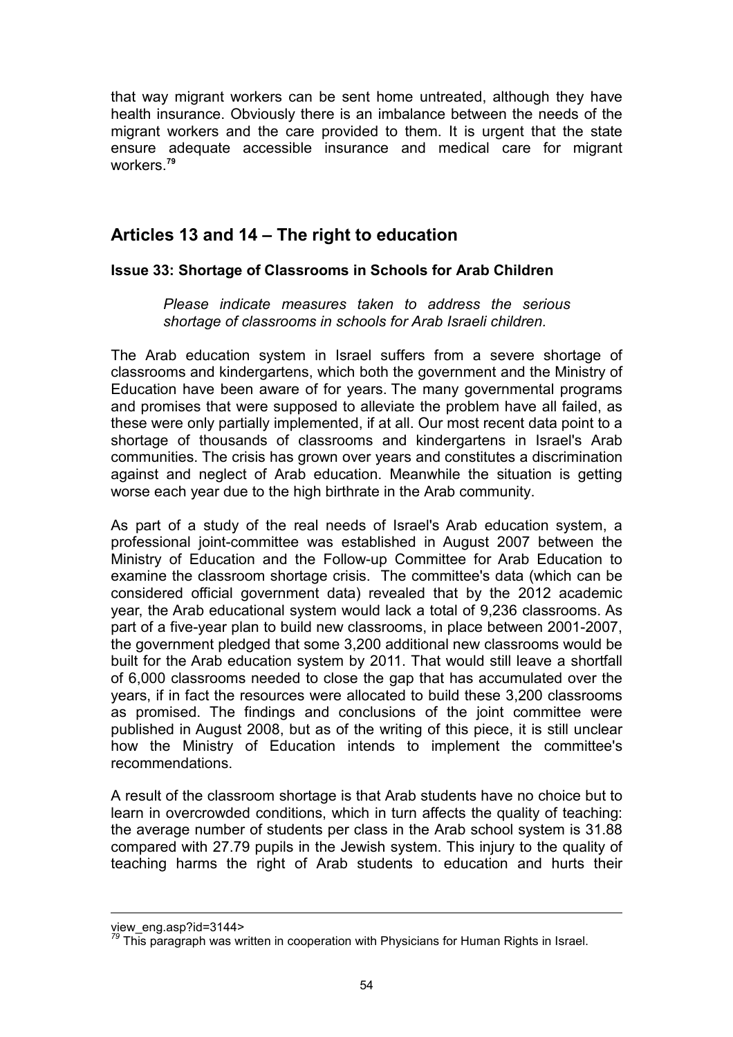that way migrant workers can be sent home untreated, although they have health insurance. Obviously there is an imbalance between the needs of the migrant workers and the care provided to them. It is urgent that the state ensure adequate accessible insurance and medical care for migrant workers.[79]

## Articles 13 and 14 – The right to education

### Issue 33: Shortage of Classrooms in Schools for Arab Children

> *Please indicate measures taken to address the serious shortage of classrooms in schools for Arab Israeli children.*

The Arab education system in Israel suffers from a severe shortage of classrooms and kindergartens, which both the government and the Ministry of Education have been aware of for years. The many governmental programs and promises that were supposed to alleviate the problem have all failed, as these were only partially implemented, if at all. Our most recent data point to a shortage of thousands of classrooms and kindergartens in Israel's Arab communities. The crisis has grown over years and constitutes a discrimination against and neglect of Arab education. Meanwhile the situation is getting worse each year due to the high birthrate in the Arab community.

As part of a study of the real needs of Israel's Arab education system, a professional joint-committee was established in August 2007 between the Ministry of Education and the Follow-up Committee for Arab Education to examine the classroom shortage crisis. The committee's data (which can be considered official government data) revealed that by the 2012 academic year, the Arab educational system would lack a total of 9,236 classrooms. As part of a five-year plan to build new classrooms, in place between 2001-2007, the government pledged that some 3,200 additional new classrooms would be built for the Arab education system by 2011. That would still leave a shortfall of 6,000 classrooms needed to close the gap that has accumulated over the years, if in fact the resources were allocated to build these 3,200 classrooms as promised. The findings and conclusions of the joint committee were published in August 2008, but as of the writing of this piece, it is still unclear how the Ministry of Education intends to implement the committee's recommendations.

A result of the classroom shortage is that Arab students have no choice but to learn in overcrowded conditions, which in turn affects the quality of teaching: the average number of students per class in the Arab school system is 31.88 compared with 27.79 pupils in the Jewish system. This injury to the quality of teaching harms the right of Arab students to education and hurts their

---

view_eng.asp?id=3144>

[79] This paragraph was written in cooperation with Physicians for Human Rights in Israel.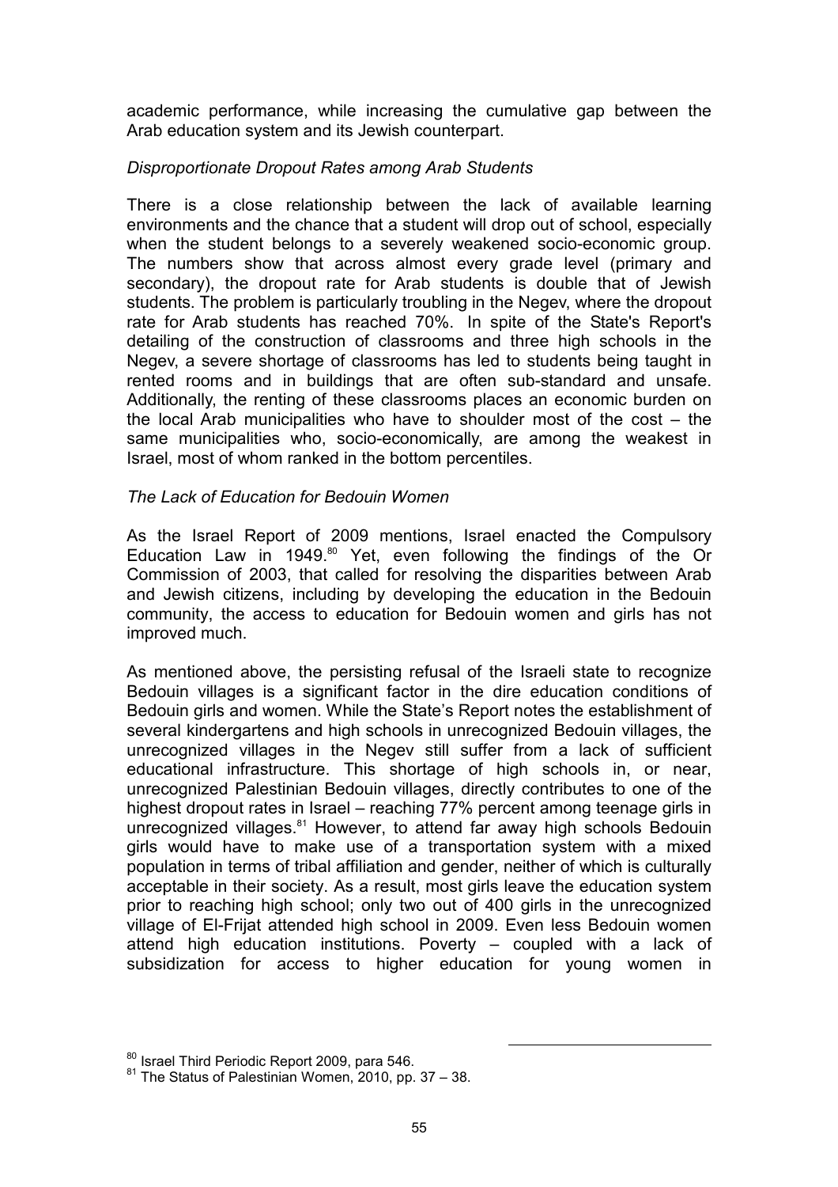academic performance, while increasing the cumulative gap between the Arab education system and its Jewish counterpart.

*Disproportionate Dropout Rates among Arab Students*

There is a close relationship between the lack of available learning environments and the chance that a student will drop out of school, especially when the student belongs to a severely weakened socio-economic group. The numbers show that across almost every grade level (primary and secondary), the dropout rate for Arab students is double that of Jewish students. The problem is particularly troubling in the Negev, where the dropout rate for Arab students has reached 70%. In spite of the State's Report's detailing of the construction of classrooms and three high schools in the Negev, a severe shortage of classrooms has led to students being taught in rented rooms and in buildings that are often sub-standard and unsafe. Additionally, the renting of these classrooms places an economic burden on the local Arab municipalities who have to shoulder most of the cost – the same municipalities who, socio-economically, are among the weakest in Israel, most of whom ranked in the bottom percentiles.

*The Lack of Education for Bedouin Women*

As the Israel Report of 2009 mentions, Israel enacted the Compulsory Education Law in 1949.[80] Yet, even following the findings of the Or Commission of 2003, that called for resolving the disparities between Arab and Jewish citizens, including by developing the education in the Bedouin community, the access to education for Bedouin women and girls has not improved much.

As mentioned above, the persisting refusal of the Israeli state to recognize Bedouin villages is a significant factor in the dire education conditions of Bedouin girls and women. While the State's Report notes the establishment of several kindergartens and high schools in unrecognized Bedouin villages, the unrecognized villages in the Negev still suffer from a lack of sufficient educational infrastructure. This shortage of high schools in, or near, unrecognized Palestinian Bedouin villages, directly contributes to one of the highest dropout rates in Israel – reaching 77% percent among teenage girls in unrecognized villages.[81] However, to attend far away high schools Bedouin girls would have to make use of a transportation system with a mixed population in terms of tribal affiliation and gender, neither of which is culturally acceptable in their society. As a result, most girls leave the education system prior to reaching high school; only two out of 400 girls in the unrecognized village of El-Frijat attended high school in 2009. Even less Bedouin women attend high education institutions. Poverty – coupled with a lack of subsidization for access to higher education for young women in

[80] Israel Third Periodic Report 2009, para 546.

[81] The Status of Palestinian Women, 2010, pp. 37 – 38.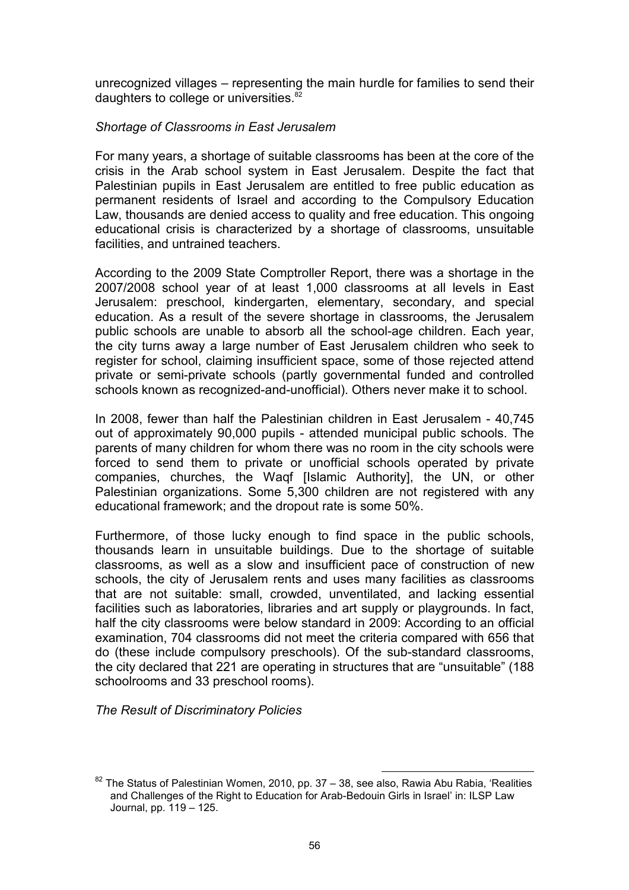unrecognized villages – representing the main hurdle for families to send their daughters to college or universities.[82]

*Shortage of Classrooms in East Jerusalem*

For many years, a shortage of suitable classrooms has been at the core of the crisis in the Arab school system in East Jerusalem. Despite the fact that Palestinian pupils in East Jerusalem are entitled to free public education as permanent residents of Israel and according to the Compulsory Education Law, thousands are denied access to quality and free education. This ongoing educational crisis is characterized by a shortage of classrooms, unsuitable facilities, and untrained teachers.

According to the 2009 State Comptroller Report, there was a shortage in the 2007/2008 school year of at least 1,000 classrooms at all levels in East Jerusalem: preschool, kindergarten, elementary, secondary, and special education. As a result of the severe shortage in classrooms, the Jerusalem public schools are unable to absorb all the school-age children. Each year, the city turns away a large number of East Jerusalem children who seek to register for school, claiming insufficient space, some of those rejected attend private or semi-private schools (partly governmental funded and controlled schools known as recognized-and-unofficial). Others never make it to school.

In 2008, fewer than half the Palestinian children in East Jerusalem - 40,745 out of approximately 90,000 pupils - attended municipal public schools. The parents of many children for whom there was no room in the city schools were forced to send them to private or unofficial schools operated by private companies, churches, the Waqf [Islamic Authority], the UN, or other Palestinian organizations. Some 5,300 children are not registered with any educational framework; and the dropout rate is some 50%.

Furthermore, of those lucky enough to find space in the public schools, thousands learn in unsuitable buildings. Due to the shortage of suitable classrooms, as well as a slow and insufficient pace of construction of new schools, the city of Jerusalem rents and uses many facilities as classrooms that are not suitable: small, crowded, unventilated, and lacking essential facilities such as laboratories, libraries and art supply or playgrounds. In fact, half the city classrooms were below standard in 2009: According to an official examination, 704 classrooms did not meet the criteria compared with 656 that do (these include compulsory preschools). Of the sub-standard classrooms, the city declared that 221 are operating in structures that are "unsuitable" (188 schoolrooms and 33 preschool rooms).

*The Result of Discriminatory Policies*

---

[82] The Status of Palestinian Women, 2010, pp. 37 – 38, see also, Rawia Abu Rabia, 'Realities and Challenges of the Right to Education for Arab-Bedouin Girls in Israel' in: ILSP Law Journal, pp. 119 – 125.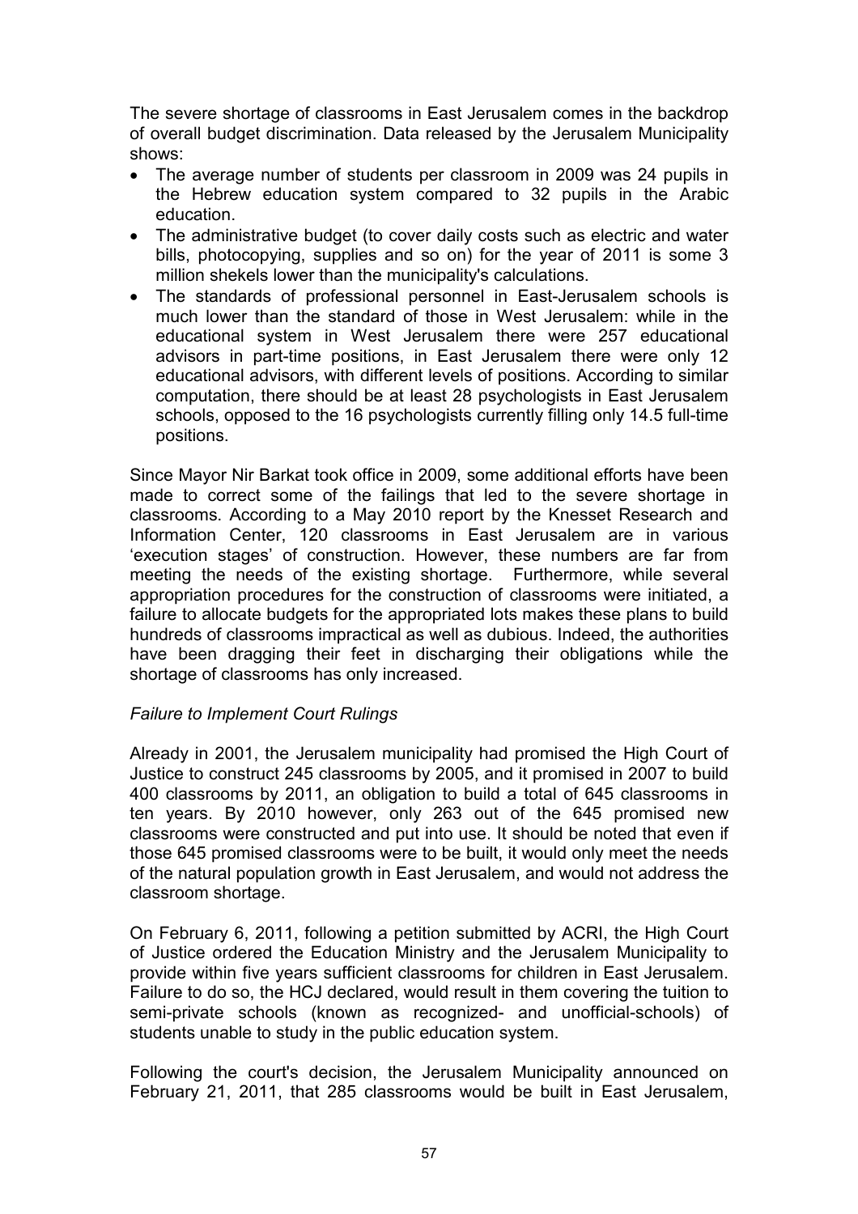The severe shortage of classrooms in East Jerusalem comes in the backdrop of overall budget discrimination. Data released by the Jerusalem Municipality shows:

- The average number of students per classroom in 2009 was 24 pupils in the Hebrew education system compared to 32 pupils in the Arabic education.
- The administrative budget (to cover daily costs such as electric and water bills, photocopying, supplies and so on) for the year of 2011 is some 3 million shekels lower than the municipality's calculations.
- The standards of professional personnel in East-Jerusalem schools is much lower than the standard of those in West Jerusalem: while in the educational system in West Jerusalem there were 257 educational advisors in part-time positions, in East Jerusalem there were only 12 educational advisors, with different levels of positions. According to similar computation, there should be at least 28 psychologists in East Jerusalem schools, opposed to the 16 psychologists currently filling only 14.5 full-time positions.

Since Mayor Nir Barkat took office in 2009, some additional efforts have been made to correct some of the failings that led to the severe shortage in classrooms. According to a May 2010 report by the Knesset Research and Information Center, 120 classrooms in East Jerusalem are in various 'execution stages' of construction. However, these numbers are far from meeting the needs of the existing shortage. Furthermore, while several appropriation procedures for the construction of classrooms were initiated, a failure to allocate budgets for the appropriated lots makes these plans to build hundreds of classrooms impractical as well as dubious. Indeed, the authorities have been dragging their feet in discharging their obligations while the shortage of classrooms has only increased.

*Failure to Implement Court Rulings*

Already in 2001, the Jerusalem municipality had promised the High Court of Justice to construct 245 classrooms by 2005, and it promised in 2007 to build 400 classrooms by 2011, an obligation to build a total of 645 classrooms in ten years. By 2010 however, only 263 out of the 645 promised new classrooms were constructed and put into use. It should be noted that even if those 645 promised classrooms were to be built, it would only meet the needs of the natural population growth in East Jerusalem, and would not address the classroom shortage.

On February 6, 2011, following a petition submitted by ACRI, the High Court of Justice ordered the Education Ministry and the Jerusalem Municipality to provide within five years sufficient classrooms for children in East Jerusalem. Failure to do so, the HCJ declared, would result in them covering the tuition to semi-private schools (known as recognized- and unofficial-schools) of students unable to study in the public education system.

Following the court's decision, the Jerusalem Municipality announced on February 21, 2011, that 285 classrooms would be built in East Jerusalem,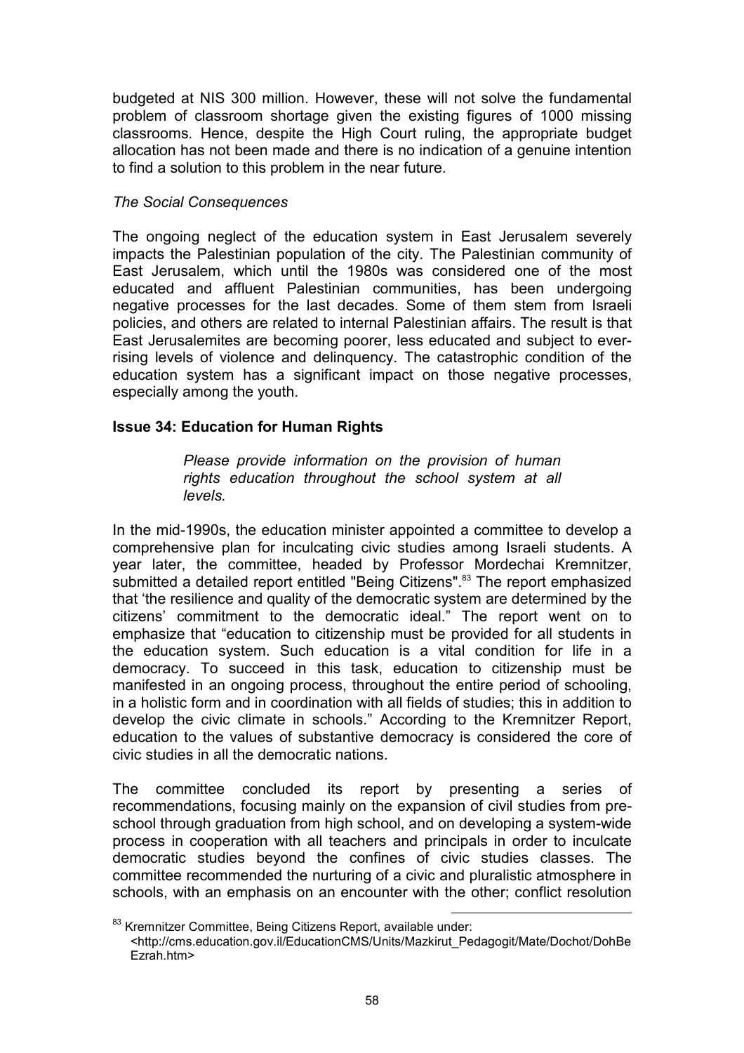budgeted at NIS 300 million. However, these will not solve the fundamental problem of classroom shortage given the existing figures of 1000 missing classrooms. Hence, despite the High Court ruling, the appropriate budget allocation has not been made and there is no indication of a genuine intention to find a solution to this problem in the near future.

*The Social Consequences*

The ongoing neglect of the education system in East Jerusalem severely impacts the Palestinian population of the city. The Palestinian community of East Jerusalem, which until the 1980s was considered one of the most educated and affluent Palestinian communities, has been undergoing negative processes for the last decades. Some of them stem from Israeli policies, and others are related to internal Palestinian affairs. The result is that East Jerusalemites are becoming poorer, less educated and subject to ever-rising levels of violence and delinquency. The catastrophic condition of the education system has a significant impact on those negative processes, especially among the youth.

**Issue 34: Education for Human Rights**

> *Please provide information on the provision of human rights education throughout the school system at all levels.*

In the mid-1990s, the education minister appointed a committee to develop a comprehensive plan for inculcating civic studies among Israeli students. A year later, the committee, headed by Professor Mordechai Kremnitzer, submitted a detailed report entitled "Being Citizens".[83] The report emphasized that 'the resilience and quality of the democratic system are determined by the citizens' commitment to the democratic ideal." The report went on to emphasize that "education to citizenship must be provided for all students in the education system. Such education is a vital condition for life in a democracy. To succeed in this task, education to citizenship must be manifested in an ongoing process, throughout the entire period of schooling, in a holistic form and in coordination with all fields of studies; this in addition to develop the civic climate in schools." According to the Kremnitzer Report, education to the values of substantive democracy is considered the core of civic studies in all the democratic nations.

The committee concluded its report by presenting a series of recommendations, focusing mainly on the expansion of civil studies from pre-school through graduation from high school, and on developing a system-wide process in cooperation with all teachers and principals in order to inculcate democratic studies beyond the confines of civic studies classes. The committee recommended the nurturing of a civic and pluralistic atmosphere in schools, with an emphasis on an encounter with the other; conflict resolution

[83] Kremnitzer Committee, Being Citizens Report, available under: <http://cms.education.gov.il/EducationCMS/Units/Mazkirut_Pedagogit/Mate/Dochot/DohBeEzrah.htm>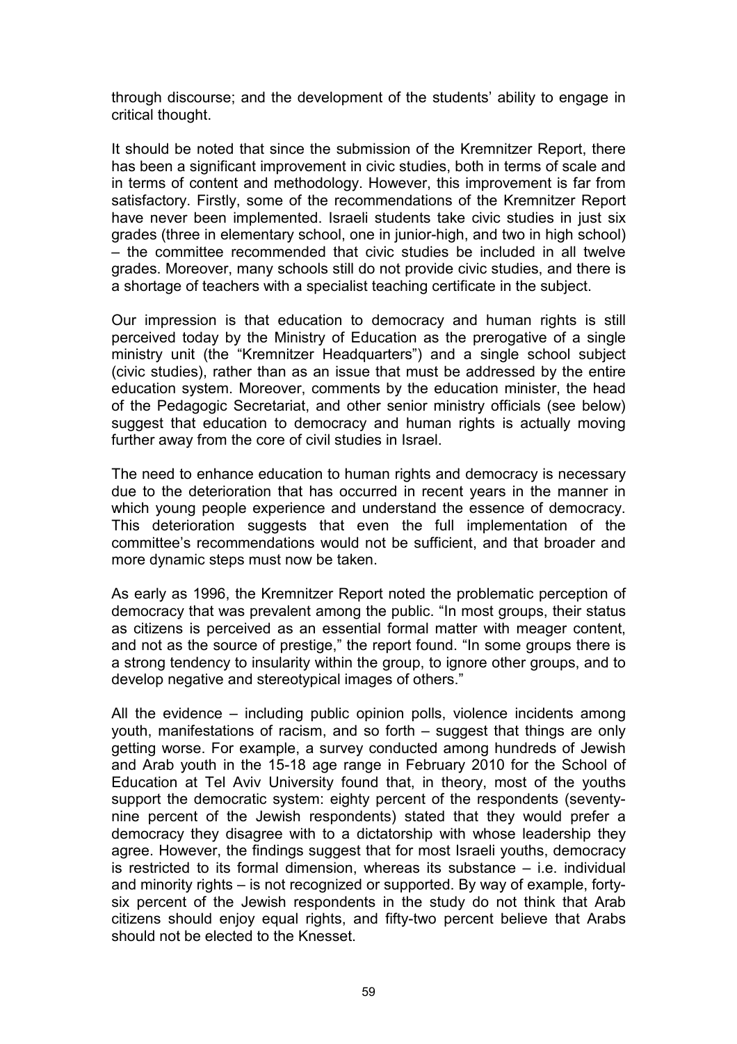through discourse; and the development of the students' ability to engage in critical thought.

It should be noted that since the submission of the Kremnitzer Report, there has been a significant improvement in civic studies, both in terms of scale and in terms of content and methodology. However, this improvement is far from satisfactory. Firstly, some of the recommendations of the Kremnitzer Report have never been implemented. Israeli students take civic studies in just six grades (three in elementary school, one in junior-high, and two in high school) – the committee recommended that civic studies be included in all twelve grades. Moreover, many schools still do not provide civic studies, and there is a shortage of teachers with a specialist teaching certificate in the subject.

Our impression is that education to democracy and human rights is still perceived today by the Ministry of Education as the prerogative of a single ministry unit (the "Kremnitzer Headquarters") and a single school subject (civic studies), rather than as an issue that must be addressed by the entire education system. Moreover, comments by the education minister, the head of the Pedagogic Secretariat, and other senior ministry officials (see below) suggest that education to democracy and human rights is actually moving further away from the core of civil studies in Israel.

The need to enhance education to human rights and democracy is necessary due to the deterioration that has occurred in recent years in the manner in which young people experience and understand the essence of democracy. This deterioration suggests that even the full implementation of the committee's recommendations would not be sufficient, and that broader and more dynamic steps must now be taken.

As early as 1996, the Kremnitzer Report noted the problematic perception of democracy that was prevalent among the public. "In most groups, their status as citizens is perceived as an essential formal matter with meager content, and not as the source of prestige," the report found. "In some groups there is a strong tendency to insularity within the group, to ignore other groups, and to develop negative and stereotypical images of others."

All the evidence – including public opinion polls, violence incidents among youth, manifestations of racism, and so forth – suggest that things are only getting worse. For example, a survey conducted among hundreds of Jewish and Arab youth in the 15-18 age range in February 2010 for the School of Education at Tel Aviv University found that, in theory, most of the youths support the democratic system: eighty percent of the respondents (seventy-nine percent of the Jewish respondents) stated that they would prefer a democracy they disagree with to a dictatorship with whose leadership they agree. However, the findings suggest that for most Israeli youths, democracy is restricted to its formal dimension, whereas its substance – i.e. individual and minority rights – is not recognized or supported. By way of example, forty-six percent of the Jewish respondents in the study do not think that Arab citizens should enjoy equal rights, and fifty-two percent believe that Arabs should not be elected to the Knesset.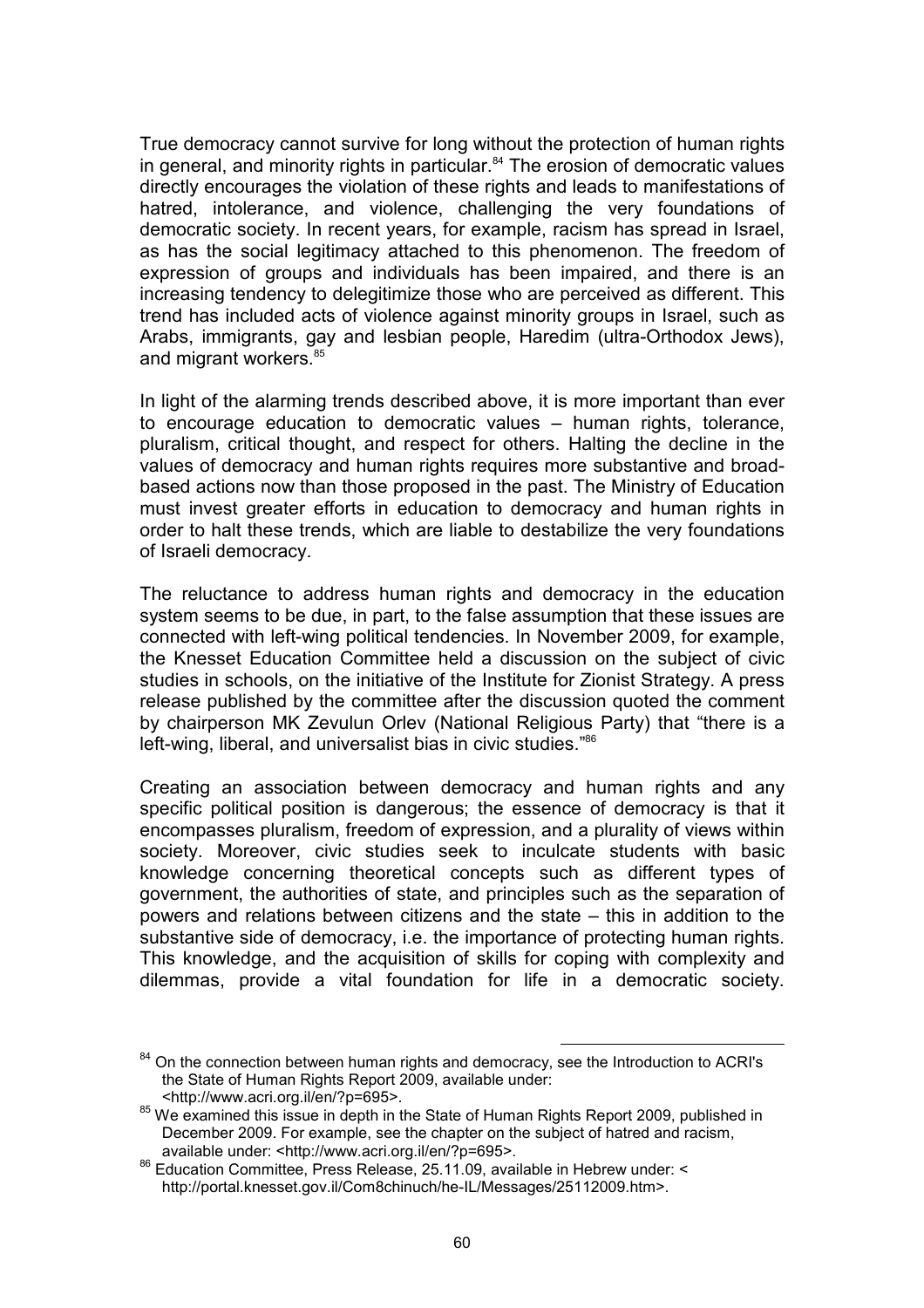True democracy cannot survive for long without the protection of human rights in general, and minority rights in particular.[84] The erosion of democratic values directly encourages the violation of these rights and leads to manifestations of hatred, intolerance, and violence, challenging the very foundations of democratic society. In recent years, for example, racism has spread in Israel, as has the social legitimacy attached to this phenomenon. The freedom of expression of groups and individuals has been impaired, and there is an increasing tendency to delegitimize those who are perceived as different. This trend has included acts of violence against minority groups in Israel, such as Arabs, immigrants, gay and lesbian people, Haredim (ultra-Orthodox Jews), and migrant workers.[85]

In light of the alarming trends described above, it is more important than ever to encourage education to democratic values – human rights, tolerance, pluralism, critical thought, and respect for others. Halting the decline in the values of democracy and human rights requires more substantive and broad-based actions now than those proposed in the past. The Ministry of Education must invest greater efforts in education to democracy and human rights in order to halt these trends, which are liable to destabilize the very foundations of Israeli democracy.

The reluctance to address human rights and democracy in the education system seems to be due, in part, to the false assumption that these issues are connected with left-wing political tendencies. In November 2009, for example, the Knesset Education Committee held a discussion on the subject of civic studies in schools, on the initiative of the Institute for Zionist Strategy. A press release published by the committee after the discussion quoted the comment by chairperson MK Zevulun Orlev (National Religious Party) that "there is a left-wing, liberal, and universalist bias in civic studies."[86]

Creating an association between democracy and human rights and any specific political position is dangerous; the essence of democracy is that it encompasses pluralism, freedom of expression, and a plurality of views within society. Moreover, civic studies seek to inculcate students with basic knowledge concerning theoretical concepts such as different types of government, the authorities of state, and principles such as the separation of powers and relations between citizens and the state – this in addition to the substantive side of democracy, i.e. the importance of protecting human rights. This knowledge, and the acquisition of skills for coping with complexity and dilemmas, provide a vital foundation for life in a democratic society.

---

[84] On the connection between human rights and democracy, see the Introduction to ACRI's the State of Human Rights Report 2009, available under: <http://www.acri.org.il/en/?p=695>.

[85] We examined this issue in depth in the State of Human Rights Report 2009, published in December 2009. For example, see the chapter on the subject of hatred and racism, available under: <http://www.acri.org.il/en/?p=695>.

[86] Education Committee, Press Release, 25.11.09, available in Hebrew under: < http://portal.knesset.gov.il/Com8chinuch/he-IL/Messages/25112009.htm>.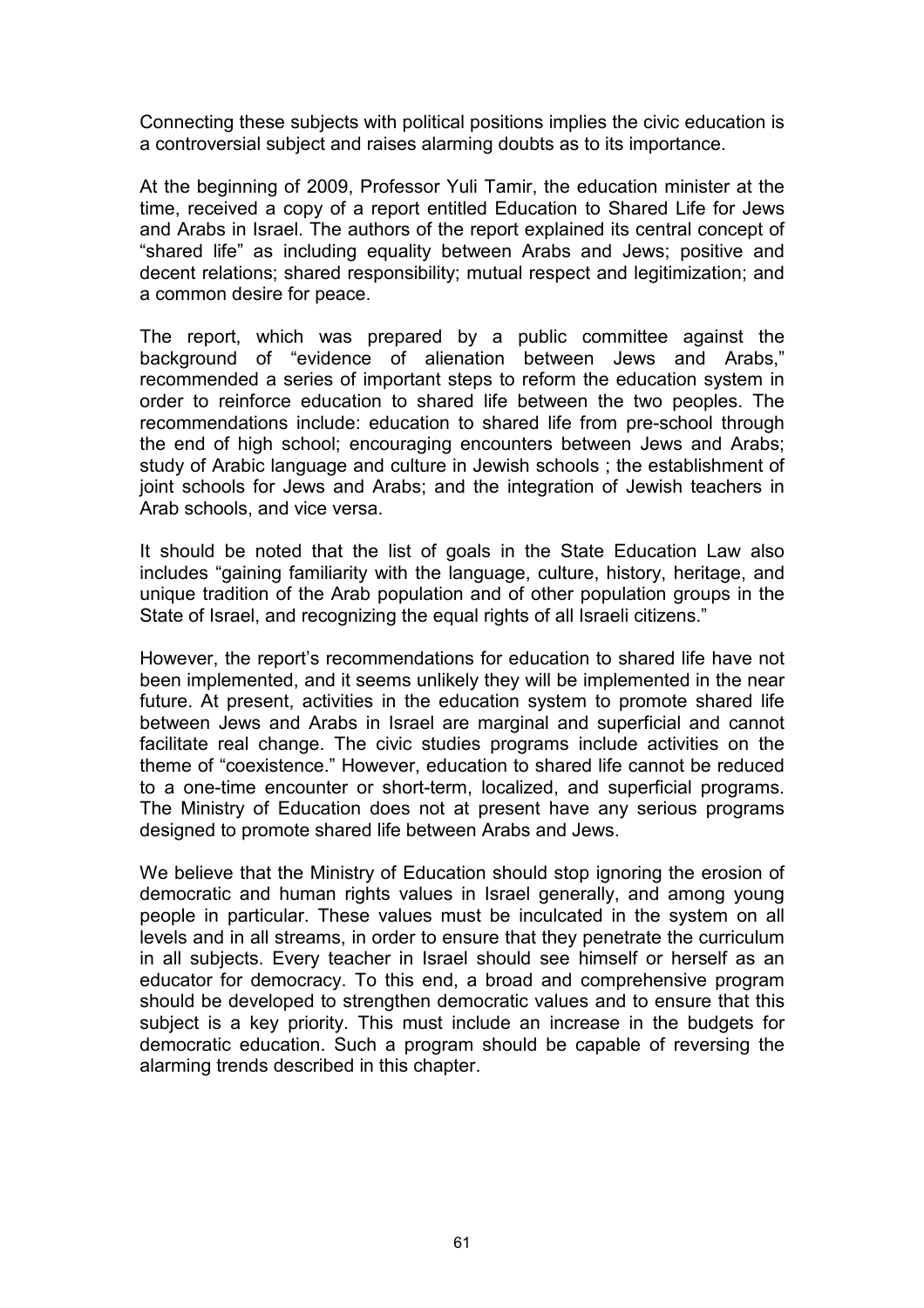Connecting these subjects with political positions implies the civic education is a controversial subject and raises alarming doubts as to its importance.

At the beginning of 2009, Professor Yuli Tamir, the education minister at the time, received a copy of a report entitled Education to Shared Life for Jews and Arabs in Israel. The authors of the report explained its central concept of "shared life" as including equality between Arabs and Jews; positive and decent relations; shared responsibility; mutual respect and legitimization; and a common desire for peace.

The report, which was prepared by a public committee against the background of "evidence of alienation between Jews and Arabs," recommended a series of important steps to reform the education system in order to reinforce education to shared life between the two peoples. The recommendations include: education to shared life from pre-school through the end of high school; encouraging encounters between Jews and Arabs; study of Arabic language and culture in Jewish schools ; the establishment of joint schools for Jews and Arabs; and the integration of Jewish teachers in Arab schools, and vice versa.

It should be noted that the list of goals in the State Education Law also includes "gaining familiarity with the language, culture, history, heritage, and unique tradition of the Arab population and of other population groups in the State of Israel, and recognizing the equal rights of all Israeli citizens."

However, the report's recommendations for education to shared life have not been implemented, and it seems unlikely they will be implemented in the near future. At present, activities in the education system to promote shared life between Jews and Arabs in Israel are marginal and superficial and cannot facilitate real change. The civic studies programs include activities on the theme of "coexistence." However, education to shared life cannot be reduced to a one-time encounter or short-term, localized, and superficial programs. The Ministry of Education does not at present have any serious programs designed to promote shared life between Arabs and Jews.

We believe that the Ministry of Education should stop ignoring the erosion of democratic and human rights values in Israel generally, and among young people in particular. These values must be inculcated in the system on all levels and in all streams, in order to ensure that they penetrate the curriculum in all subjects. Every teacher in Israel should see himself or herself as an educator for democracy. To this end, a broad and comprehensive program should be developed to strengthen democratic values and to ensure that this subject is a key priority. This must include an increase in the budgets for democratic education. Such a program should be capable of reversing the alarming trends described in this chapter.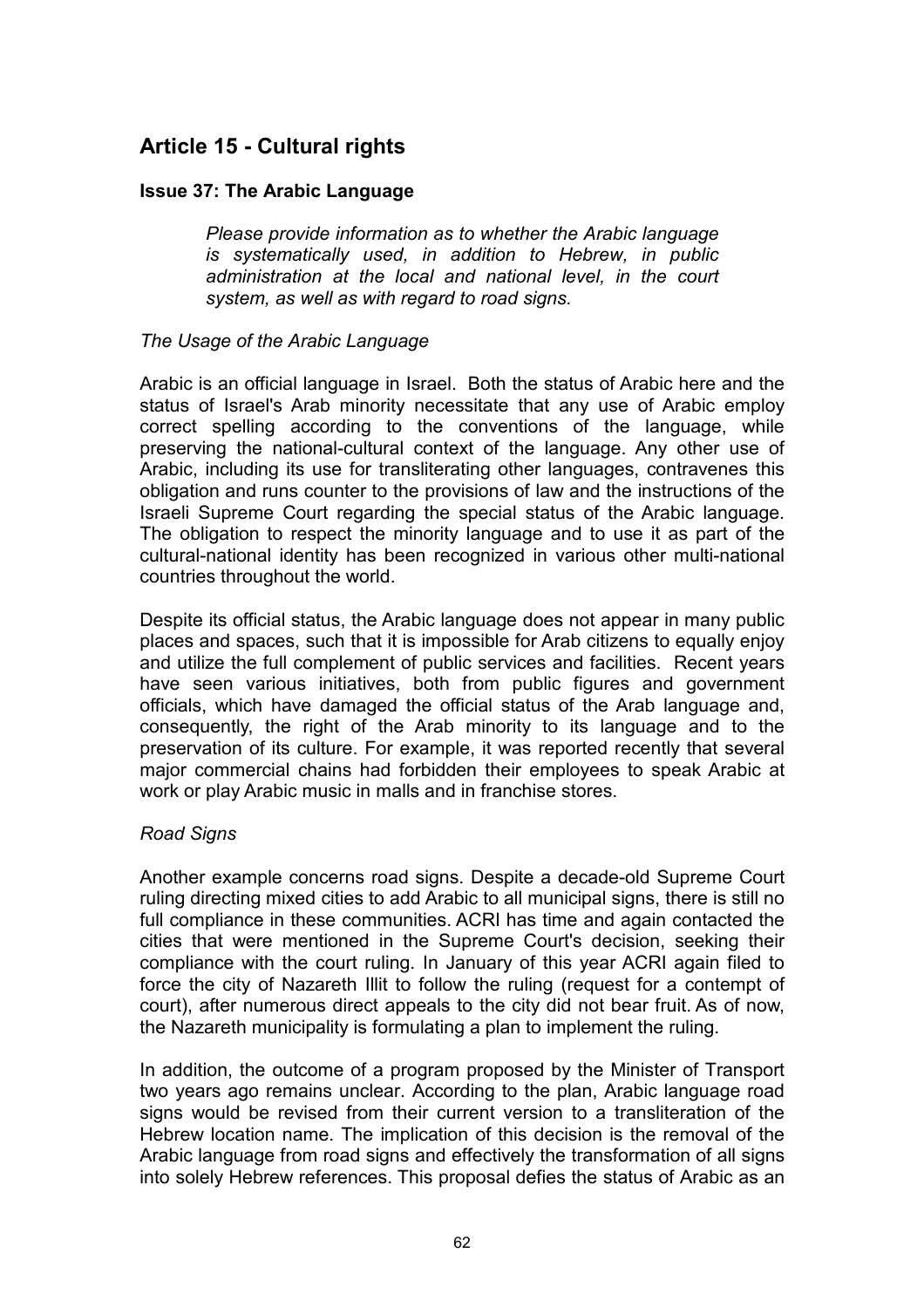## Article 15 - Cultural rights

### Issue 37: The Arabic Language

> *Please provide information as to whether the Arabic language is systematically used, in addition to Hebrew, in public administration at the local and national level, in the court system, as well as with regard to road signs.*

*The Usage of the Arabic Language*

Arabic is an official language in Israel. Both the status of Arabic here and the status of Israel's Arab minority necessitate that any use of Arabic employ correct spelling according to the conventions of the language, while preserving the national-cultural context of the language. Any other use of Arabic, including its use for transliterating other languages, contravenes this obligation and runs counter to the provisions of law and the instructions of the Israeli Supreme Court regarding the special status of the Arabic language. The obligation to respect the minority language and to use it as part of the cultural-national identity has been recognized in various other multi-national countries throughout the world.

Despite its official status, the Arabic language does not appear in many public places and spaces, such that it is impossible for Arab citizens to equally enjoy and utilize the full complement of public services and facilities. Recent years have seen various initiatives, both from public figures and government officials, which have damaged the official status of the Arab language and, consequently, the right of the Arab minority to its language and to the preservation of its culture. For example, it was reported recently that several major commercial chains had forbidden their employees to speak Arabic at work or play Arabic music in malls and in franchise stores.

*Road Signs*

Another example concerns road signs. Despite a decade-old Supreme Court ruling directing mixed cities to add Arabic to all municipal signs, there is still no full compliance in these communities. ACRI has time and again contacted the cities that were mentioned in the Supreme Court's decision, seeking their compliance with the court ruling. In January of this year ACRI again filed to force the city of Nazareth Illit to follow the ruling (request for a contempt of court), after numerous direct appeals to the city did not bear fruit. As of now, the Nazareth municipality is formulating a plan to implement the ruling.

In addition, the outcome of a program proposed by the Minister of Transport two years ago remains unclear. According to the plan, Arabic language road signs would be revised from their current version to a transliteration of the Hebrew location name. The implication of this decision is the removal of the Arabic language from road signs and effectively the transformation of all signs into solely Hebrew references. This proposal defies the status of Arabic as an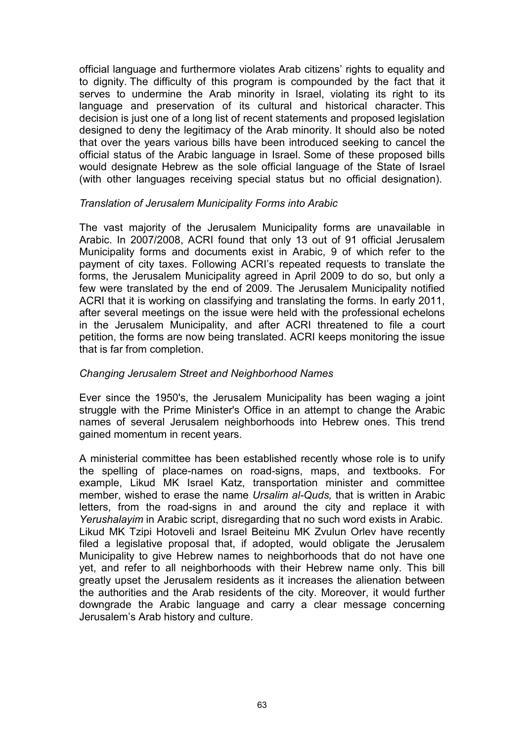official language and furthermore violates Arab citizens' rights to equality and to dignity. The difficulty of this program is compounded by the fact that it serves to undermine the Arab minority in Israel, violating its right to its language and preservation of its cultural and historical character. This decision is just one of a long list of recent statements and proposed legislation designed to deny the legitimacy of the Arab minority. It should also be noted that over the years various bills have been introduced seeking to cancel the official status of the Arabic language in Israel. Some of these proposed bills would designate Hebrew as the sole official language of the State of Israel (with other languages receiving special status but no official designation).

*Translation of Jerusalem Municipality Forms into Arabic*

The vast majority of the Jerusalem Municipality forms are unavailable in Arabic. In 2007/2008, ACRI found that only 13 out of 91 official Jerusalem Municipality forms and documents exist in Arabic, 9 of which refer to the payment of city taxes. Following ACRI's repeated requests to translate the forms, the Jerusalem Municipality agreed in April 2009 to do so, but only a few were translated by the end of 2009. The Jerusalem Municipality notified ACRI that it is working on classifying and translating the forms. In early 2011, after several meetings on the issue were held with the professional echelons in the Jerusalem Municipality, and after ACRI threatened to file a court petition, the forms are now being translated. ACRI keeps monitoring the issue that is far from completion.

*Changing Jerusalem Street and Neighborhood Names*

Ever since the 1950's, the Jerusalem Municipality has been waging a joint struggle with the Prime Minister's Office in an attempt to change the Arabic names of several Jerusalem neighborhoods into Hebrew ones. This trend gained momentum in recent years.

A ministerial committee has been established recently whose role is to unify the spelling of place-names on road-signs, maps, and textbooks. For example, Likud MK Israel Katz, transportation minister and committee member, wished to erase the name *Ursalim al-Quds,* that is written in Arabic letters, from the road-signs in and around the city and replace it with *Yerushalayim* in Arabic script, disregarding that no such word exists in Arabic. Likud MK Tzipi Hotoveli and Israel Beiteinu MK Zvulun Orlev have recently filed a legislative proposal that, if adopted, would obligate the Jerusalem Municipality to give Hebrew names to neighborhoods that do not have one yet, and refer to all neighborhoods with their Hebrew name only. This bill greatly upset the Jerusalem residents as it increases the alienation between the authorities and the Arab residents of the city. Moreover, it would further downgrade the Arabic language and carry a clear message concerning Jerusalem's Arab history and culture.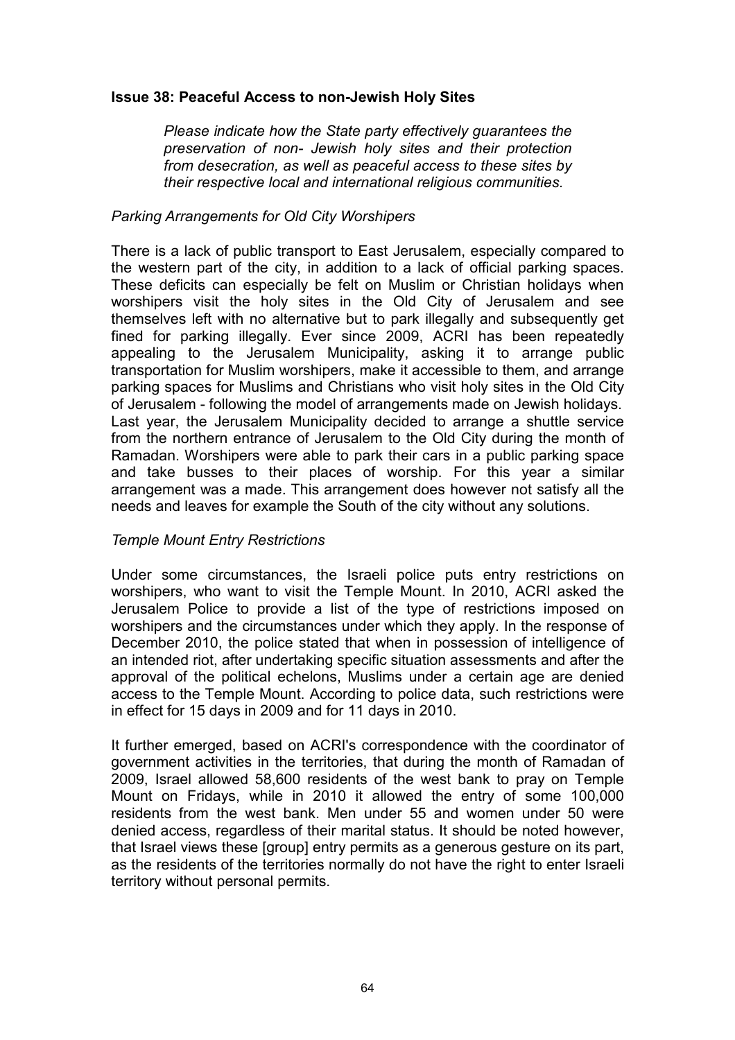### Issue 38: Peaceful Access to non-Jewish Holy Sites

> *Please indicate how the State party effectively guarantees the preservation of non- Jewish holy sites and their protection from desecration, as well as peaceful access to these sites by their respective local and international religious communities.*

*Parking Arrangements for Old City Worshipers*

There is a lack of public transport to East Jerusalem, especially compared to the western part of the city, in addition to a lack of official parking spaces. These deficits can especially be felt on Muslim or Christian holidays when worshipers visit the holy sites in the Old City of Jerusalem and see themselves left with no alternative but to park illegally and subsequently get fined for parking illegally. Ever since 2009, ACRI has been repeatedly appealing to the Jerusalem Municipality, asking it to arrange public transportation for Muslim worshipers, make it accessible to them, and arrange parking spaces for Muslims and Christians who visit holy sites in the Old City of Jerusalem - following the model of arrangements made on Jewish holidays. Last year, the Jerusalem Municipality decided to arrange a shuttle service from the northern entrance of Jerusalem to the Old City during the month of Ramadan. Worshipers were able to park their cars in a public parking space and take busses to their places of worship. For this year a similar arrangement was a made. This arrangement does however not satisfy all the needs and leaves for example the South of the city without any solutions.

*Temple Mount Entry Restrictions*

Under some circumstances, the Israeli police puts entry restrictions on worshipers, who want to visit the Temple Mount. In 2010, ACRI asked the Jerusalem Police to provide a list of the type of restrictions imposed on worshipers and the circumstances under which they apply. In the response of December 2010, the police stated that when in possession of intelligence of an intended riot, after undertaking specific situation assessments and after the approval of the political echelons, Muslims under a certain age are denied access to the Temple Mount. According to police data, such restrictions were in effect for 15 days in 2009 and for 11 days in 2010.

It further emerged, based on ACRI's correspondence with the coordinator of government activities in the territories, that during the month of Ramadan of 2009, Israel allowed 58,600 residents of the west bank to pray on Temple Mount on Fridays, while in 2010 it allowed the entry of some 100,000 residents from the west bank. Men under 55 and women under 50 were denied access, regardless of their marital status. It should be noted however, that Israel views these [group] entry permits as a generous gesture on its part, as the residents of the territories normally do not have the right to enter Israeli territory without personal permits.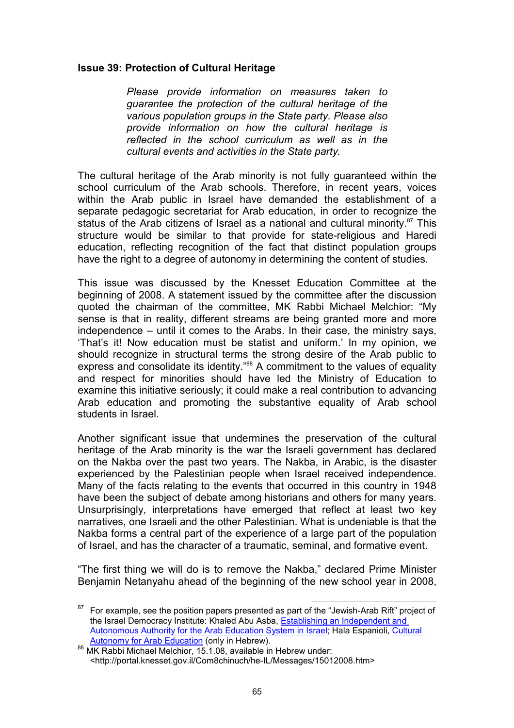**Issue 39: Protection of Cultural Heritage**

> *Please provide information on measures taken to guarantee the protection of the cultural heritage of the various population groups in the State party. Please also provide information on how the cultural heritage is reflected in the school curriculum as well as in the cultural events and activities in the State party.*

The cultural heritage of the Arab minority is not fully guaranteed within the school curriculum of the Arab schools. Therefore, in recent years, voices within the Arab public in Israel have demanded the establishment of a separate pedagogic secretariat for Arab education, in order to recognize the status of the Arab citizens of Israel as a national and cultural minority.[87] This structure would be similar to that provide for state-religious and Haredi education, reflecting recognition of the fact that distinct population groups have the right to a degree of autonomy in determining the content of studies.

This issue was discussed by the Knesset Education Committee at the beginning of 2008. A statement issued by the committee after the discussion quoted the chairman of the committee, MK Rabbi Michael Melchior: "My sense is that in reality, different streams are being granted more and more independence – until it comes to the Arabs. In their case, the ministry says, 'That's it! Now education must be statist and uniform.' In my opinion, we should recognize in structural terms the strong desire of the Arab public to express and consolidate its identity."[88] A commitment to the values of equality and respect for minorities should have led the Ministry of Education to examine this initiative seriously; it could make a real contribution to advancing Arab education and promoting the substantive equality of Arab school students in Israel.

Another significant issue that undermines the preservation of the cultural heritage of the Arab minority is the war the Israeli government has declared on the Nakba over the past two years. The Nakba, in Arabic, is the disaster experienced by the Palestinian people when Israel received independence. Many of the facts relating to the events that occurred in this country in 1948 have been the subject of debate among historians and others for many years. Unsurprisingly, interpretations have emerged that reflect at least two key narratives, one Israeli and the other Palestinian. What is undeniable is that the Nakba forms a central part of the experience of a large part of the population of Israel, and has the character of a traumatic, seminal, and formative event.

"The first thing we will do is to remove the Nakba," declared Prime Minister Benjamin Netanyahu ahead of the beginning of the new school year in 2008,

---

[87] For example, see the position papers presented as part of the "Jewish-Arab Rift" project of the Israel Democracy Institute: Khaled Abu Asba, Establishing an Independent and Autonomous Authority for the Arab Education System in Israel; Hala Espanioli, Cultural Autonomy for Arab Education (only in Hebrew).

[88] MK Rabbi Michael Melchior, 15.1.08, available in Hebrew under: <http://portal.knesset.gov.il/Com8chinuch/he-IL/Messages/15012008.htm>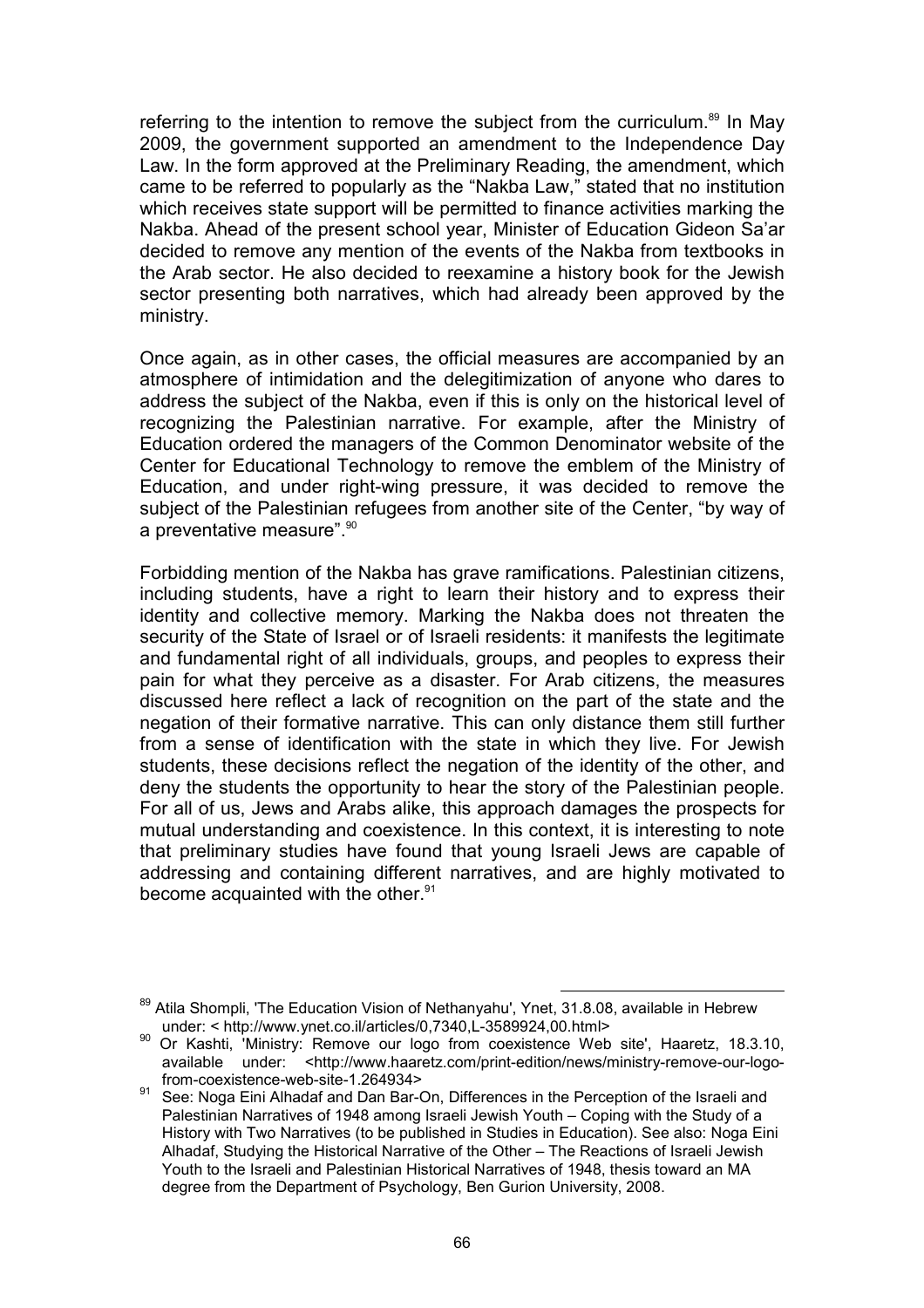referring to the intention to remove the subject from the curriculum.[89] In May 2009, the government supported an amendment to the Independence Day Law. In the form approved at the Preliminary Reading, the amendment, which came to be referred to popularly as the "Nakba Law," stated that no institution which receives state support will be permitted to finance activities marking the Nakba. Ahead of the present school year, Minister of Education Gideon Sa'ar decided to remove any mention of the events of the Nakba from textbooks in the Arab sector. He also decided to reexamine a history book for the Jewish sector presenting both narratives, which had already been approved by the ministry.

Once again, as in other cases, the official measures are accompanied by an atmosphere of intimidation and the delegitimization of anyone who dares to address the subject of the Nakba, even if this is only on the historical level of recognizing the Palestinian narrative. For example, after the Ministry of Education ordered the managers of the Common Denominator website of the Center for Educational Technology to remove the emblem of the Ministry of Education, and under right-wing pressure, it was decided to remove the subject of the Palestinian refugees from another site of the Center, "by way of a preventative measure".[90]

Forbidding mention of the Nakba has grave ramifications. Palestinian citizens, including students, have a right to learn their history and to express their identity and collective memory. Marking the Nakba does not threaten the security of the State of Israel or of Israeli residents: it manifests the legitimate and fundamental right of all individuals, groups, and peoples to express their pain for what they perceive as a disaster. For Arab citizens, the measures discussed here reflect a lack of recognition on the part of the state and the negation of their formative narrative. This can only distance them still further from a sense of identification with the state in which they live. For Jewish students, these decisions reflect the negation of the identity of the other, and deny the students the opportunity to hear the story of the Palestinian people. For all of us, Jews and Arabs alike, this approach damages the prospects for mutual understanding and coexistence. In this context, it is interesting to note that preliminary studies have found that young Israeli Jews are capable of addressing and containing different narratives, and are highly motivated to become acquainted with the other.[91]

---

[89] Atila Shompli, 'The Education Vision of Nethanyahu', Ynet, 31.8.08, available in Hebrew under: < http://www.ynet.co.il/articles/0,7340,L-3589924,00.html>

[90] Or Kashti, 'Ministry: Remove our logo from coexistence Web site', Haaretz, 18.3.10, available under: <http://www.haaretz.com/print-edition/news/ministry-remove-our-logo-from-coexistence-web-site-1.264934>

[91] See: Noga Eini Alhadaf and Dan Bar-On, Differences in the Perception of the Israeli and Palestinian Narratives of 1948 among Israeli Jewish Youth – Coping with the Study of a History with Two Narratives (to be published in Studies in Education). See also: Noga Eini Alhadaf, Studying the Historical Narrative of the Other – The Reactions of Israeli Jewish Youth to the Israeli and Palestinian Historical Narratives of 1948, thesis toward an MA degree from the Department of Psychology, Ben Gurion University, 2008.